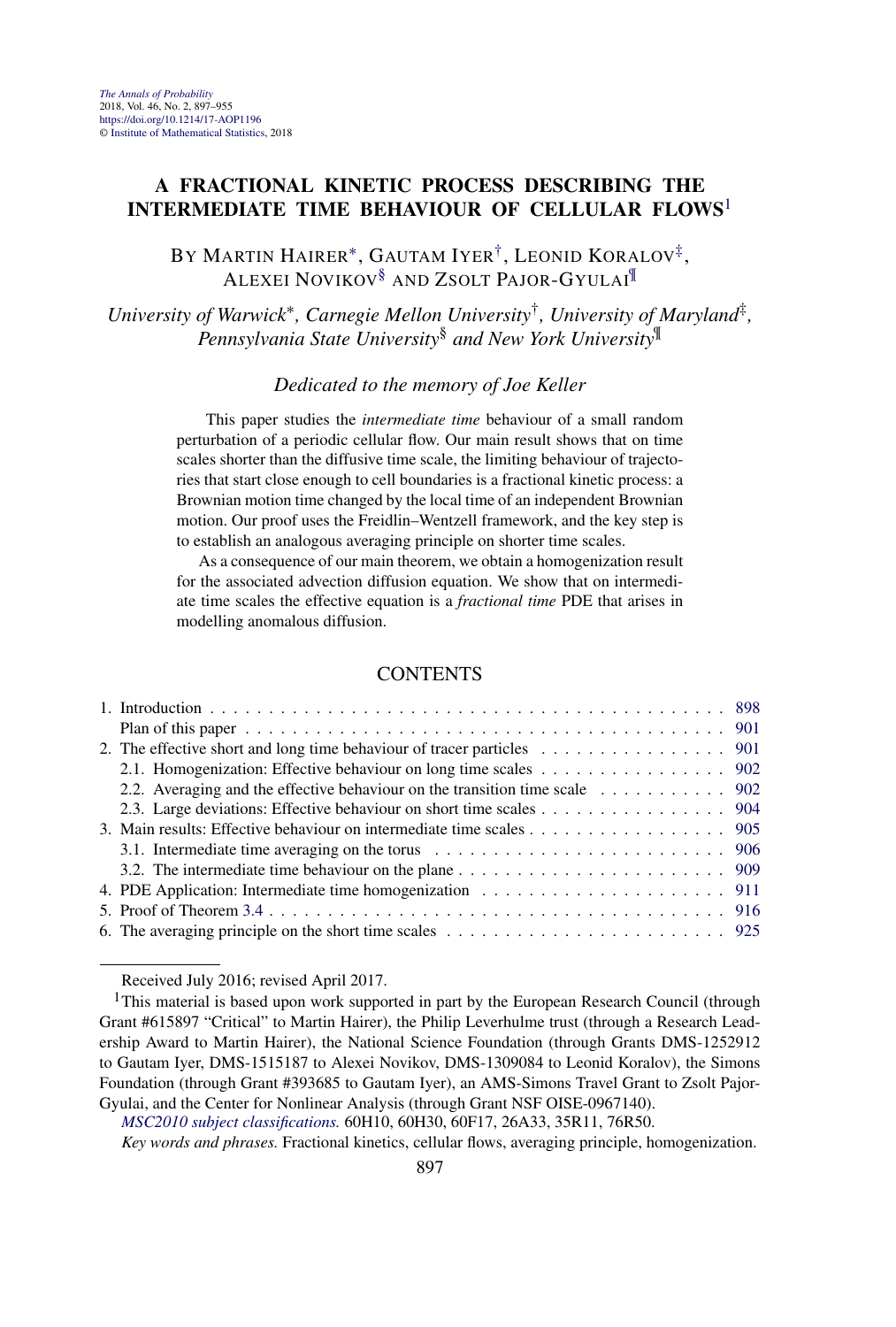# A FRACTIONAL KINETIC PROCESS DESCRIBING THE INTERMEDIATE TIME BEHAVIOUR OF CELLULAR FLOWS[1]

BY MARTIN HAIRER[*], GAUTAM IYER[†], LEONID KORALOV[‡], ALEXEI NOVIKOV[§] AND ZSOLT PAJOR-GYULAI[¶]

*University of Warwick*[*], *Carnegie Mellon University*[†], *University of Maryland*[‡], *Pennsylvania State University*[§] *and New York University*[¶]

*Dedicated to the memory of Joe Keller*

This paper studies the *intermediate time* behaviour of a small random perturbation of a periodic cellular flow. Our main result shows that on time scales shorter than the diffusive time scale, the limiting behaviour of trajectories that start close enough to cell boundaries is a fractional kinetic process: a Brownian motion time changed by the local time of an independent Brownian motion. Our proof uses the Freidlin–Wentzell framework, and the key step is to establish an analogous averaging principle on shorter time scales.

As a consequence of our main theorem, we obtain a homogenization result for the associated advection diffusion equation. We show that on intermediate time scales the effective equation is a *fractional time* PDE that arises in modelling anomalous diffusion.

## CONTENTS

| | |
|---|---|
| 1. Introduction | 898 |
| Plan of this paper | 901 |
| 2. The effective short and long time behaviour of tracer particles | 901 |
| 2.1. Homogenization: Effective behaviour on long time scales | 902 |
| 2.2. Averaging and the effective behaviour on the transition time scale | 902 |
| 2.3. Large deviations: Effective behaviour on short time scales | 904 |
| 3. Main results: Effective behaviour on intermediate time scales | 905 |
| 3.1. Intermediate time averaging on the torus | 906 |
| 3.2. The intermediate time behaviour on the plane | 909 |
| 4. PDE Application: Intermediate time homogenization | 911 |
| 5. Proof of Theorem 3.4 | 916 |
| 6. The averaging principle on the short time scales | 925 |

Received July 2016; revised April 2017.

[1]This material is based upon work supported in part by the European Research Council (through Grant #615897 "Critical" to Martin Hairer), the Philip Leverhulme trust (through a Research Leadership Award to Martin Hairer), the National Science Foundation (through Grants DMS-1252912 to Gautam Iyer, DMS-1515187 to Alexei Novikov, DMS-1309084 to Leonid Koralov), the Simons Foundation (through Grant #393685 to Gautam Iyer), an AMS-Simons Travel Grant to Zsolt Pajor-Gyulai, and the Center for Nonlinear Analysis (through Grant NSF OISE-0967140).

*MSC2010 subject classifications.* 60H10, 60H30, 60F17, 26A33, 35R11, 76R50.

*Key words and phrases.* Fractional kinetics, cellular flows, averaging principle, homogenization.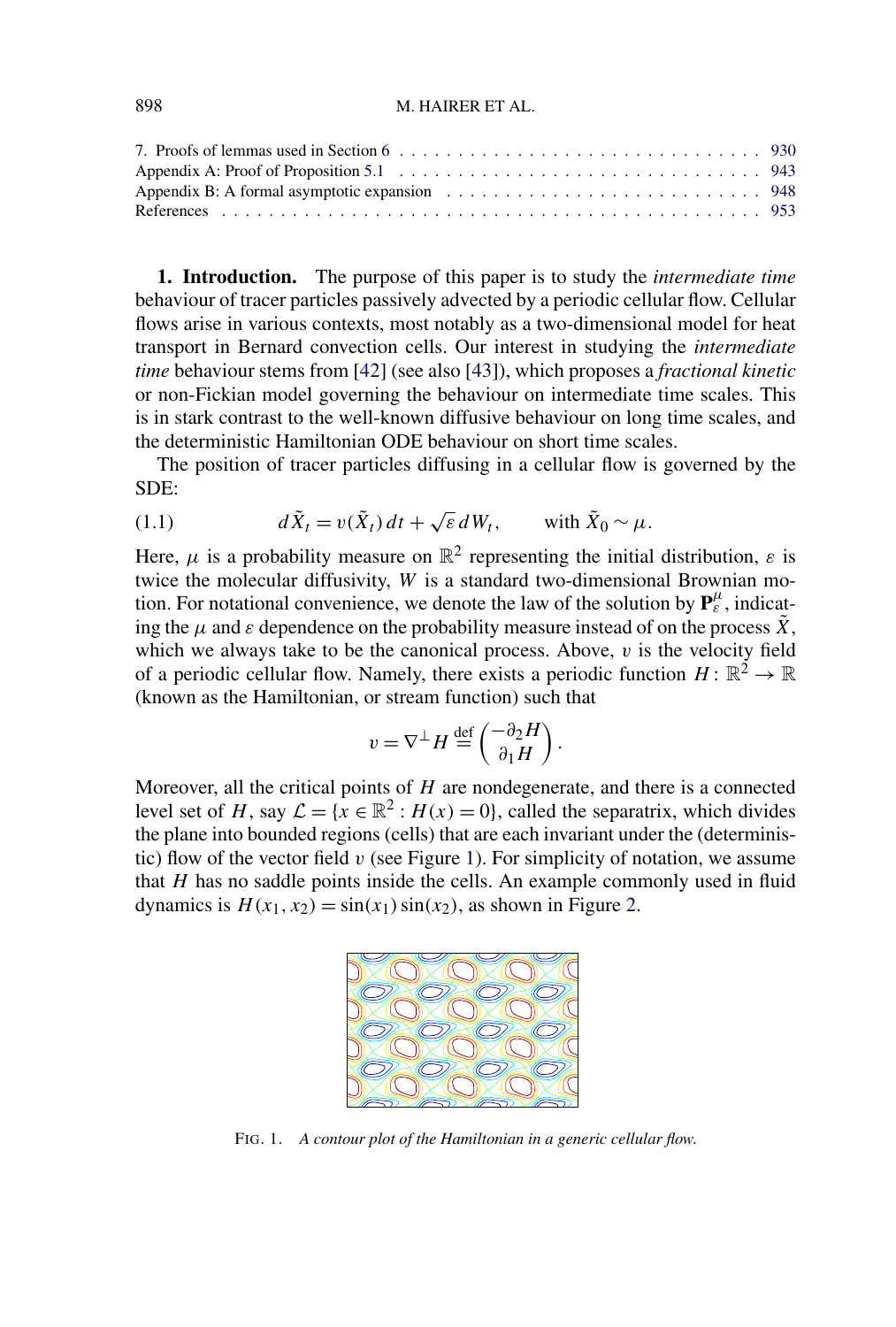7. Proofs of lemmas used in Section 6 . . . . . . . . . . . . . . . . . . . . . . . . . . . . . . 930
Appendix A: Proof of Proposition 5.1 . . . . . . . . . . . . . . . . . . . . . . . . . . . . . . 943
Appendix B: A formal asymptotic expansion . . . . . . . . . . . . . . . . . . . . . . . . . 948
References . . . . . . . . . . . . . . . . . . . . . . . . . . . . . . . . . . . . . . . . . . . . . 953

## 1. Introduction.

The purpose of this paper is to study the *intermediate time* behaviour of tracer particles passively advected by a periodic cellular flow. Cellular flows arise in various contexts, most notably as a two-dimensional model for heat transport in Bernard convection cells. Our interest in studying the *intermediate time* behaviour stems from [42] (see also [43]), which proposes a *fractional kinetic* or non-Fickian model governing the behaviour on intermediate time scales. This is in stark contrast to the well-known diffusive behaviour on long time scales, and the deterministic Hamiltonian ODE behaviour on short time scales.

The position of tracer particles diffusing in a cellular flow is governed by the SDE:

$$d\tilde{X}_t = v(\tilde{X}_t)\,dt + \sqrt{\varepsilon}\,dW_t, \qquad \text{with } \tilde{X}_0 \sim \mu. \tag{1.1}$$

Here, $\mu$ is a probability measure on $\mathbb{R}^2$ representing the initial distribution, $\varepsilon$ is twice the molecular diffusivity, $W$ is a standard two-dimensional Brownian motion. For notational convenience, we denote the law of the solution by $\mathbf{P}^\mu_\varepsilon$, indicating the $\mu$ and $\varepsilon$ dependence on the probability measure instead of on the process $\tilde{X}$, which we always take to be the canonical process. Above, $v$ is the velocity field of a periodic cellular flow. Namely, there exists a periodic function $H\colon \mathbb{R}^2 \to \mathbb{R}$ (known as the Hamiltonian, or stream function) such that

$$v = \nabla^\perp H \stackrel{\text{def}}{=} \begin{pmatrix} -\partial_2 H \\ \partial_1 H \end{pmatrix}.$$

Moreover, all the critical points of $H$ are nondegenerate, and there is a connected level set of $H$, say $\mathcal{L} = \{x \in \mathbb{R}^2 : H(x) = 0\}$, called the separatrix, which divides the plane into bounded regions (cells) that are each invariant under the (deterministic) flow of the vector field $v$ (see Figure 1). For simplicity of notation, we assume that $H$ has no saddle points inside the cells. An example commonly used in fluid dynamics is $H(x_1, x_2) = \sin(x_1)\sin(x_2)$, as shown in Figure 2.

FIG. 1. *A contour plot of the Hamiltonian in a generic cellular flow.*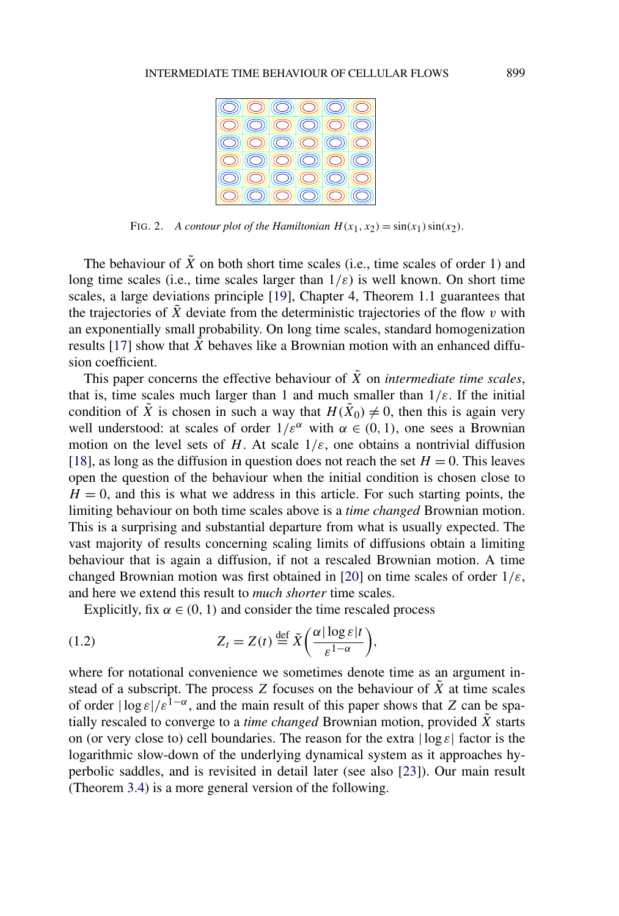FIG. 2. *A contour plot of the Hamiltonian $H(x_1, x_2) = \sin(x_1)\sin(x_2)$.*

The behaviour of $\tilde{X}$ on both short time scales (i.e., time scales of order 1) and long time scales (i.e., time scales larger than $1/\varepsilon$) is well known. On short time scales, a large deviations principle [19], Chapter 4, Theorem 1.1 guarantees that the trajectories of $\tilde{X}$ deviate from the deterministic trajectories of the flow $v$ with an exponentially small probability. On long time scales, standard homogenization results [17] show that $\tilde{X}$ behaves like a Brownian motion with an enhanced diffusion coefficient.

This paper concerns the effective behaviour of $\tilde{X}$ on *intermediate time scales*, that is, time scales much larger than 1 and much smaller than $1/\varepsilon$. If the initial condition of $\tilde{X}$ is chosen in such a way that $H(\tilde{X}_0) \neq 0$, then this is again very well understood: at scales of order $1/\varepsilon^{\alpha}$ with $\alpha \in (0, 1)$, one sees a Brownian motion on the level sets of $H$. At scale $1/\varepsilon$, one obtains a nontrivial diffusion [18], as long as the diffusion in question does not reach the set $H = 0$. This leaves open the question of the behaviour when the initial condition is chosen close to $H = 0$, and this is what we address in this article. For such starting points, the limiting behaviour on both time scales above is a *time changed* Brownian motion. This is a surprising and substantial departure from what is usually expected. The vast majority of results concerning scaling limits of diffusions obtain a limiting behaviour that is again a diffusion, if not a rescaled Brownian motion. A time changed Brownian motion was first obtained in [20] on time scales of order $1/\varepsilon$, and here we extend this result to *much shorter* time scales.

Explicitly, fix $\alpha \in (0, 1)$ and consider the time rescaled process

$$Z_t = Z(t) \stackrel{\text{def}}{=} \tilde{X}\left(\frac{\alpha|\log\varepsilon| t}{\varepsilon^{1-\alpha}}\right), \tag{1.2}$$

where for notational convenience we sometimes denote time as an argument instead of a subscript. The process $Z$ focuses on the behaviour of $\tilde{X}$ at time scales of order $|\log\varepsilon|/\varepsilon^{1-\alpha}$, and the main result of this paper shows that $Z$ can be spatially rescaled to converge to a *time changed* Brownian motion, provided $\tilde{X}$ starts on (or very close to) cell boundaries. The reason for the extra $|\log\varepsilon|$ factor is the logarithmic slow-down of the underlying dynamical system as it approaches hyperbolic saddles, and is revisited in detail later (see also [23]). Our main result (Theorem 3.4) is a more general version of the following.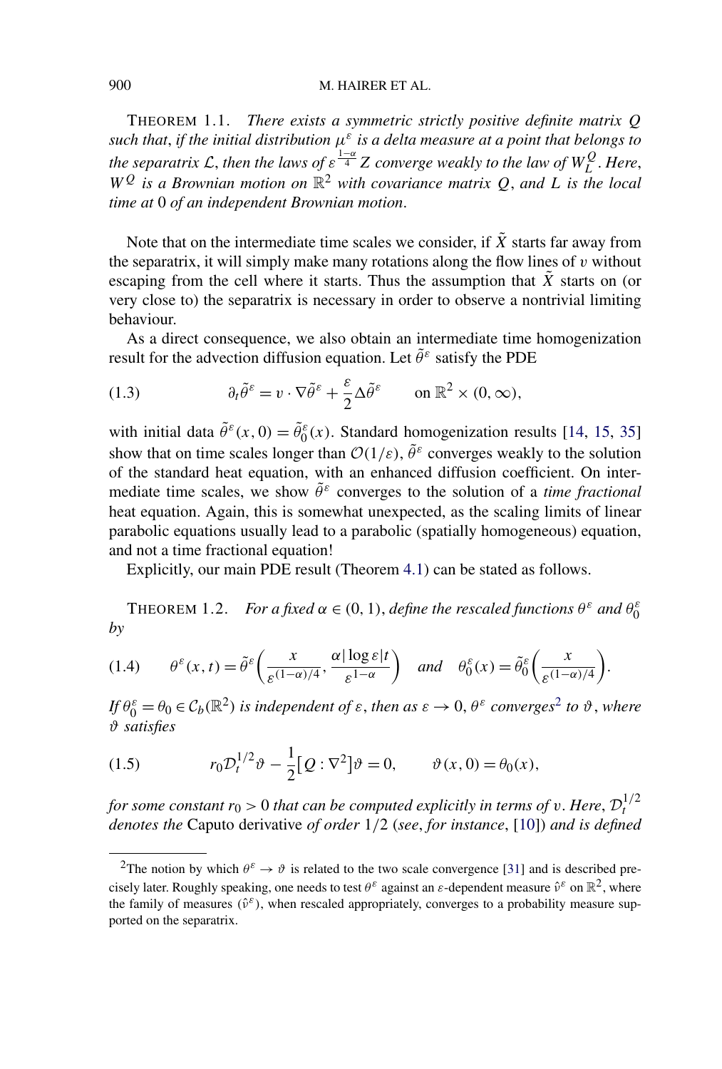**THEOREM 1.1.** *There exists a symmetric strictly positive definite matrix $Q$ such that, if the initial distribution $\mu^\varepsilon$ is a delta measure at a point that belongs to the separatrix $\mathcal{L}$, then the laws of $\varepsilon^{\frac{1-\alpha}{4}} Z$ converge weakly to the law of $W^Q_L$. Here, $W^Q$ is a Brownian motion on $\mathbb{R}^2$ with covariance matrix $Q$, and $L$ is the local time at 0 of an independent Brownian motion.*

Note that on the intermediate time scales we consider, if $\tilde{X}$ starts far away from the separatrix, it will simply make many rotations along the flow lines of $v$ without escaping from the cell where it starts. Thus the assumption that $\tilde{X}$ starts on (or very close to) the separatrix is necessary in order to observe a nontrivial limiting behaviour.

As a direct consequence, we also obtain an intermediate time homogenization result for the advection diffusion equation. Let $\tilde{\theta}^\varepsilon$ satisfy the PDE

$$\partial_t \tilde{\theta}^\varepsilon = v \cdot \nabla \tilde{\theta}^\varepsilon + \frac{\varepsilon}{2} \Delta \tilde{\theta}^\varepsilon \qquad \text{on } \mathbb{R}^2 \times (0, \infty), \tag{1.3}$$

with initial data $\tilde{\theta}^\varepsilon(x, 0) = \tilde{\theta}^\varepsilon_0(x)$. Standard homogenization results [14, 15, 35] show that on time scales longer than $\mathcal{O}(1/\varepsilon)$, $\tilde{\theta}^\varepsilon$ converges weakly to the solution of the standard heat equation, with an enhanced diffusion coefficient. On intermediate time scales, we show $\tilde{\theta}^\varepsilon$ converges to the solution of a *time fractional* heat equation. Again, this is somewhat unexpected, as the scaling limits of linear parabolic equations usually lead to a parabolic (spatially homogeneous) equation, and not a time fractional equation!

Explicitly, our main PDE result (Theorem 4.1) can be stated as follows.

**THEOREM 1.2.** *For a fixed $\alpha \in (0, 1)$, define the rescaled functions $\theta^\varepsilon$ and $\theta^\varepsilon_0$ by*

$$\theta^\varepsilon(x, t) = \tilde{\theta}^\varepsilon\left(\frac{x}{\varepsilon^{(1-\alpha)/4}}, \frac{\alpha |\log \varepsilon| t}{\varepsilon^{1-\alpha}}\right) \quad \text{and} \quad \theta^\varepsilon_0(x) = \tilde{\theta}^\varepsilon_0\left(\frac{x}{\varepsilon^{(1-\alpha)/4}}\right). \tag{1.4}$$

*If $\theta^\varepsilon_0 = \theta_0 \in \mathcal{C}_b(\mathbb{R}^2)$ is independent of $\varepsilon$, then as $\varepsilon \to 0$, $\theta^\varepsilon$ converges*[2] *to $\vartheta$, where $\vartheta$ satisfies*

$$r_0 \mathcal{D}^{1/2}_t \vartheta - \frac{1}{2}[Q : \nabla^2]\vartheta = 0, \qquad \vartheta(x, 0) = \theta_0(x), \tag{1.5}$$

*for some constant $r_0 > 0$ that can be computed explicitly in terms of $v$. Here, $\mathcal{D}^{1/2}_t$ denotes the* Caputo derivative *of order $1/2$ (see, for instance, [10]) and is defined*

[2] The notion by which $\theta^\varepsilon \to \vartheta$ is related to the two scale convergence [31] and is described precisely later. Roughly speaking, one needs to test $\theta^\varepsilon$ against an $\varepsilon$-dependent measure $\hat{\nu}^\varepsilon$ on $\mathbb{R}^2$, where the family of measures $(\hat{\nu}^\varepsilon)$, when rescaled appropriately, converges to a probability measure supported on the separatrix.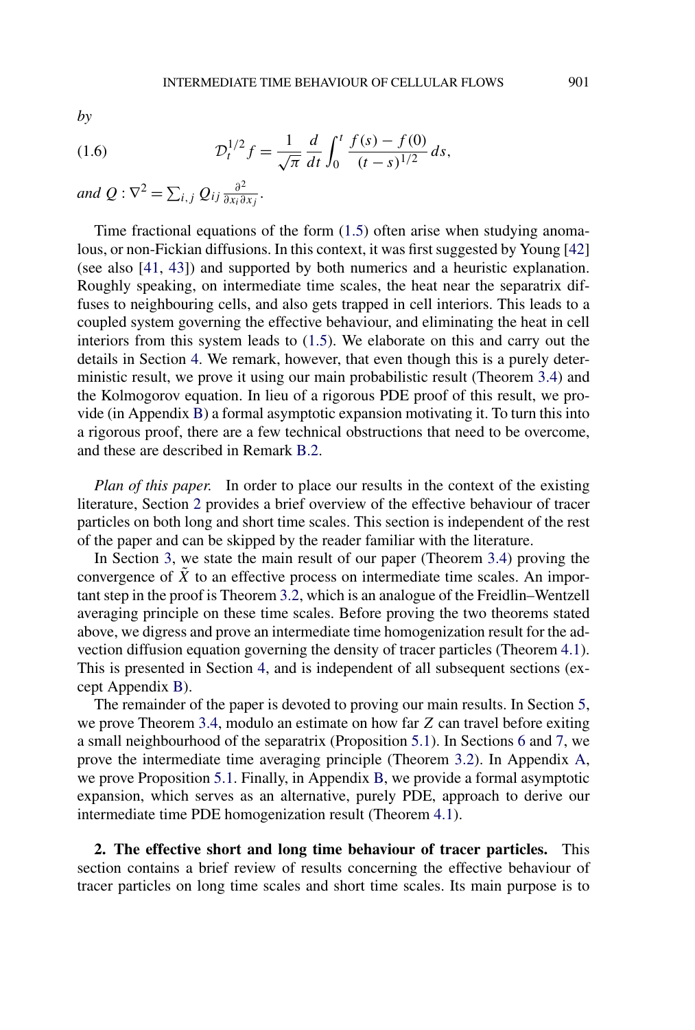*by*

$$\mathcal{D}_t^{1/2} f = \frac{1}{\sqrt{\pi}} \frac{d}{dt} \int_0^t \frac{f(s) - f(0)}{(t-s)^{1/2}} \, ds, \tag{1.6}$$

*and* $Q : \nabla^2 = \sum_{i,j} Q_{ij} \frac{\partial^2}{\partial x_i \partial x_j}$.

Time fractional equations of the form (1.5) often arise when studying anomalous, or non-Fickian diffusions. In this context, it was first suggested by Young [42] (see also [41, 43]) and supported by both numerics and a heuristic explanation. Roughly speaking, on intermediate time scales, the heat near the separatrix diffuses to neighbouring cells, and also gets trapped in cell interiors. This leads to a coupled system governing the effective behaviour, and eliminating the heat in cell interiors from this system leads to (1.5). We elaborate on this and carry out the details in Section 4. We remark, however, that even though this is a purely deterministic result, we prove it using our main probabilistic result (Theorem 3.4) and the Kolmogorov equation. In lieu of a rigorous PDE proof of this result, we provide (in Appendix B) a formal asymptotic expansion motivating it. To turn this into a rigorous proof, there are a few technical obstructions that need to be overcome, and these are described in Remark B.2.

*Plan of this paper.* In order to place our results in the context of the existing literature, Section 2 provides a brief overview of the effective behaviour of tracer particles on both long and short time scales. This section is independent of the rest of the paper and can be skipped by the reader familiar with the literature.

In Section 3, we state the main result of our paper (Theorem 3.4) proving the convergence of $\tilde{X}$ to an effective process on intermediate time scales. An important step in the proof is Theorem 3.2, which is an analogue of the Freidlin–Wentzell averaging principle on these time scales. Before proving the two theorems stated above, we digress and prove an intermediate time homogenization result for the advection diffusion equation governing the density of tracer particles (Theorem 4.1). This is presented in Section 4, and is independent of all subsequent sections (except Appendix B).

The remainder of the paper is devoted to proving our main results. In Section 5, we prove Theorem 3.4, modulo an estimate on how far $Z$ can travel before exiting a small neighbourhood of the separatrix (Proposition 5.1). In Sections 6 and 7, we prove the intermediate time averaging principle (Theorem 3.2). In Appendix A, we prove Proposition 5.1. Finally, in Appendix B, we provide a formal asymptotic expansion, which serves as an alternative, purely PDE, approach to derive our intermediate time PDE homogenization result (Theorem 4.1).

**2. The effective short and long time behaviour of tracer particles.** This section contains a brief review of results concerning the effective behaviour of tracer particles on long time scales and short time scales. Its main purpose is to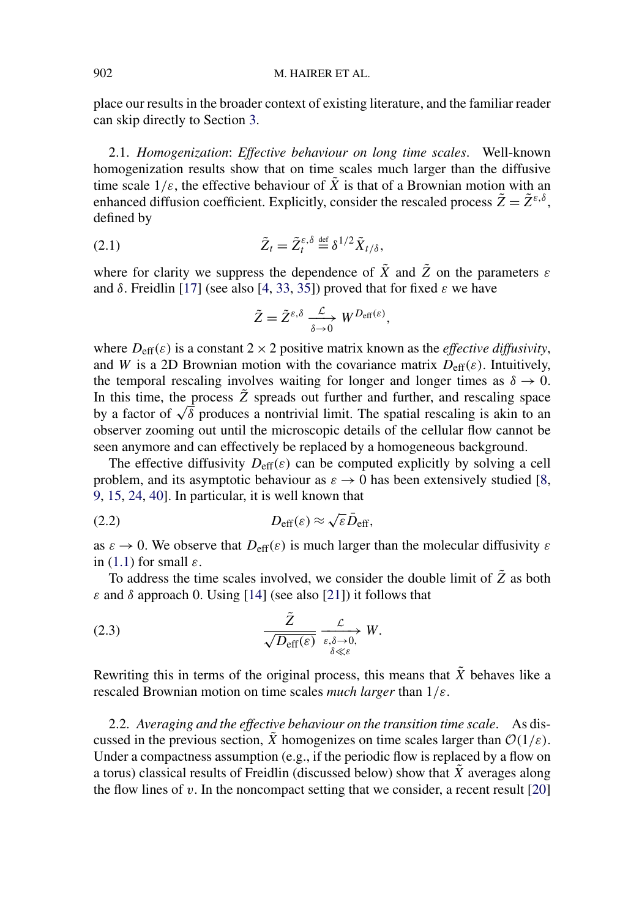place our results in the broader context of existing literature, and the familiar reader can skip directly to Section 3.

2.1. *Homogenization*: *Effective behaviour on long time scales*. Well-known homogenization results show that on time scales much larger than the diffusive time scale $1/\varepsilon$, the effective behaviour of $\tilde{X}$ is that of a Brownian motion with an enhanced diffusion coefficient. Explicitly, consider the rescaled process $\tilde{Z} = \tilde{Z}^{\varepsilon,\delta}$, defined by

$$\tilde{Z}_t = \tilde{Z}_t^{\varepsilon,\delta} \stackrel{\text{def}}{=} \delta^{1/2} \tilde{X}_{t/\delta}, \tag{2.1}$$

where for clarity we suppress the dependence of $\tilde{X}$ and $\tilde{Z}$ on the parameters $\varepsilon$ and $\delta$. Freidlin [17] (see also [4, 33, 35]) proved that for fixed $\varepsilon$ we have

$$\tilde{Z} = \tilde{Z}^{\varepsilon,\delta} \xrightarrow[\delta \to 0]{\mathcal{L}} W^{D_{\text{eff}}(\varepsilon)},$$

where $D_{\text{eff}}(\varepsilon)$ is a constant $2 \times 2$ positive matrix known as the *effective diffusivity*, and $W$ is a 2D Brownian motion with the covariance matrix $D_{\text{eff}}(\varepsilon)$. Intuitively, the temporal rescaling involves waiting for longer and longer times as $\delta \to 0$. In this time, the process $\tilde{Z}$ spreads out further and further, and rescaling space by a factor of $\sqrt{\delta}$ produces a nontrivial limit. The spatial rescaling is akin to an observer zooming out until the microscopic details of the cellular flow cannot be seen anymore and can effectively be replaced by a homogeneous background.

The effective diffusivity $D_{\text{eff}}(\varepsilon)$ can be computed explicitly by solving a cell problem, and its asymptotic behaviour as $\varepsilon \to 0$ has been extensively studied [8, 9, 15, 24, 40]. In particular, it is well known that

$$D_{\text{eff}}(\varepsilon) \approx \sqrt{\varepsilon} \bar{D}_{\text{eff}}, \tag{2.2}$$

as $\varepsilon \to 0$. We observe that $D_{\text{eff}}(\varepsilon)$ is much larger than the molecular diffusivity $\varepsilon$ in (1.1) for small $\varepsilon$.

To address the time scales involved, we consider the double limit of $\tilde{Z}$ as both $\varepsilon$ and $\delta$ approach 0. Using [14] (see also [21]) it follows that

$$\frac{\tilde{Z}}{\sqrt{D_{\text{eff}}(\varepsilon)}} \xrightarrow[\substack{\varepsilon,\delta \to 0, \\ \delta \ll \varepsilon}]{\mathcal{L}} W. \tag{2.3}$$

Rewriting this in terms of the original process, this means that $\tilde{X}$ behaves like a rescaled Brownian motion on time scales *much larger* than $1/\varepsilon$.

2.2. *Averaging and the effective behaviour on the transition time scale*. As discussed in the previous section, $\tilde{X}$ homogenizes on time scales larger than $\mathcal{O}(1/\varepsilon)$. Under a compactness assumption (e.g., if the periodic flow is replaced by a flow on a torus) classical results of Freidlin (discussed below) show that $\tilde{X}$ averages along the flow lines of $v$. In the noncompact setting that we consider, a recent result [20]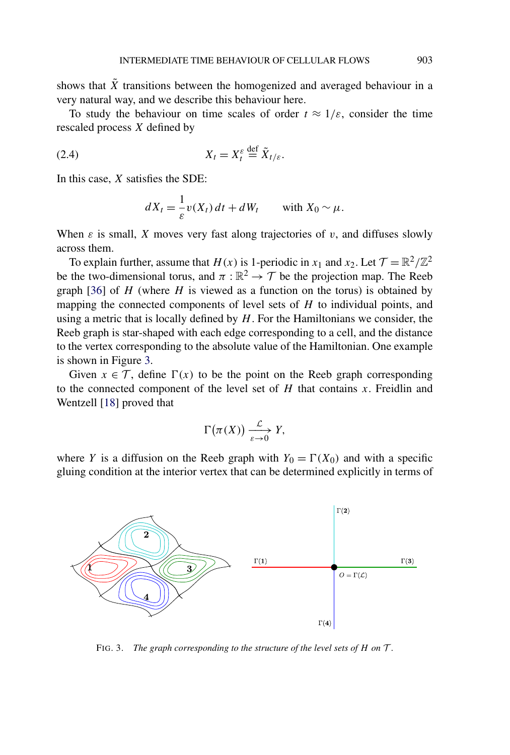shows that $\tilde{X}$ transitions between the homogenized and averaged behaviour in a very natural way, and we describe this behaviour here.

To study the behaviour on time scales of order $t \approx 1/\varepsilon$, consider the time rescaled process $X$ defined by

$$X_t = X_t^\varepsilon \stackrel{\text{def}}{=} \tilde{X}_{t/\varepsilon}. \tag{2.4}$$

In this case, $X$ satisfies the SDE:

$$dX_t = \frac{1}{\varepsilon} v(X_t)\, dt + dW_t \qquad \text{with } X_0 \sim \mu.$$

When $\varepsilon$ is small, $X$ moves very fast along trajectories of $v$, and diffuses slowly across them.

To explain further, assume that $H(x)$ is 1-periodic in $x_1$ and $x_2$. Let $\mathcal{T} = \mathbb{R}^2/\mathbb{Z}^2$ be the two-dimensional torus, and $\pi : \mathbb{R}^2 \to \mathcal{T}$ be the projection map. The Reeb graph [36] of $H$ (where $H$ is viewed as a function on the torus) is obtained by mapping the connected components of level sets of $H$ to individual points, and using a metric that is locally defined by $H$. For the Hamiltonians we consider, the Reeb graph is star-shaped with each edge corresponding to a cell, and the distance to the vertex corresponding to the absolute value of the Hamiltonian. One example is shown in Figure 3.

Given $x \in \mathcal{T}$, define $\Gamma(x)$ to be the point on the Reeb graph corresponding to the connected component of the level set of $H$ that contains $x$. Freidlin and Wentzell [18] proved that

$$\Gamma(\pi(X)) \xrightarrow[\varepsilon \to 0]{\mathcal{L}} Y,$$

where $Y$ is a diffusion on the Reeb graph with $Y_0 = \Gamma(X_0)$ and with a specific gluing condition at the interior vertex that can be determined explicitly in terms of

FIG. 3. *The graph corresponding to the structure of the level sets of $H$ on $\mathcal{T}$.*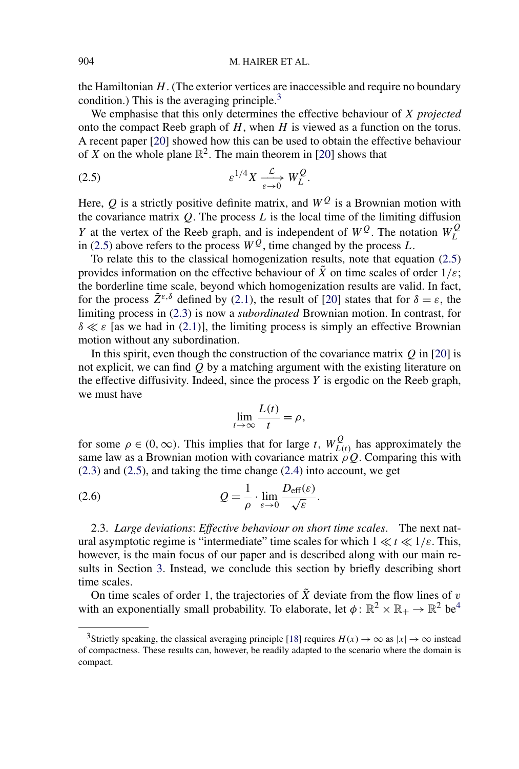the Hamiltonian $H$. (The exterior vertices are inaccessible and require no boundary condition.) This is the averaging principle.[3]

We emphasise that this only determines the effective behaviour of $X$ *projected* onto the compact Reeb graph of $H$, when $H$ is viewed as a function on the torus. A recent paper [20] showed how this can be used to obtain the effective behaviour of $X$ on the whole plane $\mathbb{R}^2$. The main theorem in [20] shows that

$$\varepsilon^{1/4} X \xrightarrow[\varepsilon \to 0]{\mathcal{L}} W_L^Q. \tag{2.5}$$

Here, $Q$ is a strictly positive definite matrix, and $W^Q$ is a Brownian motion with the covariance matrix $Q$. The process $L$ is the local time of the limiting diffusion $Y$ at the vertex of the Reeb graph, and is independent of $W^Q$. The notation $W_L^Q$ in (2.5) above refers to the process $W^Q$, time changed by the process $L$.

To relate this to the classical homogenization results, note that equation (2.5) provides information on the effective behaviour of $\tilde{X}$ on time scales of order $1/\varepsilon$; the borderline time scale, beyond which homogenization results are valid. In fact, for the process $\tilde{Z}^{\varepsilon,\delta}$ defined by (2.1), the result of [20] states that for $\delta = \varepsilon$, the limiting process in (2.3) is now a *subordinated* Brownian motion. In contrast, for $\delta \ll \varepsilon$ [as we had in (2.1)], the limiting process is simply an effective Brownian motion without any subordination.

In this spirit, even though the construction of the covariance matrix $Q$ in [20] is not explicit, we can find $Q$ by a matching argument with the existing literature on the effective diffusivity. Indeed, since the process $Y$ is ergodic on the Reeb graph, we must have

$$\lim_{t \to \infty} \frac{L(t)}{t} = \rho,$$

for some $\rho \in (0, \infty)$. This implies that for large $t$, $W_{L(t)}^Q$ has approximately the same law as a Brownian motion with covariance matrix $\rho Q$. Comparing this with (2.3) and (2.5), and taking the time change (2.4) into account, we get

$$Q = \frac{1}{\rho} \cdot \lim_{\varepsilon \to 0} \frac{D_{\text{eff}}(\varepsilon)}{\sqrt{\varepsilon}}. \tag{2.6}$$

2.3. *Large deviations*: *Effective behaviour on short time scales*. The next natural asymptotic regime is "intermediate" time scales for which $1 \ll t \ll 1/\varepsilon$. This, however, is the main focus of our paper and is described along with our main results in Section 3. Instead, we conclude this section by briefly describing short time scales.

On time scales of order 1, the trajectories of $\tilde{X}$ deviate from the flow lines of $v$ with an exponentially small probability. To elaborate, let $\phi \colon \mathbb{R}^2 \times \mathbb{R}_+ \to \mathbb{R}^2$ be[4]

[3] Strictly speaking, the classical averaging principle [18] requires $H(x) \to \infty$ as $|x| \to \infty$ instead of compactness. These results can, however, be readily adapted to the scenario where the domain is compact.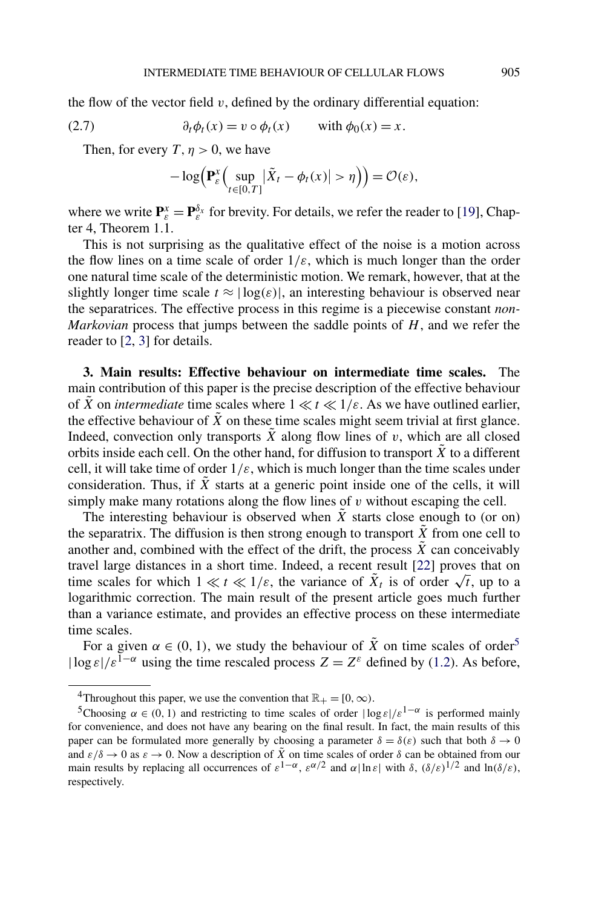the flow of the vector field $v$, defined by the ordinary differential equation:

$$\partial_t \phi_t(x) = v \circ \phi_t(x) \qquad \text{with } \phi_0(x) = x. \tag{2.7}$$

Then, for every $T, \eta > 0$, we have

$$-\log\Bigl(\mathbf{P}_\varepsilon^x\Bigl(\sup_{t\in[0,T]} |\tilde{X}_t - \phi_t(x)| > \eta\Bigr)\Bigr) = \mathcal{O}(\varepsilon),$$

where we write $\mathbf{P}_\varepsilon^x = \mathbf{P}_\varepsilon^{\delta_x}$ for brevity. For details, we refer the reader to [19], Chapter 4, Theorem 1.1.

This is not surprising as the qualitative effect of the noise is a motion across the flow lines on a time scale of order $1/\varepsilon$, which is much longer than the order one natural time scale of the deterministic motion. We remark, however, that at the slightly longer time scale $t \approx |\log(\varepsilon)|$, an interesting behaviour is observed near the separatrices. The effective process in this regime is a piecewise constant *non-Markovian* process that jumps between the saddle points of $H$, and we refer the reader to [2, 3] for details.

## 3. Main results: Effective behaviour on intermediate time scales.

The main contribution of this paper is the precise description of the effective behaviour of $\tilde{X}$ on *intermediate* time scales where $1 \ll t \ll 1/\varepsilon$. As we have outlined earlier, the effective behaviour of $\tilde{X}$ on these time scales might seem trivial at first glance. Indeed, convection only transports $\tilde{X}$ along flow lines of $v$, which are all closed orbits inside each cell. On the other hand, for diffusion to transport $\tilde{X}$ to a different cell, it will take time of order $1/\varepsilon$, which is much longer than the time scales under consideration. Thus, if $\tilde{X}$ starts at a generic point inside one of the cells, it will simply make many rotations along the flow lines of $v$ without escaping the cell.

The interesting behaviour is observed when $\tilde{X}$ starts close enough to (or on) the separatrix. The diffusion is then strong enough to transport $\tilde{X}$ from one cell to another and, combined with the effect of the drift, the process $\tilde{X}$ can conceivably travel large distances in a short time. Indeed, a recent result [22] proves that on time scales for which $1 \ll t \ll 1/\varepsilon$, the variance of $\tilde{X}_t$ is of order $\sqrt{t}$, up to a logarithmic correction. The main result of the present article goes much further than a variance estimate, and provides an effective process on these intermediate time scales.

For a given $\alpha \in (0, 1)$, we study the behaviour of $\tilde{X}$ on time scales of order[5] $|\log \varepsilon|/\varepsilon^{1-\alpha}$ using the time rescaled process $Z = Z^\varepsilon$ defined by (1.2). As before,

---

[4] Throughout this paper, we use the convention that $\mathbb{R}_+ = [0, \infty)$.

[5] Choosing $\alpha \in (0, 1)$ and restricting to time scales of order $|\log \varepsilon|/\varepsilon^{1-\alpha}$ is performed mainly for convenience, and does not have any bearing on the final result. In fact, the main results of this paper can be formulated more generally by choosing a parameter $\delta = \delta(\varepsilon)$ such that both $\delta \to 0$ and $\varepsilon/\delta \to 0$ as $\varepsilon \to 0$. Now a description of $\tilde{X}$ on time scales of order $\delta$ can be obtained from our main results by replacing all occurrences of $\varepsilon^{1-\alpha}$, $\varepsilon^{\alpha/2}$ and $\alpha|\ln \varepsilon|$ with $\delta$, $(\delta/\varepsilon)^{1/2}$ and $\ln(\delta/\varepsilon)$, respectively.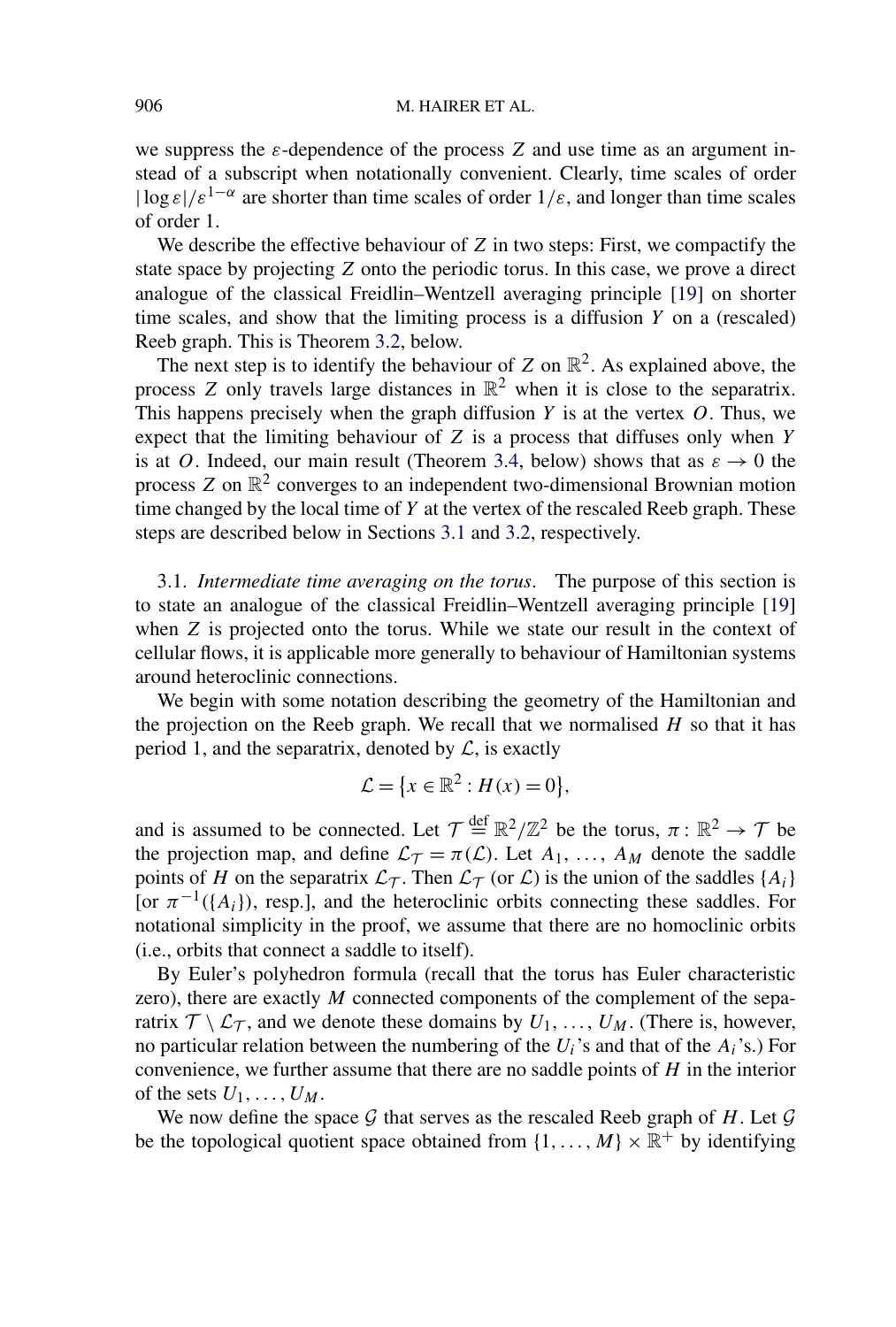we suppress the $\varepsilon$-dependence of the process $Z$ and use time as an argument instead of a subscript when notationally convenient. Clearly, time scales of order $|\log \varepsilon|/\varepsilon^{1-\alpha}$ are shorter than time scales of order $1/\varepsilon$, and longer than time scales of order 1.

We describe the effective behaviour of $Z$ in two steps: First, we compactify the state space by projecting $Z$ onto the periodic torus. In this case, we prove a direct analogue of the classical Freidlin–Wentzell averaging principle [19] on shorter time scales, and show that the limiting process is a diffusion $Y$ on a (rescaled) Reeb graph. This is Theorem 3.2, below.

The next step is to identify the behaviour of $Z$ on $\mathbb{R}^2$. As explained above, the process $Z$ only travels large distances in $\mathbb{R}^2$ when it is close to the separatrix. This happens precisely when the graph diffusion $Y$ is at the vertex $O$. Thus, we expect that the limiting behaviour of $Z$ is a process that diffuses only when $Y$ is at $O$. Indeed, our main result (Theorem 3.4, below) shows that as $\varepsilon \to 0$ the process $Z$ on $\mathbb{R}^2$ converges to an independent two-dimensional Brownian motion time changed by the local time of $Y$ at the vertex of the rescaled Reeb graph. These steps are described below in Sections 3.1 and 3.2, respectively.

### 3.1. *Intermediate time averaging on the torus*.

The purpose of this section is to state an analogue of the classical Freidlin–Wentzell averaging principle [19] when $Z$ is projected onto the torus. While we state our result in the context of cellular flows, it is applicable more generally to behaviour of Hamiltonian systems around heteroclinic connections.

We begin with some notation describing the geometry of the Hamiltonian and the projection on the Reeb graph. We recall that we normalised $H$ so that it has period 1, and the separatrix, denoted by $\mathcal{L}$, is exactly

$$\mathcal{L} = \{x \in \mathbb{R}^2 : H(x) = 0\},$$

and is assumed to be connected. Let $\mathcal{T} \stackrel{\text{def}}{=} \mathbb{R}^2/\mathbb{Z}^2$ be the torus, $\pi : \mathbb{R}^2 \to \mathcal{T}$ be the projection map, and define $\mathcal{L}_{\mathcal{T}} = \pi(\mathcal{L})$. Let $A_1, \ldots, A_M$ denote the saddle points of $H$ on the separatrix $\mathcal{L}_{\mathcal{T}}$. Then $\mathcal{L}_{\mathcal{T}}$ (or $\mathcal{L}$) is the union of the saddles $\{A_i\}$ [or $\pi^{-1}(\{A_i\})$, resp.], and the heteroclinic orbits connecting these saddles. For notational simplicity in the proof, we assume that there are no homoclinic orbits (i.e., orbits that connect a saddle to itself).

By Euler's polyhedron formula (recall that the torus has Euler characteristic zero), there are exactly $M$ connected components of the complement of the separatrix $\mathcal{T} \setminus \mathcal{L}_{\mathcal{T}}$, and we denote these domains by $U_1, \ldots, U_M$. (There is, however, no particular relation between the numbering of the $U_i$'s and that of the $A_i$'s.) For convenience, we further assume that there are no saddle points of $H$ in the interior of the sets $U_1, \ldots, U_M$.

We now define the space $\mathcal{G}$ that serves as the rescaled Reeb graph of $H$. Let $\mathcal{G}$ be the topological quotient space obtained from $\{1, \ldots, M\} \times \mathbb{R}^+$ by identifying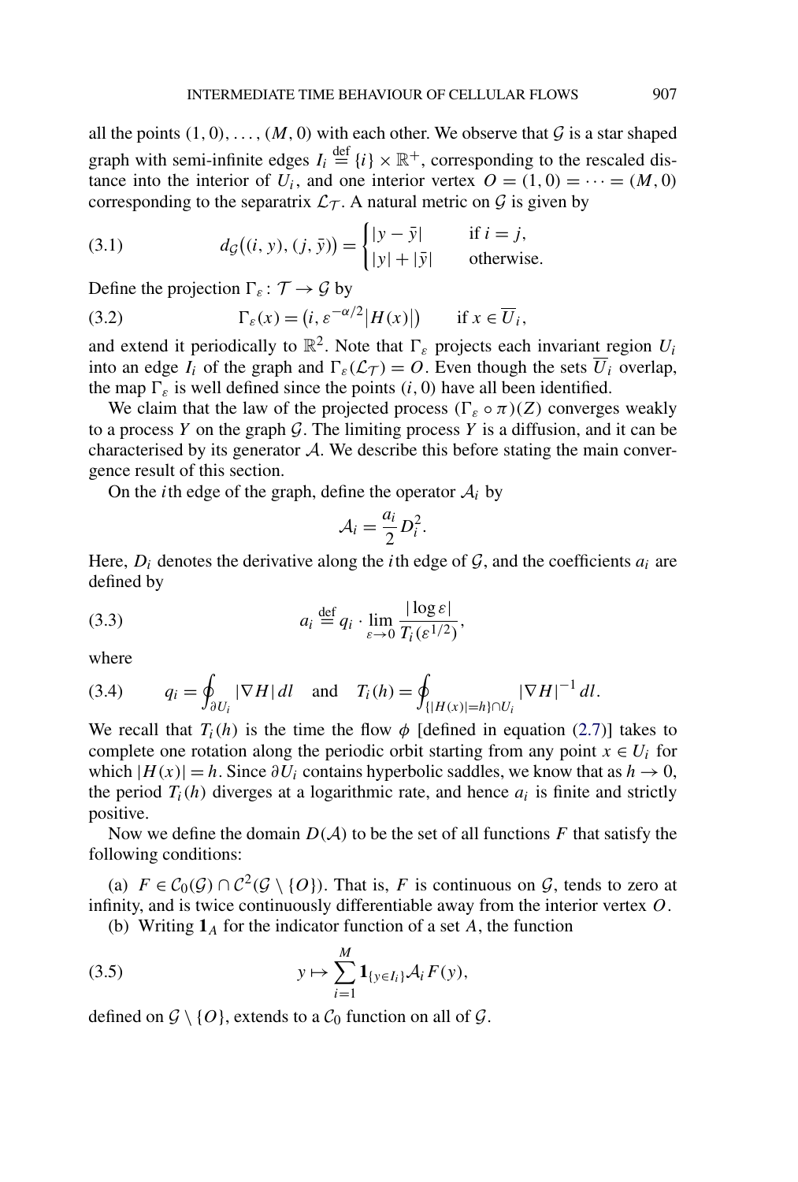all the points $(1,0),\dots,(M,0)$ with each other. We observe that $\mathcal{G}$ is a star shaped graph with semi-infinite edges $I_i \stackrel{\text{def}}{=} \{i\}\times\mathbb{R}^+$, corresponding to the rescaled distance into the interior of $U_i$, and one interior vertex $O=(1,0)=\cdots=(M,0)$ corresponding to the separatrix $\mathcal{L}_\mathcal{T}$. A natural metric on $\mathcal{G}$ is given by

$$d_\mathcal{G}\big((i,y),(j,\bar{y})\big)=\begin{cases}|y-\bar{y}| & \text{if } i=j,\\ |y|+|\bar{y}| & \text{otherwise.}\end{cases} \tag{3.1}$$

Define the projection $\Gamma_\varepsilon\colon \mathcal{T}\to\mathcal{G}$ by

$$\Gamma_\varepsilon(x)=\big(i,\varepsilon^{-\alpha/2}|H(x)|\big) \qquad \text{if } x\in\overline{U}_i, \tag{3.2}$$

and extend it periodically to $\mathbb{R}^2$. Note that $\Gamma_\varepsilon$ projects each invariant region $U_i$ into an edge $I_i$ of the graph and $\Gamma_\varepsilon(\mathcal{L}_\mathcal{T})=O$. Even though the sets $\overline{U}_i$ overlap, the map $\Gamma_\varepsilon$ is well defined since the points $(i,0)$ have all been identified.

We claim that the law of the projected process $(\Gamma_\varepsilon\circ\pi)(Z)$ converges weakly to a process $Y$ on the graph $\mathcal{G}$. The limiting process $Y$ is a diffusion, and it can be characterised by its generator $\mathcal{A}$. We describe this before stating the main convergence result of this section.

On the $i$th edge of the graph, define the operator $\mathcal{A}_i$ by

$$\mathcal{A}_i=\frac{a_i}{2}D_i^2.$$

Here, $D_i$ denotes the derivative along the $i$th edge of $\mathcal{G}$, and the coefficients $a_i$ are defined by

$$a_i \stackrel{\text{def}}{=} q_i\cdot\lim_{\varepsilon\to 0}\frac{|\log\varepsilon|}{T_i(\varepsilon^{1/2})}, \tag{3.3}$$

where

$$q_i=\oint_{\partial U_i}|\nabla H|\,dl \quad\text{and}\quad T_i(h)=\oint_{\{|H(x)|=h\}\cap U_i}|\nabla H|^{-1}\,dl. \tag{3.4}$$

We recall that $T_i(h)$ is the time the flow $\phi$ [defined in equation (2.7)] takes to complete one rotation along the periodic orbit starting from any point $x\in U_i$ for which $|H(x)|=h$. Since $\partial U_i$ contains hyperbolic saddles, we know that as $h\to 0$, the period $T_i(h)$ diverges at a logarithmic rate, and hence $a_i$ is finite and strictly positive.

Now we define the domain $D(\mathcal{A})$ to be the set of all functions $F$ that satisfy the following conditions:

(a) $F\in\mathcal{C}_0(\mathcal{G})\cap\mathcal{C}^2(\mathcal{G}\setminus\{O\})$. That is, $F$ is continuous on $\mathcal{G}$, tends to zero at infinity, and is twice continuously differentiable away from the interior vertex $O$.

(b) Writing $\mathbf{1}_A$ for the indicator function of a set $A$, the function

$$y\mapsto\sum_{i=1}^{M}\mathbf{1}_{\{y\in I_i\}}\mathcal{A}_iF(y), \tag{3.5}$$

defined on $\mathcal{G}\setminus\{O\}$, extends to a $\mathcal{C}_0$ function on all of $\mathcal{G}$.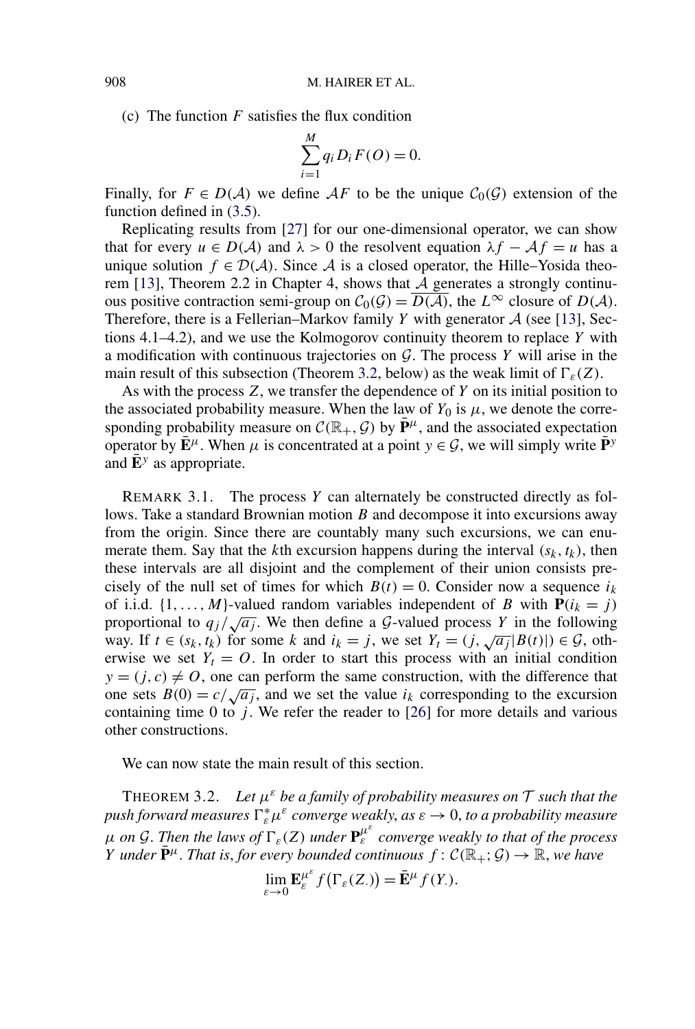(c) The function $F$ satisfies the flux condition

$$\sum_{i=1}^{M} q_i D_i F(O) = 0.$$

Finally, for $F \in D(\mathcal{A})$ we define $\mathcal{A}F$ to be the unique $\mathcal{C}_0(\mathcal{G})$ extension of the function defined in (3.5).

Replicating results from [27] for our one-dimensional operator, we can show that for every $u \in D(\mathcal{A})$ and $\lambda > 0$ the resolvent equation $\lambda f - \mathcal{A} f = u$ has a unique solution $f \in \mathcal{D}(\mathcal{A})$. Since $\mathcal{A}$ is a closed operator, the Hille–Yosida theorem [13], Theorem 2.2 in Chapter 4, shows that $\mathcal{A}$ generates a strongly continuous positive contraction semi-group on $\mathcal{C}_0(\mathcal{G}) = \overline{D(\mathcal{A})}$, the $L^\infty$ closure of $D(\mathcal{A})$. Therefore, there is a Fellerian–Markov family $Y$ with generator $\mathcal{A}$ (see [13], Sections 4.1–4.2), and we use the Kolmogorov continuity theorem to replace $Y$ with a modification with continuous trajectories on $\mathcal{G}$. The process $Y$ will arise in the main result of this subsection (Theorem 3.2, below) as the weak limit of $\Gamma_\varepsilon(Z)$.

As with the process $Z$, we transfer the dependence of $Y$ on its initial position to the associated probability measure. When the law of $Y_0$ is $\mu$, we denote the corresponding probability measure on $\mathcal{C}(\mathbb{R}_+, \mathcal{G})$ by $\bar{\mathbf{P}}^\mu$, and the associated expectation operator by $\bar{\mathbf{E}}^\mu$. When $\mu$ is concentrated at a point $y \in \mathcal{G}$, we will simply write $\bar{\mathbf{P}}^y$ and $\bar{\mathbf{E}}^y$ as appropriate.

REMARK 3.1. The process $Y$ can alternately be constructed directly as follows. Take a standard Brownian motion $B$ and decompose it into excursions away from the origin. Since there are countably many such excursions, we can enumerate them. Say that the $k$th excursion happens during the interval $(s_k, t_k)$, then these intervals are all disjoint and the complement of their union consists precisely of the null set of times for which $B(t) = 0$. Consider now a sequence $i_k$ of i.i.d. $\{1, \dots, M\}$-valued random variables independent of $B$ with $\mathbf{P}(i_k = j)$ proportional to $q_j/\sqrt{a_j}$. We then define a $\mathcal{G}$-valued process $Y$ in the following way. If $t \in (s_k, t_k)$ for some $k$ and $i_k = j$, we set $Y_t = (j, \sqrt{a_j}|B(t)|) \in \mathcal{G}$, otherwise we set $Y_t = O$. In order to start this process with an initial condition $y = (j, c) \neq O$, one can perform the same construction, with the difference that one sets $B(0) = c/\sqrt{a_j}$, and we set the value $i_k$ corresponding to the excursion containing time 0 to $j$. We refer the reader to [26] for more details and various other constructions.

We can now state the main result of this section.

THEOREM 3.2. *Let $\mu^\varepsilon$ be a family of probability measures on $\mathcal{T}$ such that the push forward measures $\Gamma_\varepsilon^* \mu^\varepsilon$ converge weakly, as $\varepsilon \to 0$, to a probability measure $\mu$ on $\mathcal{G}$. Then the laws of $\Gamma_\varepsilon(Z)$ under $\mathbf{P}_\varepsilon^{\mu^\varepsilon}$ converge weakly to that of the process $Y$ under $\bar{\mathbf{P}}^\mu$. That is, for every bounded continuous $f : \mathcal{C}(\mathbb{R}_+; \mathcal{G}) \to \mathbb{R}$, we have*

$$\lim_{\varepsilon \to 0} \mathbf{E}_\varepsilon^{\mu^\varepsilon} f\big(\Gamma_\varepsilon(Z_\cdot)\big) = \bar{\mathbf{E}}^\mu f(Y_\cdot).$$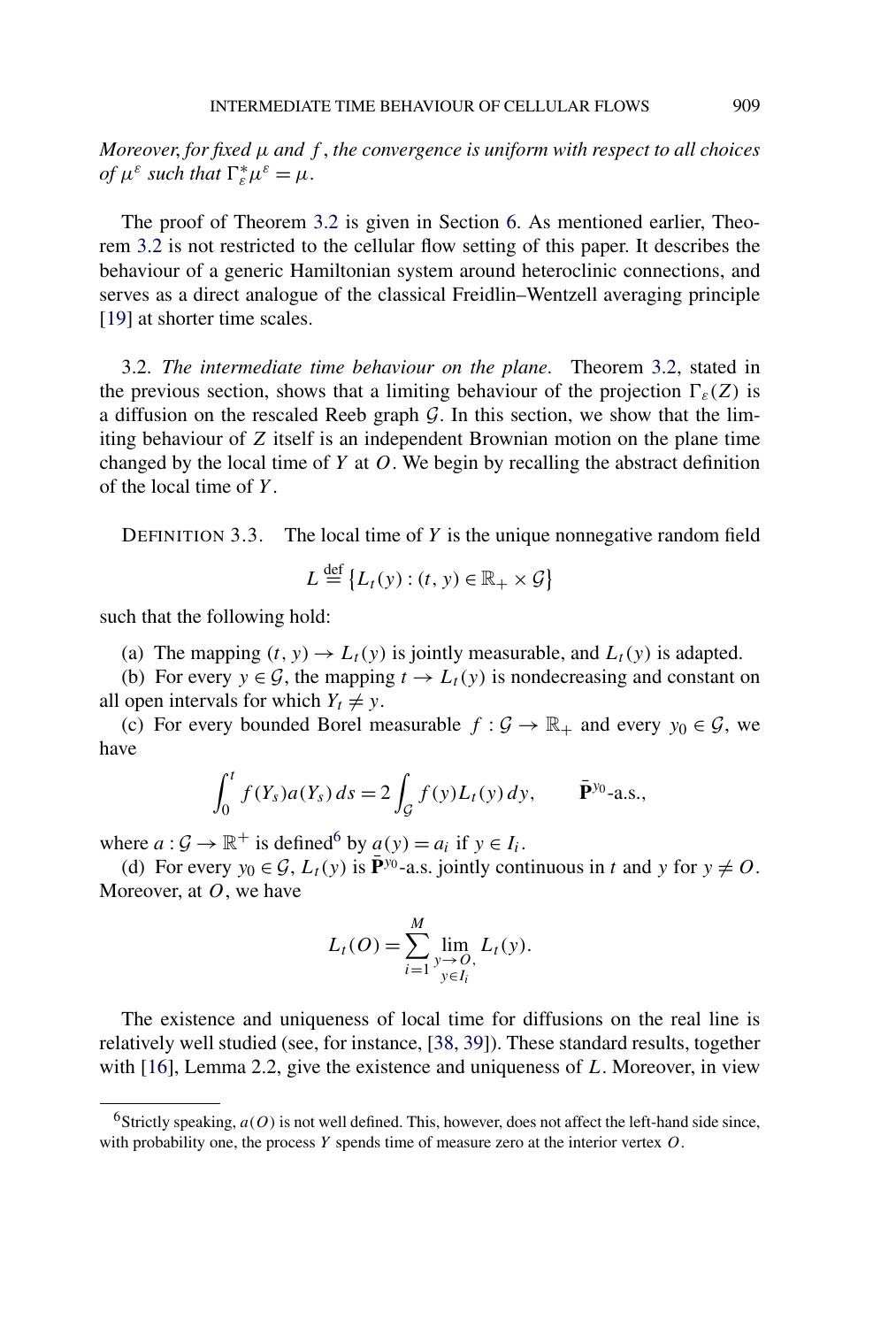*Moreover, for fixed $\mu$ and $f$, the convergence is uniform with respect to all choices of $\mu^\varepsilon$ such that $\Gamma_\varepsilon^* \mu^\varepsilon = \mu$.*

The proof of Theorem 3.2 is given in Section 6. As mentioned earlier, Theorem 3.2 is not restricted to the cellular flow setting of this paper. It describes the behaviour of a generic Hamiltonian system around heteroclinic connections, and serves as a direct analogue of the classical Freidlin–Wentzell averaging principle [19] at shorter time scales.

## 3.2. *The intermediate time behaviour on the plane.*

Theorem 3.2, stated in the previous section, shows that a limiting behaviour of the projection $\Gamma_\varepsilon(Z)$ is a diffusion on the rescaled Reeb graph $\mathcal{G}$. In this section, we show that the limiting behaviour of $Z$ itself is an independent Brownian motion on the plane time changed by the local time of $Y$ at $O$. We begin by recalling the abstract definition of the local time of $Y$.

DEFINITION 3.3. The local time of $Y$ is the unique nonnegative random field

$$L \stackrel{\text{def}}{=} \{L_t(y) : (t, y) \in \mathbb{R}_+ \times \mathcal{G}\}$$

such that the following hold:

(a) The mapping $(t, y) \to L_t(y)$ is jointly measurable, and $L_t(y)$ is adapted.

(b) For every $y \in \mathcal{G}$, the mapping $t \to L_t(y)$ is nondecreasing and constant on all open intervals for which $Y_t \neq y$.

(c) For every bounded Borel measurable $f : \mathcal{G} \to \mathbb{R}_+$ and every $y_0 \in \mathcal{G}$, we have

$$\int_0^t f(Y_s) a(Y_s)\, ds = 2 \int_{\mathcal{G}} f(y) L_t(y)\, dy, \qquad \bar{\mathbf{P}}^{y_0}\text{-a.s.},$$

where $a : \mathcal{G} \to \mathbb{R}^+$ is defined[6] by $a(y) = a_i$ if $y \in I_i$.

(d) For every $y_0 \in \mathcal{G}$, $L_t(y)$ is $\bar{\mathbf{P}}^{y_0}$-a.s. jointly continuous in $t$ and $y$ for $y \neq O$. Moreover, at $O$, we have

$$L_t(O) = \sum_{i=1}^{M} \lim_{\substack{y \to O, \\ y \in I_i}} L_t(y).$$

The existence and uniqueness of local time for diffusions on the real line is relatively well studied (see, for instance, [38, 39]). These standard results, together with [16], Lemma 2.2, give the existence and uniqueness of $L$. Moreover, in view

[6] Strictly speaking, $a(O)$ is not well defined. This, however, does not affect the left-hand side since, with probability one, the process $Y$ spends time of measure zero at the interior vertex $O$.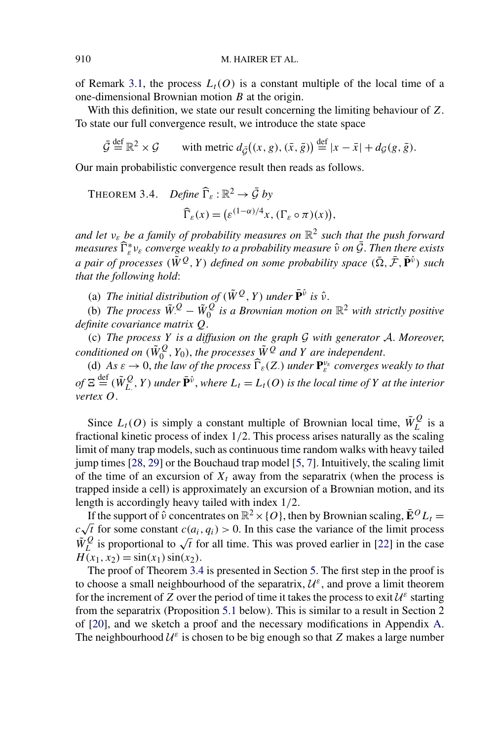of Remark 3.1, the process $L_t(O)$ is a constant multiple of the local time of a one-dimensional Brownian motion $B$ at the origin.

With this definition, we state our result concerning the limiting behaviour of $Z$. To state our full convergence result, we introduce the state space

$$\bar{\mathcal{G}} \stackrel{\text{def}}{=} \mathbb{R}^2 \times \mathcal{G} \qquad \text{with metric } d_{\bar{\mathcal{G}}}\big((x, g), (\bar{x}, \bar{g})\big) \stackrel{\text{def}}{=} |x - \bar{x}| + d_{\mathcal{G}}(g, \bar{g}).$$

Our main probabilistic convergence result then reads as follows.

THEOREM 3.4. *Define* $\widehat{\Gamma}_\varepsilon : \mathbb{R}^2 \to \bar{\mathcal{G}}$ *by*

$$\widehat{\Gamma}_\varepsilon(x) = \big(\varepsilon^{(1-\alpha)/4} x, (\Gamma_\varepsilon \circ \pi)(x)\big),$$

*and let* $\nu_\varepsilon$ *be a family of probability measures on* $\mathbb{R}^2$ *such that the push forward measures* $\widehat{\Gamma}_\varepsilon^* \nu_\varepsilon$ *converge weakly to a probability measure* $\hat{\nu}$ *on* $\bar{\mathcal{G}}$. *Then there exists a pair of processes* $(\tilde{W}^Q, Y)$ *defined on some probability space* $(\bar{\Omega}, \bar{\mathcal{F}}, \bar{\mathbf{P}}^{\hat{\nu}})$ *such that the following hold*:

(a) *The initial distribution of* $(\tilde{W}^Q, Y)$ *under* $\bar{\mathbf{P}}^{\hat{\nu}}$ *is* $\hat{\nu}$.

(b) *The process* $\tilde{W}^Q_\cdot - \tilde{W}^Q_0$ *is a Brownian motion on* $\mathbb{R}^2$ *with strictly positive definite covariance matrix* $Q$.

(c) *The process* $Y$ *is a diffusion on the graph* $\mathcal{G}$ *with generator* $\mathcal{A}$. *Moreover, conditioned on* $(\tilde{W}^Q_0, Y_0)$, *the processes* $\tilde{W}^Q$ *and* $Y$ *are independent.*

(d) *As* $\varepsilon \to 0$, *the law of the process* $\widehat{\Gamma}_\varepsilon(Z_\cdot)$ *under* $\mathbf{P}^{\nu_\varepsilon}_\varepsilon$ *converges weakly to that of* $\Xi \stackrel{\text{def}}{=} (\tilde{W}^Q_{L_\cdot}, Y)$ *under* $\bar{\mathbf{P}}^{\hat{\nu}}$, *where* $L_t = L_t(O)$ *is the local time of* $Y$ *at the interior vertex* $O$.

Since $L_t(O)$ is simply a constant multiple of Brownian local time, $\tilde{W}^Q_L$ is a fractional kinetic process of index $1/2$. This process arises naturally as the scaling limit of many trap models, such as continuous time random walks with heavy tailed jump times [28, 29] or the Bouchaud trap model [5, 7]. Intuitively, the scaling limit of the time of an excursion of $X_t$ away from the separatrix (when the process is trapped inside a cell) is approximately an excursion of a Brownian motion, and its length is accordingly heavy tailed with index $1/2$.

If the support of $\hat{\nu}$ concentrates on $\mathbb{R}^2 \times \{O\}$, then by Brownian scaling, $\bar{\mathbf{E}}^O L_t = c\sqrt{t}$ for some constant $c(a_i, q_i) > 0$. In this case the variance of the limit process $\tilde{W}^Q_L$ is proportional to $\sqrt{t}$ for all time. This was proved earlier in [22] in the case $H(x_1, x_2) = \sin(x_1)\sin(x_2)$.

The proof of Theorem 3.4 is presented in Section 5. The first step in the proof is to choose a small neighbourhood of the separatrix, $\mathcal{U}^\varepsilon$, and prove a limit theorem for the increment of $Z$ over the period of time it takes the process to exit $\mathcal{U}^\varepsilon$ starting from the separatrix (Proposition 5.1 below). This is similar to a result in Section 2 of [20], and we sketch a proof and the necessary modifications in Appendix A. The neighbourhood $\mathcal{U}^\varepsilon$ is chosen to be big enough so that $Z$ makes a large number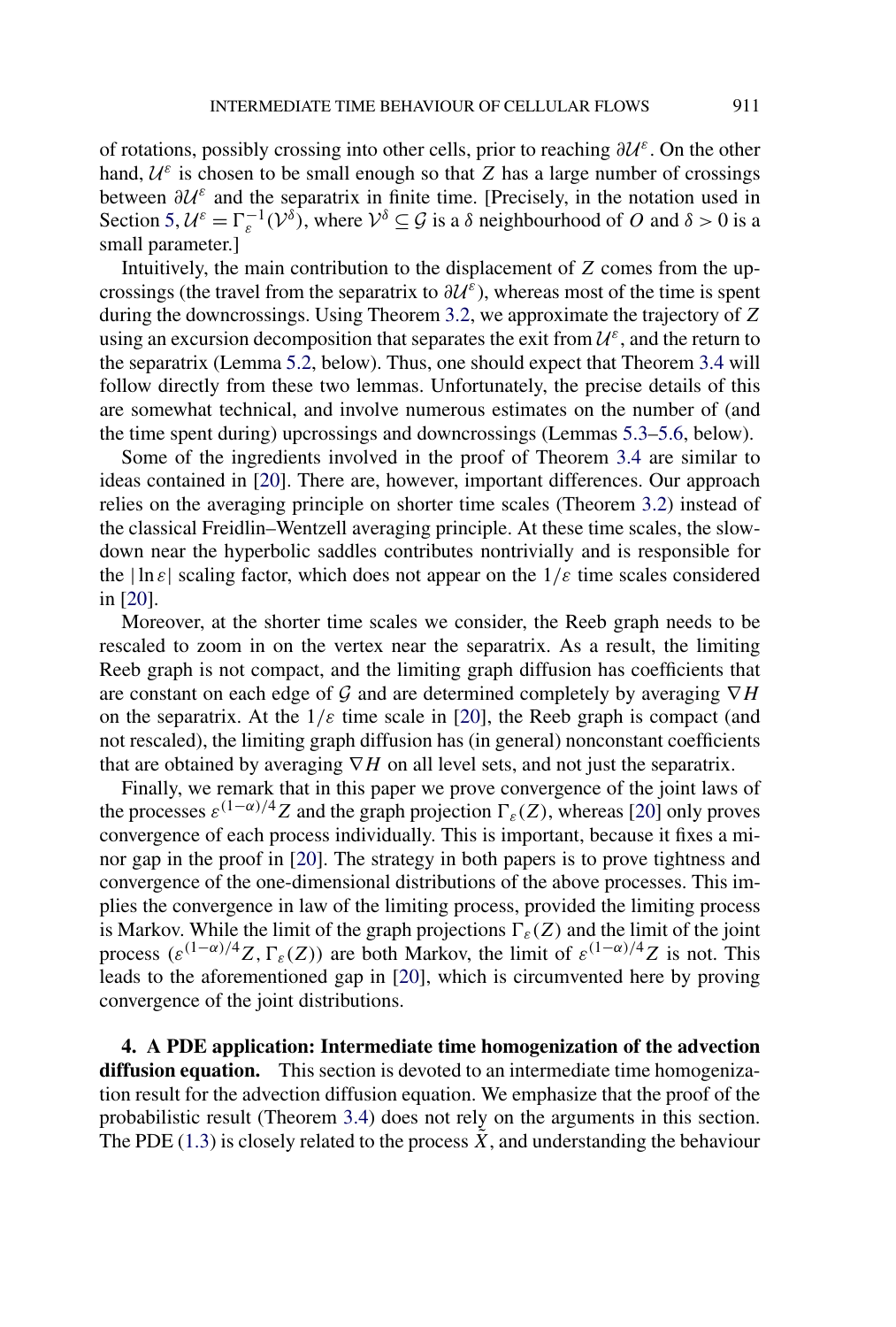of rotations, possibly crossing into other cells, prior to reaching $\partial\mathcal{U}^\varepsilon$. On the other hand, $\mathcal{U}^\varepsilon$ is chosen to be small enough so that $Z$ has a large number of crossings between $\partial\mathcal{U}^\varepsilon$ and the separatrix in finite time. [Precisely, in the notation used in Section 5, $\mathcal{U}^\varepsilon = \Gamma_\varepsilon^{-1}(\mathcal{V}^\delta)$, where $\mathcal{V}^\delta \subseteq \mathcal{G}$ is a $\delta$ neighbourhood of $O$ and $\delta > 0$ is a small parameter.]

Intuitively, the main contribution to the displacement of $Z$ comes from the upcrossings (the travel from the separatrix to $\partial\mathcal{U}^\varepsilon$), whereas most of the time is spent during the downcrossings. Using Theorem 3.2, we approximate the trajectory of $Z$ using an excursion decomposition that separates the exit from $\mathcal{U}^\varepsilon$, and the return to the separatrix (Lemma 5.2, below). Thus, one should expect that Theorem 3.4 will follow directly from these two lemmas. Unfortunately, the precise details of this are somewhat technical, and involve numerous estimates on the number of (and the time spent during) upcrossings and downcrossings (Lemmas 5.3–5.6, below).

Some of the ingredients involved in the proof of Theorem 3.4 are similar to ideas contained in [20]. There are, however, important differences. Our approach relies on the averaging principle on shorter time scales (Theorem 3.2) instead of the classical Freidlin–Wentzell averaging principle. At these time scales, the slowdown near the hyperbolic saddles contributes nontrivially and is responsible for the $|\ln\varepsilon|$ scaling factor, which does not appear on the $1/\varepsilon$ time scales considered in [20].

Moreover, at the shorter time scales we consider, the Reeb graph needs to be rescaled to zoom in on the vertex near the separatrix. As a result, the limiting Reeb graph is not compact, and the limiting graph diffusion has coefficients that are constant on each edge of $\mathcal{G}$ and are determined completely by averaging $\nabla H$ on the separatrix. At the $1/\varepsilon$ time scale in [20], the Reeb graph is compact (and not rescaled), the limiting graph diffusion has (in general) nonconstant coefficients that are obtained by averaging $\nabla H$ on all level sets, and not just the separatrix.

Finally, we remark that in this paper we prove convergence of the joint laws of the processes $\varepsilon^{(1-\alpha)/4}Z$ and the graph projection $\Gamma_\varepsilon(Z)$, whereas [20] only proves convergence of each process individually. This is important, because it fixes a minor gap in the proof in [20]. The strategy in both papers is to prove tightness and convergence of the one-dimensional distributions of the above processes. This implies the convergence in law of the limiting process, provided the limiting process is Markov. While the limit of the graph projections $\Gamma_\varepsilon(Z)$ and the limit of the joint process $(\varepsilon^{(1-\alpha)/4}Z, \Gamma_\varepsilon(Z))$ are both Markov, the limit of $\varepsilon^{(1-\alpha)/4}Z$ is not. This leads to the aforementioned gap in [20], which is circumvented here by proving convergence of the joint distributions.

**4. A PDE application: Intermediate time homogenization of the advection diffusion equation.** This section is devoted to an intermediate time homogenization result for the advection diffusion equation. We emphasize that the proof of the probabilistic result (Theorem 3.4) does not rely on the arguments in this section. The PDE (1.3) is closely related to the process $\tilde{X}$, and understanding the behaviour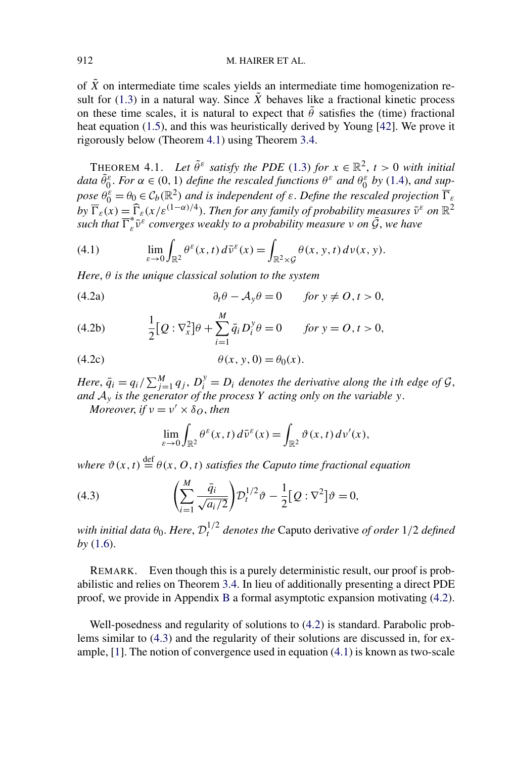of $\tilde{X}$ on intermediate time scales yields an intermediate time homogenization result for (1.3) in a natural way. Since $\tilde{X}$ behaves like a fractional kinetic process on these time scales, it is natural to expect that $\tilde{\theta}$ satisfies the (time) fractional heat equation (1.5), and this was heuristically derived by Young [42]. We prove it rigorously below (Theorem 4.1) using Theorem 3.4.

THEOREM 4.1. *Let $\tilde{\theta}^\varepsilon$ satisfy the PDE (1.3) for $x \in \mathbb{R}^2$, $t > 0$ with initial data $\tilde{\theta}_0^\varepsilon$. For $\alpha \in (0,1)$ define the rescaled functions $\theta^\varepsilon$ and $\theta_0^\varepsilon$ by (1.4), and suppose $\theta_0^\varepsilon = \theta_0 \in \mathcal{C}_b(\mathbb{R}^2)$ and is independent of $\varepsilon$. Define the rescaled projection $\overline{\Gamma}_\varepsilon$ by $\overline{\Gamma}_\varepsilon(x) = \widehat{\Gamma}_\varepsilon(x/\varepsilon^{(1-\alpha)/4})$. Then for any family of probability measures $\bar{\nu}^\varepsilon$ on $\mathbb{R}^2$ such that $\overline{\Gamma}_\varepsilon^* \bar{\nu}^\varepsilon$ converges weakly to a probability measure $\nu$ on $\bar{\mathcal{G}}$, we have*

$$\lim_{\varepsilon \to 0} \int_{\mathbb{R}^2} \theta^\varepsilon(x,t)\, d\bar{\nu}^\varepsilon(x) = \int_{\mathbb{R}^2 \times \mathcal{G}} \theta(x,y,t)\, d\nu(x,y). \tag{4.1}$$

*Here, $\theta$ is the unique classical solution to the system*

$$\partial_t \theta - \mathcal{A}_y \theta = 0 \qquad \text{for } y \neq O, t > 0, \tag{4.2a}$$

$$\frac{1}{2}[Q : \nabla_x^2]\theta + \sum_{i=1}^{M} \bar{q}_i D_i^y \theta = 0 \qquad \text{for } y = O, t > 0, \tag{4.2b}$$

$$\theta(x,y,0) = \theta_0(x). \tag{4.2c}$$

*Here, $\bar{q}_i = q_i / \sum_{j=1}^{M} q_j$, $D_i^y = D_i$ denotes the derivative along the $i$th edge of $\mathcal{G}$, and $\mathcal{A}_y$ is the generator of the process $Y$ acting only on the variable $y$.*

*Moreover, if $\nu = \nu' \times \delta_O$, then*

$$\lim_{\varepsilon \to 0} \int_{\mathbb{R}^2} \theta^\varepsilon(x,t)\, d\bar{\nu}^\varepsilon(x) = \int_{\mathbb{R}^2} \vartheta(x,t)\, d\nu'(x),$$

*where $\vartheta(x,t) \stackrel{\text{def}}{=} \theta(x,O,t)$ satisfies the Caputo time fractional equation*

$$\left(\sum_{i=1}^{M} \frac{\bar{q}_i}{\sqrt{a_i/2}}\right) \mathcal{D}_t^{1/2} \vartheta - \frac{1}{2}[Q : \nabla^2]\vartheta = 0, \tag{4.3}$$

*with initial data $\theta_0$. Here, $\mathcal{D}_t^{1/2}$ denotes the* Caputo derivative *of order $1/2$ defined by (1.6).*

REMARK. Even though this is a purely deterministic result, our proof is probabilistic and relies on Theorem 3.4. In lieu of additionally presenting a direct PDE proof, we provide in Appendix B a formal asymptotic expansion motivating (4.2).

Well-posedness and regularity of solutions to (4.2) is standard. Parabolic problems similar to (4.3) and the regularity of their solutions are discussed in, for example, [1]. The notion of convergence used in equation (4.1) is known as two-scale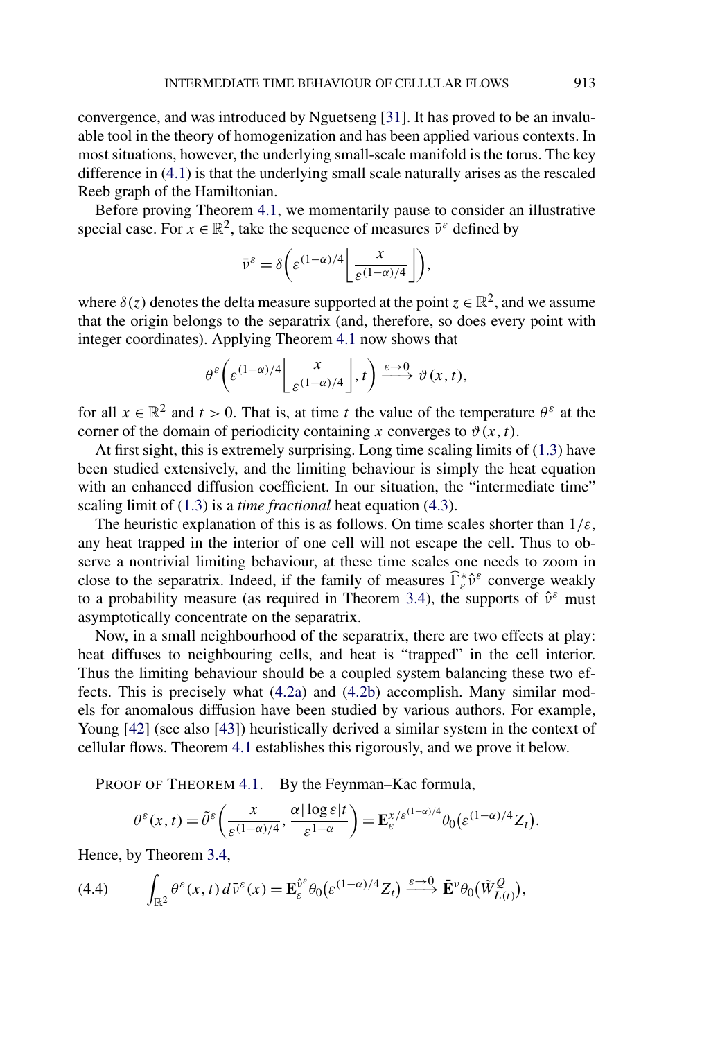convergence, and was introduced by Nguetseng [31]. It has proved to be an invaluable tool in the theory of homogenization and has been applied various contexts. In most situations, however, the underlying small-scale manifold is the torus. The key difference in (4.1) is that the underlying small scale naturally arises as the rescaled Reeb graph of the Hamiltonian.

Before proving Theorem 4.1, we momentarily pause to consider an illustrative special case. For $x \in \mathbb{R}^2$, take the sequence of measures $\bar{v}^\varepsilon$ defined by

$$\bar{v}^\varepsilon = \delta\left(\varepsilon^{(1-\alpha)/4}\left\lfloor \frac{x}{\varepsilon^{(1-\alpha)/4}} \right\rfloor\right),$$

where $\delta(z)$ denotes the delta measure supported at the point $z \in \mathbb{R}^2$, and we assume that the origin belongs to the separatrix (and, therefore, so does every point with integer coordinates). Applying Theorem 4.1 now shows that

$$\theta^\varepsilon\left(\varepsilon^{(1-\alpha)/4}\left\lfloor \frac{x}{\varepsilon^{(1-\alpha)/4}} \right\rfloor, t\right) \xrightarrow{\varepsilon \to 0} \vartheta(x,t),$$

for all $x \in \mathbb{R}^2$ and $t > 0$. That is, at time $t$ the value of the temperature $\theta^\varepsilon$ at the corner of the domain of periodicity containing $x$ converges to $\vartheta(x,t)$.

At first sight, this is extremely surprising. Long time scaling limits of (1.3) have been studied extensively, and the limiting behaviour is simply the heat equation with an enhanced diffusion coefficient. In our situation, the "intermediate time" scaling limit of (1.3) is a *time fractional* heat equation (4.3).

The heuristic explanation of this is as follows. On time scales shorter than $1/\varepsilon$, any heat trapped in the interior of one cell will not escape the cell. Thus to observe a nontrivial limiting behaviour, at these time scales one needs to zoom in close to the separatrix. Indeed, if the family of measures $\widehat{\Gamma}_\varepsilon^* \hat{v}^\varepsilon$ converge weakly to a probability measure (as required in Theorem 3.4), the supports of $\hat{v}^\varepsilon$ must asymptotically concentrate on the separatrix.

Now, in a small neighbourhood of the separatrix, there are two effects at play: heat diffuses to neighbouring cells, and heat is "trapped" in the cell interior. Thus the limiting behaviour should be a coupled system balancing these two effects. This is precisely what (4.2a) and (4.2b) accomplish. Many similar models for anomalous diffusion have been studied by various authors. For example, Young [42] (see also [43]) heuristically derived a similar system in the context of cellular flows. Theorem 4.1 establishes this rigorously, and we prove it below.

PROOF OF THEOREM 4.1. By the Feynman–Kac formula,

$$\theta^\varepsilon(x,t) = \tilde{\theta}^\varepsilon\left(\frac{x}{\varepsilon^{(1-\alpha)/4}}, \frac{\alpha|\log \varepsilon| t}{\varepsilon^{1-\alpha}}\right) = \mathbf{E}_\varepsilon^{x/\varepsilon^{(1-\alpha)/4}} \theta_0\left(\varepsilon^{(1-\alpha)/4} Z_t\right).$$

Hence, by Theorem 3.4,

$$\int_{\mathbb{R}^2} \theta^\varepsilon(x,t)\, d\bar{v}^\varepsilon(x) = \mathbf{E}_\varepsilon^{\hat{v}^\varepsilon} \theta_0\left(\varepsilon^{(1-\alpha)/4} Z_t\right) \xrightarrow{\varepsilon \to 0} \bar{\mathbf{E}}^v \theta_0\left(\tilde{W}_{L(t)}^Q\right), \tag{4.4}$$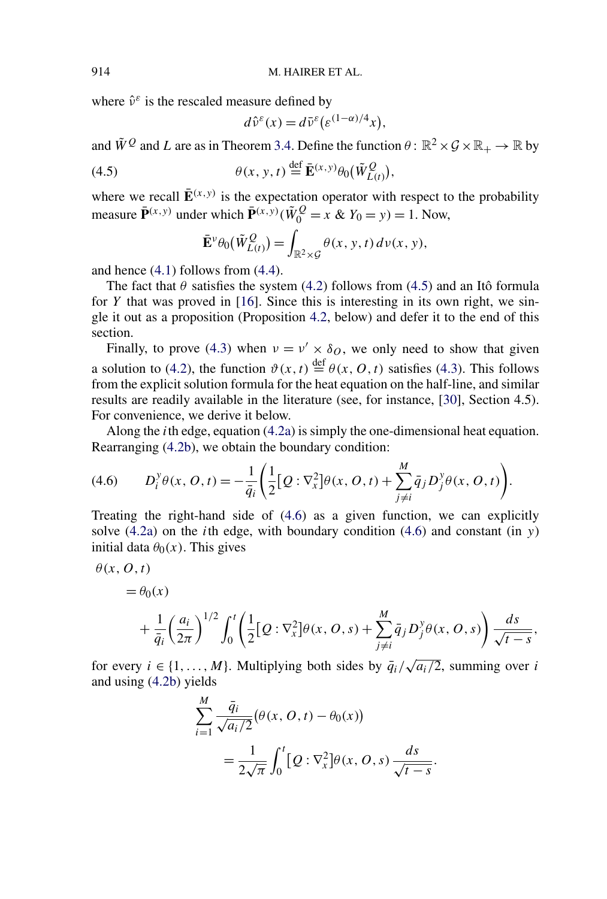where $\hat{\nu}^\varepsilon$ is the rescaled measure defined by

$$d\hat{\nu}^\varepsilon(x) = d\bar{\nu}^\varepsilon\big(\varepsilon^{(1-\alpha)/4}x\big),$$

and $\tilde{W}^Q$ and $L$ are as in Theorem 3.4. Define the function $\theta : \mathbb{R}^2 \times \mathcal{G} \times \mathbb{R}_+ \to \mathbb{R}$ by

$$\theta(x, y, t) \stackrel{\text{def}}{=} \bar{\mathbf{E}}^{(x,y)} \theta_0\big(\tilde{W}^Q_{L(t)}\big), \tag{4.5}$$

where we recall $\bar{\mathbf{E}}^{(x,y)}$ is the expectation operator with respect to the probability measure $\bar{\mathbf{P}}^{(x,y)}$ under which $\bar{\mathbf{P}}^{(x,y)}(\tilde{W}^Q_0 = x \ \&\ Y_0 = y) = 1$. Now,

$$\bar{\mathbf{E}}^\nu \theta_0\big(\tilde{W}^Q_{L(t)}\big) = \int_{\mathbb{R}^2 \times \mathcal{G}} \theta(x, y, t)\, d\nu(x, y),$$

and hence (4.1) follows from (4.4).

The fact that $\theta$ satisfies the system (4.2) follows from (4.5) and an Itô formula for $Y$ that was proved in [16]. Since this is interesting in its own right, we single it out as a proposition (Proposition 4.2, below) and defer it to the end of this section.

Finally, to prove (4.3) when $\nu = \nu' \times \delta_O$, we only need to show that given a solution to (4.2), the function $\vartheta(x, t) \stackrel{\text{def}}{=} \theta(x, O, t)$ satisfies (4.3). This follows from the explicit solution formula for the heat equation on the half-line, and similar results are readily available in the literature (see, for instance, [30], Section 4.5). For convenience, we derive it below.

Along the $i$th edge, equation (4.2a) is simply the one-dimensional heat equation. Rearranging (4.2b), we obtain the boundary condition:

$$D_i^y \theta(x, O, t) = -\frac{1}{\bar{q}_i}\left(\frac{1}{2}\big[Q : \nabla_x^2\big]\theta(x, O, t) + \sum_{j \neq i}^{M} \bar{q}_j D_j^y \theta(x, O, t)\right). \tag{4.6}$$

Treating the right-hand side of (4.6) as a given function, we can explicitly solve (4.2a) on the $i$th edge, with boundary condition (4.6) and constant (in $y$) initial data $\theta_0(x)$. This gives

$$\begin{aligned}
\theta&(x, O, t) \\
&= \theta_0(x) \\
&\quad + \frac{1}{\bar{q}_i}\left(\frac{a_i}{2\pi}\right)^{1/2} \int_0^t \left(\frac{1}{2}\big[Q : \nabla_x^2\big]\theta(x, O, s) + \sum_{j \neq i}^{M} \bar{q}_j D_j^y \theta(x, O, s)\right) \frac{ds}{\sqrt{t-s}},
\end{aligned}$$

for every $i \in \{1, \dots, M\}$. Multiplying both sides by $\bar{q}_i / \sqrt{a_i/2}$, summing over $i$ and using (4.2b) yields

$$\begin{aligned}
\sum_{i=1}^{M} &\frac{\bar{q}_i}{\sqrt{a_i/2}}\big(\theta(x, O, t) - \theta_0(x)\big) \\
&= \frac{1}{2\sqrt{\pi}} \int_0^t \big[Q : \nabla_x^2\big]\theta(x, O, s) \frac{ds}{\sqrt{t-s}}.
\end{aligned}$$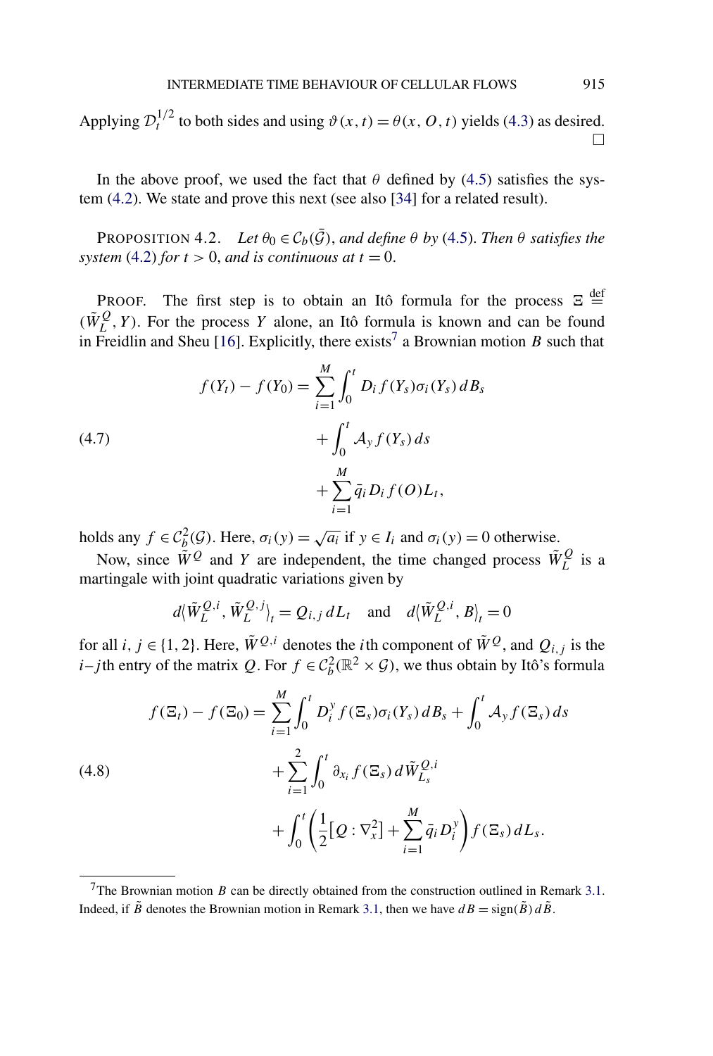Applying $\mathcal{D}_t^{1/2}$ to both sides and using $\vartheta(x,t) = \theta(x, O, t)$ yields (4.3) as desired. $\square$

In the above proof, we used the fact that $\theta$ defined by (4.5) satisfies the system (4.2). We state and prove this next (see also [34] for a related result).

PROPOSITION 4.2. *Let $\theta_0 \in \mathcal{C}_b(\bar{\mathcal{G}})$, and define $\theta$ by (4.5). Then $\theta$ satisfies the system (4.2) for $t > 0$, and is continuous at $t = 0$.*

PROOF. The first step is to obtain an Itô formula for the process $\Xi \stackrel{\text{def}}{=} (\tilde{W}_L^Q, Y)$. For the process $Y$ alone, an Itô formula is known and can be found in Freidlin and Sheu [16]. Explicitly, there exists[7] a Brownian motion $B$ such that

$$
\begin{aligned}
f(Y_t) - f(Y_0) = {} & \sum_{i=1}^{M} \int_0^t D_i f(Y_s) \sigma_i(Y_s)\, dB_s \\
& + \int_0^t \mathcal{A}_y f(Y_s)\, ds \\
& + \sum_{i=1}^{M} \bar{q}_i D_i f(O) L_t,
\end{aligned}
\tag{4.7}
$$

holds any $f \in \mathcal{C}_b^2(\mathcal{G})$. Here, $\sigma_i(y) = \sqrt{a_i}$ if $y \in I_i$ and $\sigma_i(y) = 0$ otherwise.

Now, since $\tilde{W}^Q$ and $Y$ are independent, the time changed process $\tilde{W}_L^Q$ is a martingale with joint quadratic variations given by

$$
d\langle \tilde{W}_L^{Q,i}, \tilde{W}_L^{Q,j} \rangle_t = Q_{i,j}\, dL_t \quad \text{and} \quad d\langle \tilde{W}_L^{Q,i}, B \rangle_t = 0
$$

for all $i, j \in \{1, 2\}$. Here, $\tilde{W}^{Q,i}$ denotes the $i$th component of $\tilde{W}^Q$, and $Q_{i,j}$ is the $i$–$j$th entry of the matrix $Q$. For $f \in \mathcal{C}_b^2(\mathbb{R}^2 \times \mathcal{G})$, we thus obtain by Itô's formula

$$
\begin{aligned}
f(\Xi_t) - f(\Xi_0) = {} & \sum_{i=1}^{M} \int_0^t D_i^y f(\Xi_s) \sigma_i(Y_s)\, dB_s + \int_0^t \mathcal{A}_y f(\Xi_s)\, ds \\
& + \sum_{i=1}^{2} \int_0^t \partial_{x_i} f(\Xi_s)\, d\tilde{W}_{L_s}^{Q,i} \\
& + \int_0^t \left( \frac{1}{2} [Q : \nabla_x^2] + \sum_{i=1}^{M} \bar{q}_i D_i^y \right) f(\Xi_s)\, dL_s.
\end{aligned}
\tag{4.8}
$$

[7] The Brownian motion $B$ can be directly obtained from the construction outlined in Remark 3.1. Indeed, if $\tilde{B}$ denotes the Brownian motion in Remark 3.1, then we have $dB = \operatorname{sign}(\tilde{B})\, d\tilde{B}$.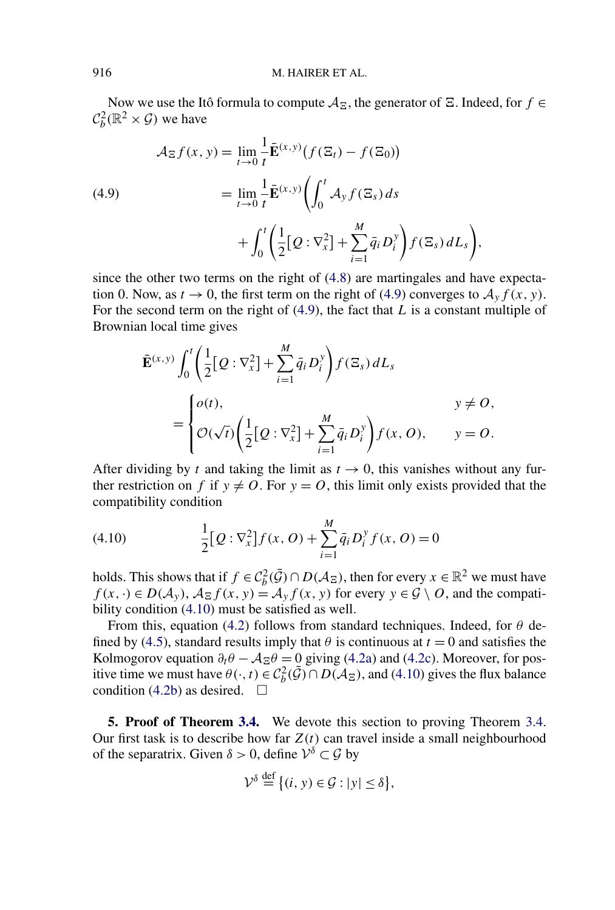Now we use the Itô formula to compute $\mathcal{A}_\Xi$, the generator of $\Xi$. Indeed, for $f \in \mathcal{C}_b^2(\mathbb{R}^2 \times \mathcal{G})$ we have

$$
\begin{aligned}
\mathcal{A}_\Xi f(x,y) &= \lim_{t \to 0} \frac{1}{t} \bar{\mathbf{E}}^{(x,y)}\big(f(\Xi_t) - f(\Xi_0)\big) \\
&= \lim_{t \to 0} \frac{1}{t} \bar{\mathbf{E}}^{(x,y)}\bigg(\int_0^t \mathcal{A}_y f(\Xi_s)\,ds \\
&\qquad + \int_0^t \bigg(\frac{1}{2}[Q : \nabla_x^2] + \sum_{i=1}^M \bar{q}_i D_i^y\bigg) f(\Xi_s)\,dL_s\bigg),
\end{aligned}
\tag{4.9}
$$

since the other two terms on the right of (4.8) are martingales and have expectation 0. Now, as $t \to 0$, the first term on the right of (4.9) converges to $\mathcal{A}_y f(x,y)$. For the second term on the right of (4.9), the fact that $L$ is a constant multiple of Brownian local time gives

$$
\begin{aligned}
&\bar{\mathbf{E}}^{(x,y)} \int_0^t \bigg(\frac{1}{2}[Q : \nabla_x^2] + \sum_{i=1}^M \bar{q}_i D_i^y\bigg) f(\Xi_s)\,dL_s \\
&\quad = \begin{cases} o(t), & y \neq O, \\ \mathcal{O}(\sqrt{t})\bigg(\dfrac{1}{2}[Q : \nabla_x^2] + \displaystyle\sum_{i=1}^M \bar{q}_i D_i^y\bigg) f(x,O), & y = O. \end{cases}
\end{aligned}
$$

After dividing by $t$ and taking the limit as $t \to 0$, this vanishes without any further restriction on $f$ if $y \neq O$. For $y = O$, this limit only exists provided that the compatibility condition

$$
\frac{1}{2}[Q : \nabla_x^2] f(x,O) + \sum_{i=1}^M \bar{q}_i D_i^y f(x,O) = 0
\tag{4.10}
$$

holds. This shows that if $f \in \mathcal{C}_b^2(\bar{\mathcal{G}}) \cap D(\mathcal{A}_\Xi)$, then for every $x \in \mathbb{R}^2$ we must have $f(x,\cdot) \in D(\mathcal{A}_y)$, $\mathcal{A}_\Xi f(x,y) = \mathcal{A}_y f(x,y)$ for every $y \in \mathcal{G} \setminus O$, and the compatibility condition (4.10) must be satisfied as well.

From this, equation (4.2) follows from standard techniques. Indeed, for $\theta$ defined by (4.5), standard results imply that $\theta$ is continuous at $t = 0$ and satisfies the Kolmogorov equation $\partial_t \theta - \mathcal{A}_\Xi \theta = 0$ giving (4.2a) and (4.2c). Moreover, for positive time we must have $\theta(\cdot, t) \in \mathcal{C}_b^2(\bar{\mathcal{G}}) \cap D(\mathcal{A}_\Xi)$, and (4.10) gives the flux balance condition (4.2b) as desired. $\square$

## 5. Proof of Theorem 3.4.

We devote this section to proving Theorem 3.4. Our first task is to describe how far $Z(t)$ can travel inside a small neighbourhood of the separatrix. Given $\delta > 0$, define $\mathcal{V}^\delta \subset \mathcal{G}$ by

$$
\mathcal{V}^\delta \stackrel{\text{def}}{=} \{(i,y) \in \mathcal{G} : |y| \leq \delta\},
$$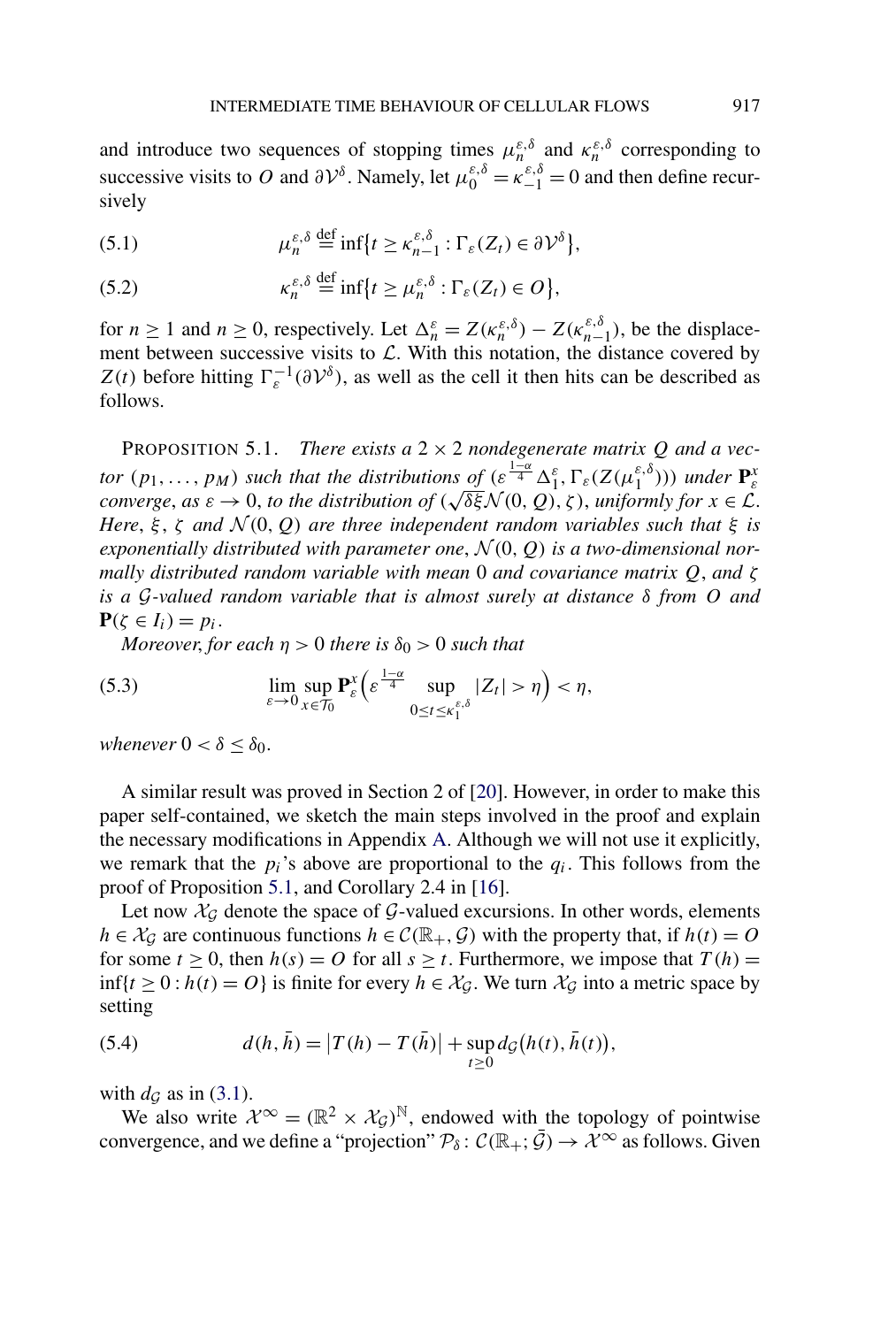and introduce two sequences of stopping times $\mu_n^{\varepsilon,\delta}$ and $\kappa_n^{\varepsilon,\delta}$ corresponding to successive visits to $O$ and $\partial\mathcal{V}^\delta$. Namely, let $\mu_0^{\varepsilon,\delta} = \kappa_{-1}^{\varepsilon,\delta} = 0$ and then define recursively

$$\mu_n^{\varepsilon,\delta} \stackrel{\text{def}}{=} \inf\{t \geq \kappa_{n-1}^{\varepsilon,\delta} : \Gamma_\varepsilon(Z_t) \in \partial\mathcal{V}^\delta\}, \tag{5.1}$$

$$\kappa_n^{\varepsilon,\delta} \stackrel{\text{def}}{=} \inf\{t \geq \mu_n^{\varepsilon,\delta} : \Gamma_\varepsilon(Z_t) \in O\}, \tag{5.2}$$

for $n \geq 1$ and $n \geq 0$, respectively. Let $\Delta_n^\varepsilon = Z(\kappa_n^{\varepsilon,\delta}) - Z(\kappa_{n-1}^{\varepsilon,\delta})$, be the displacement between successive visits to $\mathcal{L}$. With this notation, the distance covered by $Z(t)$ before hitting $\Gamma_\varepsilon^{-1}(\partial\mathcal{V}^\delta)$, as well as the cell it then hits can be described as follows.

PROPOSITION 5.1. *There exists a $2 \times 2$ nondegenerate matrix $Q$ and a vector $(p_1, \dots, p_M)$ such that the distributions of $(\varepsilon^{\frac{1-\alpha}{4}}\Delta_1^\varepsilon, \Gamma_\varepsilon(Z(\mu_1^{\varepsilon,\delta})))$ under $\mathbf{P}_\varepsilon^x$ converge, as $\varepsilon \to 0$, to the distribution of $(\sqrt{\delta\xi}\mathcal{N}(0, Q), \zeta)$, uniformly for $x \in \mathcal{L}$. Here, $\xi$, $\zeta$ and $\mathcal{N}(0, Q)$ are three independent random variables such that $\xi$ is exponentially distributed with parameter one, $\mathcal{N}(0, Q)$ is a two-dimensional normally distributed random variable with mean $0$ and covariance matrix $Q$, and $\zeta$ is a $\mathcal{G}$-valued random variable that is almost surely at distance $\delta$ from $O$ and $\mathbf{P}(\zeta \in I_i) = p_i$.*

*Moreover, for each $\eta > 0$ there is $\delta_0 > 0$ such that*

$$\lim_{\varepsilon \to 0} \sup_{x \in \mathcal{T}_0} \mathbf{P}_\varepsilon^x\Big(\varepsilon^{\frac{1-\alpha}{4}} \sup_{0 \leq t \leq \kappa_1^{\varepsilon,\delta}} |Z_t| > \eta\Big) < \eta, \tag{5.3}$$

*whenever $0 < \delta \leq \delta_0$.*

A similar result was proved in Section 2 of [20]. However, in order to make this paper self-contained, we sketch the main steps involved in the proof and explain the necessary modifications in Appendix A. Although we will not use it explicitly, we remark that the $p_i$'s above are proportional to the $q_i$. This follows from the proof of Proposition 5.1, and Corollary 2.4 in [16].

Let now $\mathcal{X}_\mathcal{G}$ denote the space of $\mathcal{G}$-valued excursions. In other words, elements $h \in \mathcal{X}_\mathcal{G}$ are continuous functions $h \in \mathcal{C}(\mathbb{R}_+, \mathcal{G})$ with the property that, if $h(t) = O$ for some $t \geq 0$, then $h(s) = O$ for all $s \geq t$. Furthermore, we impose that $T(h) = \inf\{t \geq 0 : h(t) = O\}$ is finite for every $h \in \mathcal{X}_\mathcal{G}$. We turn $\mathcal{X}_\mathcal{G}$ into a metric space by setting

$$d(h, \bar{h}) = |T(h) - T(\bar{h})| + \sup_{t \geq 0} d_\mathcal{G}(h(t), \bar{h}(t)), \tag{5.4}$$

with $d_\mathcal{G}$ as in (3.1).

We also write $\mathcal{X}^\infty = (\mathbb{R}^2 \times \mathcal{X}_\mathcal{G})^\mathbb{N}$, endowed with the topology of pointwise convergence, and we define a "projection" $\mathcal{P}_\delta : \mathcal{C}(\mathbb{R}_+; \bar{\mathcal{G}}) \to \mathcal{X}^\infty$ as follows. Given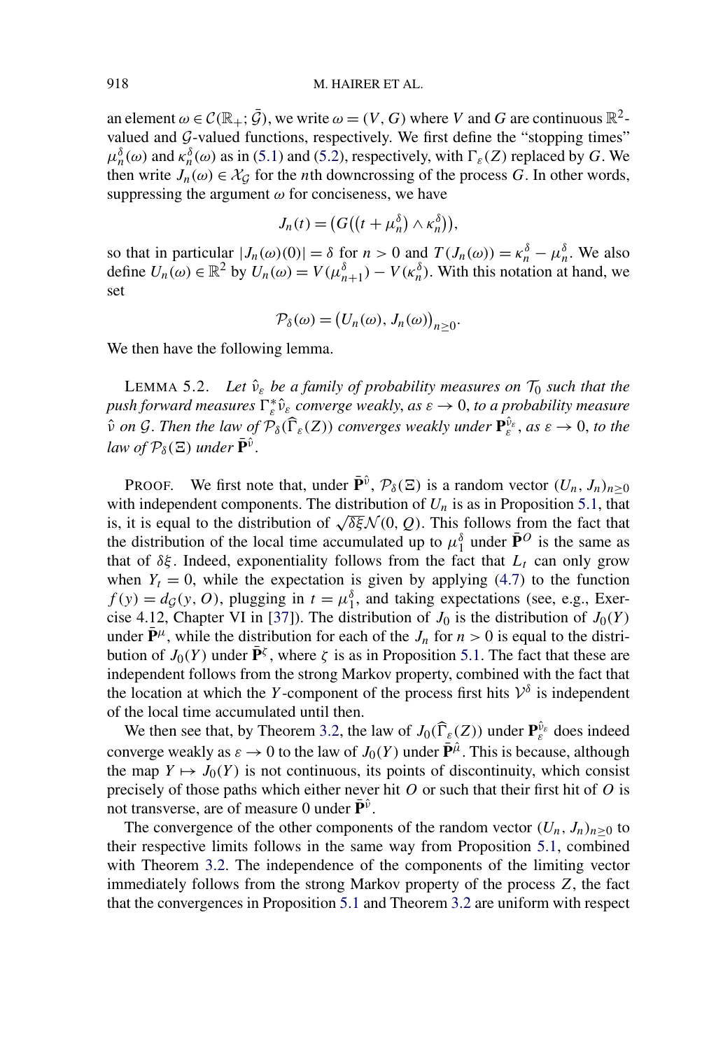an element $\omega \in \mathcal{C}(\mathbb{R}_+; \bar{\mathcal{G}})$, we write $\omega = (V, G)$ where $V$ and $G$ are continuous $\mathbb{R}^2$-valued and $\mathcal{G}$-valued functions, respectively. We first define the "stopping times" $\mu_n^\delta(\omega)$ and $\kappa_n^\delta(\omega)$ as in (5.1) and (5.2), respectively, with $\Gamma_\varepsilon(Z)$ replaced by $G$. We then write $J_n(\omega) \in \mathcal{X}_\mathcal{G}$ for the $n$th downcrossing of the process $G$. In other words, suppressing the argument $\omega$ for conciseness, we have

$$J_n(t) = \big(G\big((t + \mu_n^\delta) \wedge \kappa_n^\delta\big)\big),$$

so that in particular $|J_n(\omega)(0)| = \delta$ for $n > 0$ and $T(J_n(\omega)) = \kappa_n^\delta - \mu_n^\delta$. We also define $U_n(\omega) \in \mathbb{R}^2$ by $U_n(\omega) = V(\mu_{n+1}^\delta) - V(\kappa_n^\delta)$. With this notation at hand, we set

$$\mathcal{P}_\delta(\omega) = \big(U_n(\omega), J_n(\omega)\big)_{n \geq 0}.$$

We then have the following lemma.

LEMMA 5.2. *Let $\hat{\nu}_\varepsilon$ be a family of probability measures on $\mathcal{T}_0$ such that the push forward measures $\Gamma_\varepsilon^* \hat{\nu}_\varepsilon$ converge weakly, as $\varepsilon \to 0$, to a probability measure $\hat{\nu}$ on $\mathcal{G}$. Then the law of $\mathcal{P}_\delta(\widehat{\Gamma}_\varepsilon(Z))$ converges weakly under $\mathbf{P}_\varepsilon^{\hat{\nu}_\varepsilon}$, as $\varepsilon \to 0$, to the law of $\mathcal{P}_\delta(\Xi)$ under $\bar{\mathbf{P}}^{\hat{\nu}}$.*

PROOF. We first note that, under $\bar{\mathbf{P}}^{\hat{\nu}}$, $\mathcal{P}_\delta(\Xi)$ is a random vector $(U_n, J_n)_{n \geq 0}$ with independent components. The distribution of $U_n$ is as in Proposition 5.1, that is, it is equal to the distribution of $\sqrt{\delta \xi} \mathcal{N}(0, Q)$. This follows from the fact that the distribution of the local time accumulated up to $\mu_1^\delta$ under $\bar{\mathbf{P}}^O$ is the same as that of $\delta \xi$. Indeed, exponentiality follows from the fact that $L_t$ can only grow when $Y_t = 0$, while the expectation is given by applying (4.7) to the function $f(y) = d_\mathcal{G}(y, O)$, plugging in $t = \mu_1^\delta$, and taking expectations (see, e.g., Exercise 4.12, Chapter VI in [37]). The distribution of $J_0$ is the distribution of $J_0(Y)$ under $\bar{\mathbf{P}}^\mu$, while the distribution for each of the $J_n$ for $n > 0$ is equal to the distribution of $J_0(Y)$ under $\bar{\mathbf{P}}^\zeta$, where $\zeta$ is as in Proposition 5.1. The fact that these are independent follows from the strong Markov property, combined with the fact that the location at which the $Y$-component of the process first hits $\mathcal{V}^\delta$ is independent of the local time accumulated until then.

We then see that, by Theorem 3.2, the law of $J_0(\widehat{\Gamma}_\varepsilon(Z))$ under $\mathbf{P}_\varepsilon^{\hat{\nu}_\varepsilon}$ does indeed converge weakly as $\varepsilon \to 0$ to the law of $J_0(Y)$ under $\bar{\mathbf{P}}^{\hat{\mu}}$. This is because, although the map $Y \mapsto J_0(Y)$ is not continuous, its points of discontinuity, which consist precisely of those paths which either never hit $O$ or such that their first hit of $O$ is not transverse, are of measure 0 under $\bar{\mathbf{P}}^{\hat{\nu}}$.

The convergence of the other components of the random vector $(U_n, J_n)_{n \geq 0}$ to their respective limits follows in the same way from Proposition 5.1, combined with Theorem 3.2. The independence of the components of the limiting vector immediately follows from the strong Markov property of the process $Z$, the fact that the convergences in Proposition 5.1 and Theorem 3.2 are uniform with respect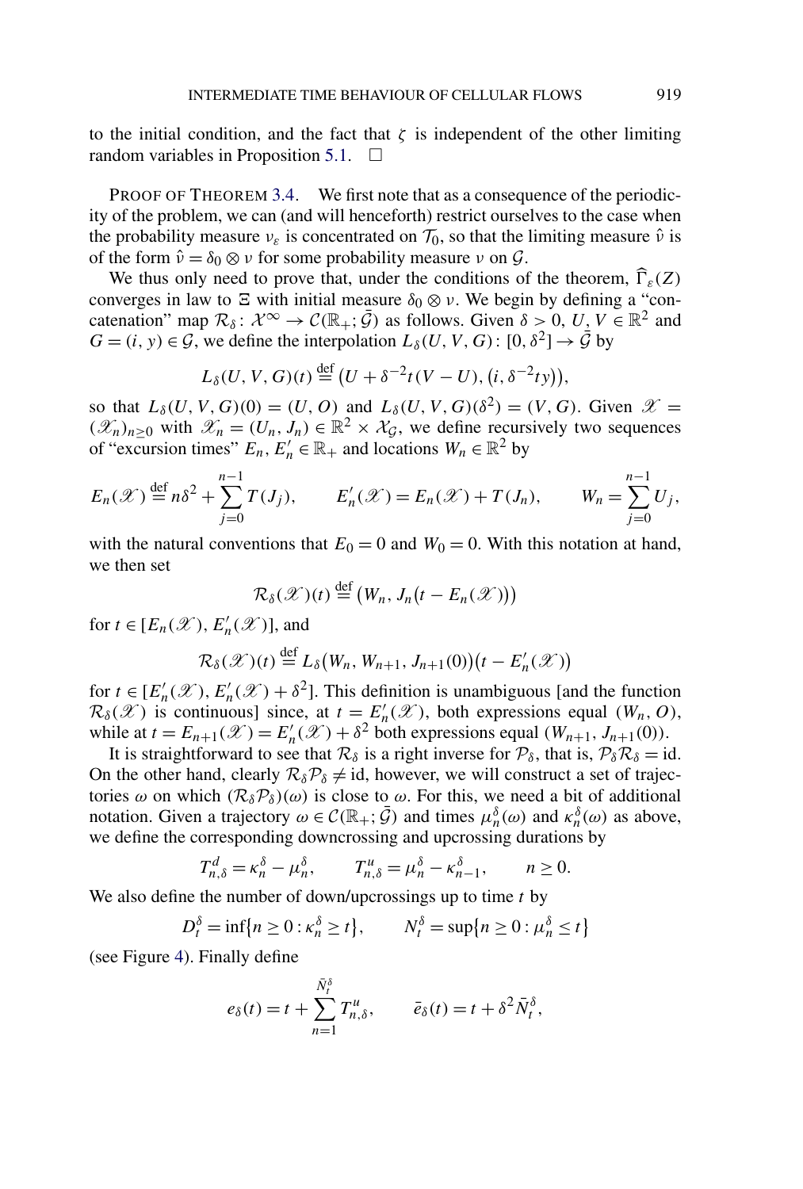to the initial condition, and the fact that $\zeta$ is independent of the other limiting random variables in Proposition 5.1. $\square$

PROOF OF THEOREM 3.4. We first note that as a consequence of the periodicity of the problem, we can (and will henceforth) restrict ourselves to the case when the probability measure $\nu_\varepsilon$ is concentrated on $\mathcal{T}_0$, so that the limiting measure $\hat{\nu}$ is of the form $\hat{\nu} = \delta_0 \otimes \nu$ for some probability measure $\nu$ on $\mathcal{G}$.

We thus only need to prove that, under the conditions of the theorem, $\widehat{\Gamma}_\varepsilon(Z)$ converges in law to $\Xi$ with initial measure $\delta_0 \otimes \nu$. We begin by defining a "concatenation" map $\mathcal{R}_\delta \colon \mathcal{X}^\infty \to \mathcal{C}(\mathbb{R}_+; \bar{\mathcal{G}})$ as follows. Given $\delta > 0$, $U, V \in \mathbb{R}^2$ and $G = (i, y) \in \mathcal{G}$, we define the interpolation $L_\delta(U, V, G) \colon [0, \delta^2] \to \bar{\mathcal{G}}$ by

$$L_\delta(U, V, G)(t) \stackrel{\text{def}}{=} \big(U + \delta^{-2} t(V - U), \big(i, \delta^{-2} t y\big)\big),$$

so that $L_\delta(U, V, G)(0) = (U, O)$ and $L_\delta(U, V, G)(\delta^2) = (V, G)$. Given $\mathscr{X} = (\mathscr{X}_n)_{n \geq 0}$ with $\mathscr{X}_n = (U_n, J_n) \in \mathbb{R}^2 \times \mathcal{X}_\mathcal{G}$, we define recursively two sequences of "excursion times" $E_n, E'_n \in \mathbb{R}_+$ and locations $W_n \in \mathbb{R}^2$ by

$$E_n(\mathscr{X}) \stackrel{\text{def}}{=} n\delta^2 + \sum_{j=0}^{n-1} T(J_j), \qquad E'_n(\mathscr{X}) = E_n(\mathscr{X}) + T(J_n), \qquad W_n = \sum_{j=0}^{n-1} U_j,$$

with the natural conventions that $E_0 = 0$ and $W_0 = 0$. With this notation at hand, we then set

$$\mathcal{R}_\delta(\mathscr{X})(t) \stackrel{\text{def}}{=} \big(W_n, J_n\big(t - E_n(\mathscr{X})\big)\big)$$

for $t \in [E_n(\mathscr{X}), E'_n(\mathscr{X})]$, and

$$\mathcal{R}_\delta(\mathscr{X})(t) \stackrel{\text{def}}{=} L_\delta\big(W_n, W_{n+1}, J_{n+1}(0)\big)\big(t - E'_n(\mathscr{X})\big)$$

for $t \in [E'_n(\mathscr{X}), E'_n(\mathscr{X}) + \delta^2]$. This definition is unambiguous [and the function $\mathcal{R}_\delta(\mathscr{X})$ is continuous] since, at $t = E'_n(\mathscr{X})$, both expressions equal $(W_n, O)$, while at $t = E_{n+1}(\mathscr{X}) = E'_n(\mathscr{X}) + \delta^2$ both expressions equal $(W_{n+1}, J_{n+1}(0))$.

It is straightforward to see that $\mathcal{R}_\delta$ is a right inverse for $\mathcal{P}_\delta$, that is, $\mathcal{P}_\delta \mathcal{R}_\delta = \text{id}$. On the other hand, clearly $\mathcal{R}_\delta \mathcal{P}_\delta \neq \text{id}$, however, we will construct a set of trajectories $\omega$ on which $(\mathcal{R}_\delta \mathcal{P}_\delta)(\omega)$ is close to $\omega$. For this, we need a bit of additional notation. Given a trajectory $\omega \in \mathcal{C}(\mathbb{R}_+; \bar{\mathcal{G}})$ and times $\mu_n^\delta(\omega)$ and $\kappa_n^\delta(\omega)$ as above, we define the corresponding downcrossing and upcrossing durations by

$$T^d_{n,\delta} = \kappa_n^\delta - \mu_n^\delta, \qquad T^u_{n,\delta} = \mu_n^\delta - \kappa_{n-1}^\delta, \qquad n \geq 0.$$

We also define the number of down/upcrossings up to time $t$ by

$$D_t^\delta = \inf\{n \geq 0 : \kappa_n^\delta \geq t\}, \qquad N_t^\delta = \sup\{n \geq 0 : \mu_n^\delta \leq t\}$$

(see Figure 4). Finally define

$$e_\delta(t) = t + \sum_{n=1}^{\bar{N}_t^\delta} T^u_{n,\delta}, \qquad \bar{e}_\delta(t) = t + \delta^2 \bar{N}_t^\delta,$$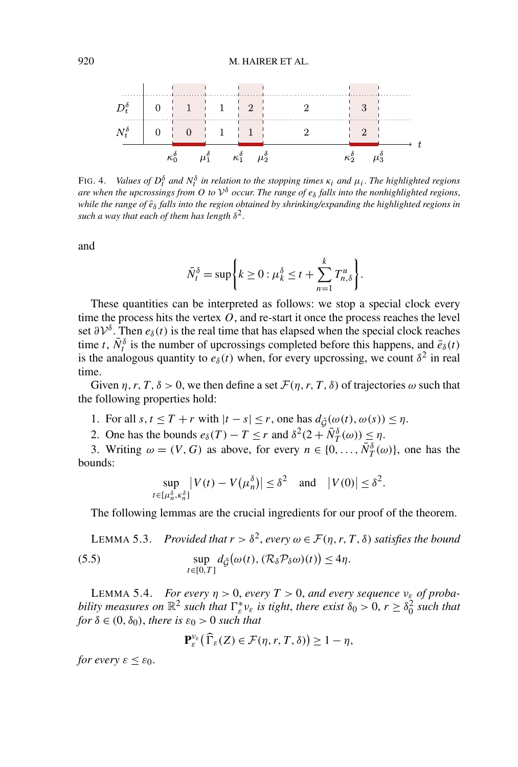FIG. 4. *Values of $D_t^\delta$ and $N_t^\delta$ in relation to the stopping times $\kappa_i$ and $\mu_i$. The highlighted regions are when the upcrossings from $O$ to $\mathcal{V}^\delta$ occur. The range of $e_\delta$ falls into the nonhighlighted regions, while the range of $\bar{e}_\delta$ falls into the region obtained by shrinking/expanding the highlighted regions in such a way that each of them has length $\delta^2$.*

and

$$\bar{N}_t^\delta = \sup\left\{k \geq 0 : \mu_k^\delta \leq t + \sum_{n=1}^{k} T_{n,\delta}^u\right\}.$$

These quantities can be interpreted as follows: we stop a special clock every time the process hits the vertex $O$, and re-start it once the process reaches the level set $\partial\mathcal{V}^\delta$. Then $e_\delta(t)$ is the real time that has elapsed when the special clock reaches time $t$, $\bar{N}_t^\delta$ is the number of upcrossings completed before this happens, and $\bar{e}_\delta(t)$ is the analogous quantity to $e_\delta(t)$ when, for every upcrossing, we count $\delta^2$ in real time.

Given $\eta, r, T, \delta > 0$, we then define a set $\mathcal{F}(\eta, r, T, \delta)$ of trajectories $\omega$ such that the following properties hold:

1. For all $s, t \leq T + r$ with $|t - s| \leq r$, one has $d_{\bar{\mathcal{G}}}(\omega(t), \omega(s)) \leq \eta$.
2. One has the bounds $e_\delta(T) - T \leq r$ and $\delta^2(2 + \bar{N}_T^\delta(\omega)) \leq \eta$.
3. Writing $\omega = (V, G)$ as above, for every $n \in \{0, \ldots, \bar{N}_T^\delta(\omega)\}$, one has the bounds:

$$\sup_{t \in [\mu_n^\delta, \kappa_n^\delta]} |V(t) - V(\mu_n^\delta)| \leq \delta^2 \quad \text{and} \quad |V(0)| \leq \delta^2.$$

The following lemmas are the crucial ingredients for our proof of the theorem.

LEMMA 5.3. *Provided that $r > \delta^2$, every $\omega \in \mathcal{F}(\eta, r, T, \delta)$ satisfies the bound*

$$\sup_{t \in [0,T]} d_{\bar{\mathcal{G}}}(\omega(t), (\mathcal{R}_\delta \mathcal{P}_\delta \omega)(t)) \leq 4\eta. \tag{5.5}$$

LEMMA 5.4. *For every $\eta > 0$, every $T > 0$, and every sequence $\nu_\varepsilon$ of probability measures on $\mathbb{R}^2$ such that $\Gamma_\varepsilon^* \nu_\varepsilon$ is tight, there exist $\delta_0 > 0$, $r \geq \delta_0^2$ such that for $\delta \in (0, \delta_0)$, there is $\varepsilon_0 > 0$ such that*

$$\mathbf{P}_\varepsilon^{\nu_\varepsilon}\big(\widehat{\Gamma}_\varepsilon(Z) \in \mathcal{F}(\eta, r, T, \delta)\big) \geq 1 - \eta,$$

*for every $\varepsilon \leq \varepsilon_0$.*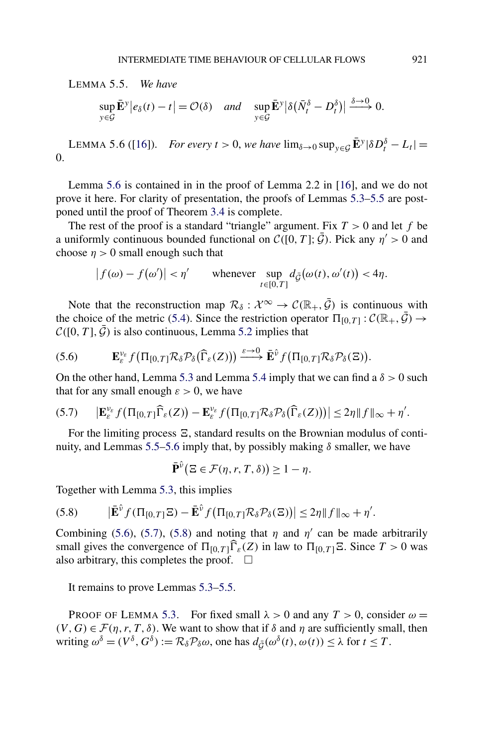LEMMA 5.5. *We have*

$$\sup_{y\in\mathcal{G}} \bar{\mathbf{E}}^y \big|e_\delta(t) - t\big| = \mathcal{O}(\delta) \quad \textit{and} \quad \sup_{y\in\mathcal{G}} \bar{\mathbf{E}}^y \big|\delta\big(\bar{N}_t^\delta - D_t^\delta\big)\big| \xrightarrow{\delta\to 0} 0.$$

LEMMA 5.6 ([16]). *For every $t > 0$, we have* $\lim_{\delta\to 0}\sup_{y\in\mathcal{G}} \bar{\mathbf{E}}^y |\delta D_t^\delta - L_t| = 0$.

Lemma 5.6 is contained in in the proof of Lemma 2.2 in [16], and we do not prove it here. For clarity of presentation, the proofs of Lemmas 5.3–5.5 are postponed until the proof of Theorem 3.4 is complete.

The rest of the proof is a standard "triangle" argument. Fix $T > 0$ and let $f$ be a uniformly continuous bounded functional on $\mathcal{C}([0,T];\bar{\mathcal{G}})$. Pick any $\eta' > 0$ and choose $\eta > 0$ small enough such that

$$\big|f(\omega) - f(\omega')\big| < \eta' \qquad \text{whenever } \sup_{t\in[0,T]} d_{\bar{\mathcal{G}}}\big(\omega(t), \omega'(t)\big) < 4\eta.$$

Note that the reconstruction map $\mathcal{R}_\delta : \mathcal{X}^\infty \to \mathcal{C}(\mathbb{R}_+, \bar{\mathcal{G}})$ is continuous with the choice of the metric (5.4). Since the restriction operator $\Pi_{[0,T]} : \mathcal{C}(\mathbb{R}_+, \bar{\mathcal{G}}) \to \mathcal{C}([0,T], \bar{\mathcal{G}})$ is also continuous, Lemma 5.2 implies that

$$\mathbf{E}_\varepsilon^{\nu_\varepsilon} f\big(\Pi_{[0,T]}\mathcal{R}_\delta\mathcal{P}_\delta\big(\widehat{\Gamma}_\varepsilon(Z)\big)\big) \xrightarrow{\varepsilon\to 0} \bar{\mathbf{E}}^{\hat{\nu}} f\big(\Pi_{[0,T]}\mathcal{R}_\delta\mathcal{P}_\delta(\Xi)\big). \tag{5.6}$$

On the other hand, Lemma 5.3 and Lemma 5.4 imply that we can find a $\delta > 0$ such that for any small enough $\varepsilon > 0$, we have

$$\big|\mathbf{E}_\varepsilon^{\nu_\varepsilon} f\big(\Pi_{[0,T]}\widehat{\Gamma}_\varepsilon(Z)\big) - \mathbf{E}_\varepsilon^{\nu_\varepsilon} f\big(\Pi_{[0,T]}\mathcal{R}_\delta\mathcal{P}_\delta\big(\widehat{\Gamma}_\varepsilon(Z)\big)\big)\big| \le 2\eta\|f\|_\infty + \eta'. \tag{5.7}$$

For the limiting process $\Xi$, standard results on the Brownian modulus of continuity, and Lemmas 5.5–5.6 imply that, by possibly making $\delta$ smaller, we have

$$\bar{\mathbf{P}}^{\hat{\nu}}\big(\Xi \in \mathcal{F}(\eta, r, T, \delta)\big) \ge 1 - \eta.$$

Together with Lemma 5.3, this implies

$$\big|\bar{\mathbf{E}}^{\hat{\nu}} f(\Pi_{[0,T]}\Xi) - \bar{\mathbf{E}}^{\hat{\nu}} f\big(\Pi_{[0,T]}\mathcal{R}_\delta\mathcal{P}_\delta(\Xi)\big)\big| \le 2\eta\|f\|_\infty + \eta'. \tag{5.8}$$

Combining (5.6), (5.7), (5.8) and noting that $\eta$ and $\eta'$ can be made arbitrarily small gives the convergence of $\Pi_{[0,T]}\widehat{\Gamma}_\varepsilon(Z)$ in law to $\Pi_{[0,T]}\Xi$. Since $T > 0$ was also arbitrary, this completes the proof. $\square$

It remains to prove Lemmas 5.3–5.5.

PROOF OF LEMMA 5.3. For fixed small $\lambda > 0$ and any $T > 0$, consider $\omega = (V, G) \in \mathcal{F}(\eta, r, T, \delta)$. We want to show that if $\delta$ and $\eta$ are sufficiently small, then writing $\omega^\delta = (V^\delta, G^\delta) := \mathcal{R}_\delta\mathcal{P}_\delta\omega$, one has $d_{\bar{\mathcal{G}}}(\omega^\delta(t), \omega(t)) \le \lambda$ for $t \le T$.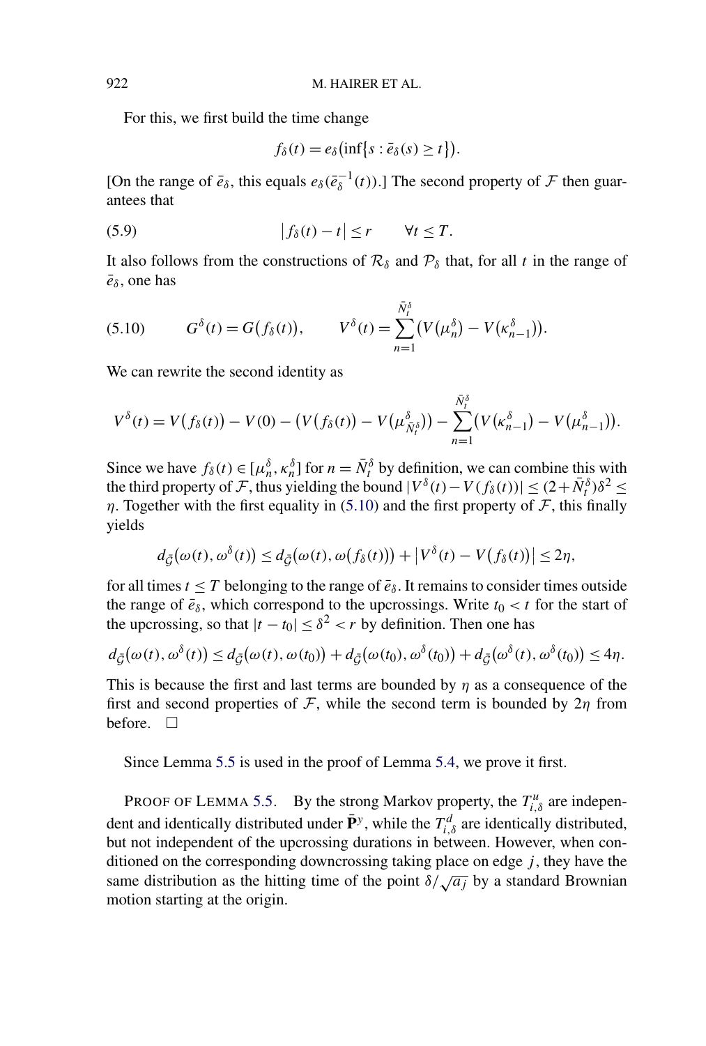For this, we first build the time change

$$f_\delta(t) = e_\delta\big(\inf\{s : \bar{e}_\delta(s) \geq t\}\big).$$

[On the range of $\bar{e}_\delta$, this equals $e_\delta(\bar{e}_\delta^{-1}(t))$.] The second property of $\mathcal{F}$ then guarantees that

$$|f_\delta(t) - t| \leq r \qquad \forall t \leq T. \tag{5.9}$$

It also follows from the constructions of $\mathcal{R}_\delta$ and $\mathcal{P}_\delta$ that, for all $t$ in the range of $\bar{e}_\delta$, one has

$$G^\delta(t) = G\big(f_\delta(t)\big), \qquad V^\delta(t) = \sum_{n=1}^{\bar{N}_t^\delta} \big(V(\mu_n^\delta) - V(\kappa_{n-1}^\delta)\big). \tag{5.10}$$

We can rewrite the second identity as

$$V^\delta(t) = V\big(f_\delta(t)\big) - V(0) - \big(V\big(f_\delta(t)\big) - V\big(\mu_{\bar{N}_t^\delta}^\delta\big)\big) - \sum_{n=1}^{\bar{N}_t^\delta} \big(V\big(\kappa_{n-1}^\delta\big) - V\big(\mu_{n-1}^\delta\big)\big).$$

Since we have $f_\delta(t) \in [\mu_n^\delta, \kappa_n^\delta]$ for $n = \bar{N}_t^\delta$ by definition, we can combine this with the third property of $\mathcal{F}$, thus yielding the bound $|V^\delta(t) - V(f_\delta(t))| \leq (2 + \bar{N}_t^\delta)\delta^2 \leq \eta$. Together with the first equality in (5.10) and the first property of $\mathcal{F}$, this finally yields

$$d_{\bar{\mathcal{G}}}\big(\omega(t), \omega^\delta(t)\big) \leq d_{\bar{\mathcal{G}}}\big(\omega(t), \omega\big(f_\delta(t)\big)\big) + \big|V^\delta(t) - V\big(f_\delta(t)\big)\big| \leq 2\eta,$$

for all times $t \leq T$ belonging to the range of $\bar{e}_\delta$. It remains to consider times outside the range of $\bar{e}_\delta$, which correspond to the upcrossings. Write $t_0 < t$ for the start of the upcrossing, so that $|t - t_0| \leq \delta^2 < r$ by definition. Then one has

$$d_{\bar{\mathcal{G}}}\big(\omega(t), \omega^\delta(t)\big) \leq d_{\bar{\mathcal{G}}}\big(\omega(t), \omega(t_0)\big) + d_{\bar{\mathcal{G}}}\big(\omega(t_0), \omega^\delta(t_0)\big) + d_{\bar{\mathcal{G}}}\big(\omega^\delta(t), \omega^\delta(t_0)\big) \leq 4\eta.$$

This is because the first and last terms are bounded by $\eta$ as a consequence of the first and second properties of $\mathcal{F}$, while the second term is bounded by $2\eta$ from before. $\square$

Since Lemma 5.5 is used in the proof of Lemma 5.4, we prove it first.

PROOF OF LEMMA 5.5. By the strong Markov property, the $T_{i,\delta}^u$ are independent and identically distributed under $\bar{\mathbf{P}}^y$, while the $T_{i,\delta}^d$ are identically distributed, but not independent of the upcrossing durations in between. However, when conditioned on the corresponding downcrossing taking place on edge $j$, they have the same distribution as the hitting time of the point $\delta/\sqrt{a_j}$ by a standard Brownian motion starting at the origin.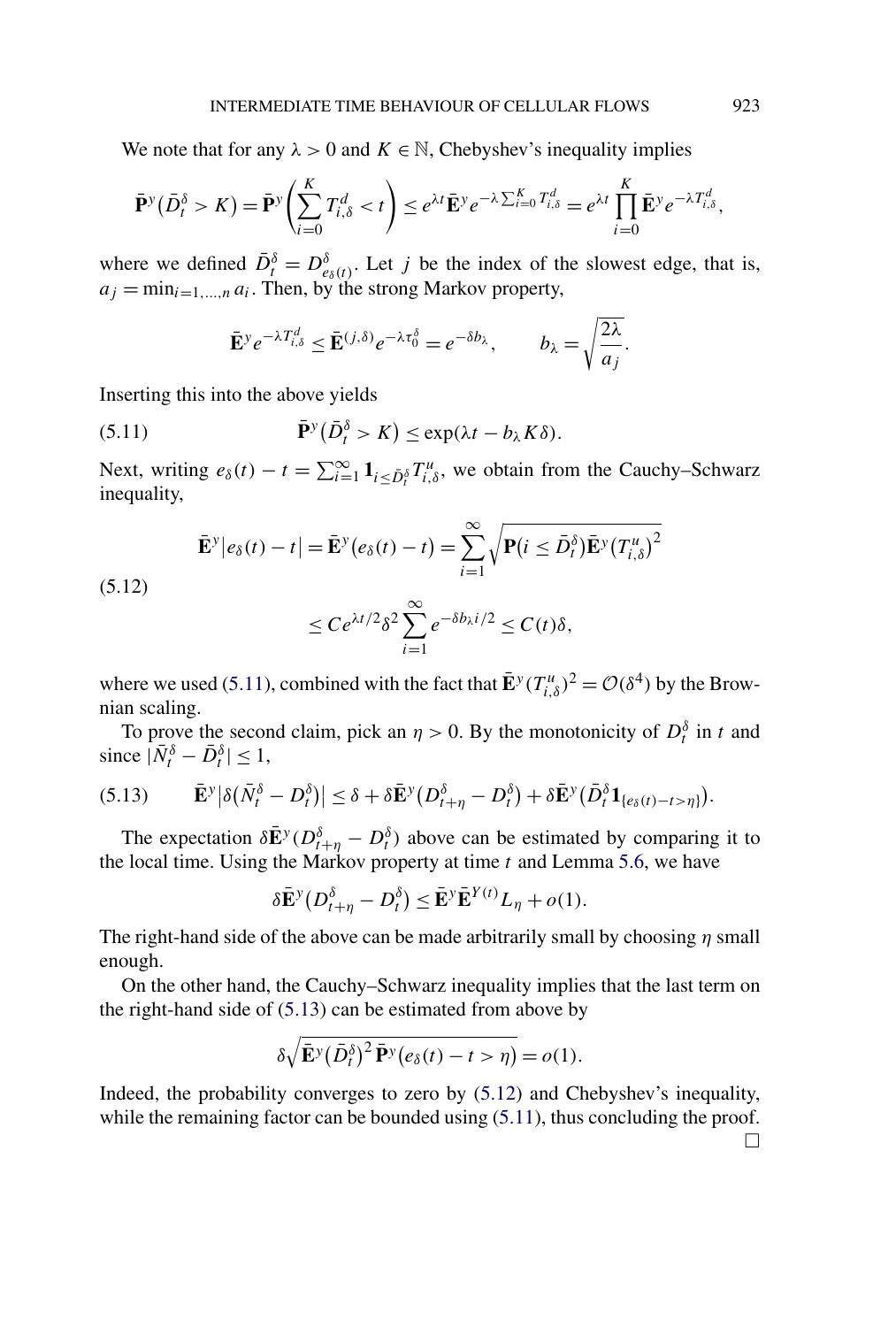We note that for any $\lambda > 0$ and $K \in \mathbb{N}$, Chebyshev's inequality implies

$$\bar{\mathbf{P}}^y(\bar{D}_t^\delta > K) = \bar{\mathbf{P}}^y\left(\sum_{i=0}^K T_{i,\delta}^d < t\right) \le e^{\lambda t}\bar{\mathbf{E}}^y e^{-\lambda \sum_{i=0}^K T_{i,\delta}^d} = e^{\lambda t}\prod_{i=0}^K \bar{\mathbf{E}}^y e^{-\lambda T_{i,\delta}^d},$$

where we defined $\bar{D}_t^\delta = D_{e_\delta(t)}^\delta$. Let $j$ be the index of the slowest edge, that is, $a_j = \min_{i=1,\dots,n} a_i$. Then, by the strong Markov property,

$$\bar{\mathbf{E}}^y e^{-\lambda T_{i,\delta}^d} \le \bar{\mathbf{E}}^{(j,\delta)} e^{-\lambda \tau_0^\delta} = e^{-\delta b_\lambda}, \qquad b_\lambda = \sqrt{\frac{2\lambda}{a_j}}.$$

Inserting this into the above yields

$$\bar{\mathbf{P}}^y(\bar{D}_t^\delta > K) \le \exp(\lambda t - b_\lambda K\delta). \tag{5.11}$$

Next, writing $e_\delta(t) - t = \sum_{i=1}^\infty \mathbf{1}_{i \le \bar{D}_t^\delta} T_{i,\delta}^u$, we obtain from the Cauchy–Schwarz inequality,

$$\begin{aligned}
\bar{\mathbf{E}}^y|e_\delta(t) - t| &= \bar{\mathbf{E}}^y(e_\delta(t) - t) = \sum_{i=1}^\infty \sqrt{\mathbf{P}(i \le \bar{D}_t^\delta)\bar{\mathbf{E}}^y(T_{i,\delta}^u)^2} \\
&\le C e^{\lambda t/2}\delta^2 \sum_{i=1}^\infty e^{-\delta b_\lambda i/2} \le C(t)\delta,
\end{aligned} \tag{5.12}$$

where we used (5.11), combined with the fact that $\bar{\mathbf{E}}^y(T_{i,\delta}^u)^2 = \mathcal{O}(\delta^4)$ by the Brownian scaling.

To prove the second claim, pick an $\eta > 0$. By the monotonicity of $D_t^\delta$ in $t$ and since $|\bar{N}_t^\delta - \bar{D}_t^\delta| \le 1$,

$$\bar{\mathbf{E}}^y|\delta(\bar{N}_t^\delta - D_t^\delta)| \le \delta + \delta\bar{\mathbf{E}}^y(D_{t+\eta}^\delta - D_t^\delta) + \delta\bar{\mathbf{E}}^y(\bar{D}_t^\delta \mathbf{1}_{\{e_\delta(t)-t>\eta\}}). \tag{5.13}$$

The expectation $\delta\bar{\mathbf{E}}^y(D_{t+\eta}^\delta - D_t^\delta)$ above can be estimated by comparing it to the local time. Using the Markov property at time $t$ and Lemma 5.6, we have

$$\delta\bar{\mathbf{E}}^y(D_{t+\eta}^\delta - D_t^\delta) \le \bar{\mathbf{E}}^y\bar{\mathbf{E}}^{Y(t)}L_\eta + o(1).$$

The right-hand side of the above can be made arbitrarily small by choosing $\eta$ small enough.

On the other hand, the Cauchy–Schwarz inequality implies that the last term on the right-hand side of (5.13) can be estimated from above by

$$\delta\sqrt{\bar{\mathbf{E}}^y(\bar{D}_t^\delta)^2\,\bar{\mathbf{P}}^y(e_\delta(t) - t > \eta)} = o(1).$$

Indeed, the probability converges to zero by (5.12) and Chebyshev's inequality, while the remaining factor can be bounded using (5.11), thus concluding the proof. □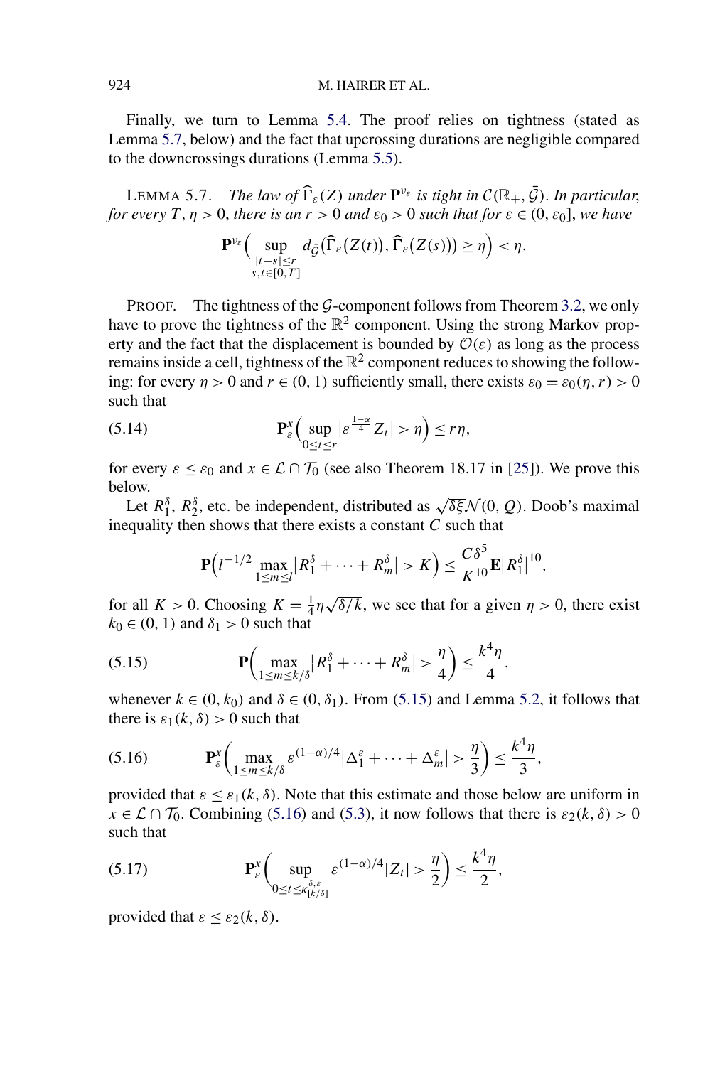Finally, we turn to Lemma 5.4. The proof relies on tightness (stated as Lemma 5.7, below) and the fact that upcrossing durations are negligible compared to the downcrossings durations (Lemma 5.5).

LEMMA 5.7. *The law of $\widehat{\Gamma}_\varepsilon(Z)$ under $\mathbf{P}^{\nu_\varepsilon}$ is tight in $\mathcal{C}(\mathbb{R}_+, \bar{\mathcal{G}})$. In particular, for every $T, \eta > 0$, there is an $r > 0$ and $\varepsilon_0 > 0$ such that for $\varepsilon \in (0, \varepsilon_0]$, we have*

$$\mathbf{P}^{\nu_\varepsilon}\Big( \sup_{\substack{|t-s|\le r\\ s,t\in[0,T]}} d_{\bar{\mathcal{G}}}\big(\widehat{\Gamma}_\varepsilon\big(Z(t)\big), \widehat{\Gamma}_\varepsilon\big(Z(s)\big)\big) \ge \eta\Big) < \eta.$$

PROOF. The tightness of the $\mathcal{G}$-component follows from Theorem 3.2, we only have to prove the tightness of the $\mathbb{R}^2$ component. Using the strong Markov property and the fact that the displacement is bounded by $\mathcal{O}(\varepsilon)$ as long as the process remains inside a cell, tightness of the $\mathbb{R}^2$ component reduces to showing the following: for every $\eta > 0$ and $r \in (0, 1)$ sufficiently small, there exists $\varepsilon_0 = \varepsilon_0(\eta, r) > 0$ such that

$$\mathbf{P}_\varepsilon^x\Big( \sup_{0\le t\le r} \big|\varepsilon^{\frac{1-\alpha}{4}} Z_t\big| > \eta\Big) \le r\eta, \tag{5.14}$$

for every $\varepsilon \le \varepsilon_0$ and $x \in \mathcal{L} \cap \mathcal{T}_0$ (see also Theorem 18.17 in [25]). We prove this below.

Let $R_1^\delta$, $R_2^\delta$, etc. be independent, distributed as $\sqrt{\delta\xi}\mathcal{N}(0, Q)$. Doob's maximal inequality then shows that there exists a constant $C$ such that

$$\mathbf{P}\Big(l^{-1/2} \max_{1\le m\le l} \big|R_1^\delta + \cdots + R_m^\delta\big| > K\Big) \le \frac{C\delta^5}{K^{10}}\mathbf{E}\big|R_1^\delta\big|^{10},$$

for all $K > 0$. Choosing $K = \frac{1}{4}\eta\sqrt{\delta/k}$, we see that for a given $\eta > 0$, there exist $k_0 \in (0, 1)$ and $\delta_1 > 0$ such that

$$\mathbf{P}\Big( \max_{1\le m\le k/\delta} \big|R_1^\delta + \cdots + R_m^\delta\big| > \frac{\eta}{4}\Big) \le \frac{k^4\eta}{4}, \tag{5.15}$$

whenever $k \in (0, k_0)$ and $\delta \in (0, \delta_1)$. From (5.15) and Lemma 5.2, it follows that there is $\varepsilon_1(k, \delta) > 0$ such that

$$\mathbf{P}_\varepsilon^x\Big( \max_{1\le m\le k/\delta} \varepsilon^{(1-\alpha)/4}\big|\Delta_1^\varepsilon + \cdots + \Delta_m^\varepsilon\big| > \frac{\eta}{3}\Big) \le \frac{k^4\eta}{3}, \tag{5.16}$$

provided that $\varepsilon \le \varepsilon_1(k, \delta)$. Note that this estimate and those below are uniform in $x \in \mathcal{L} \cap \mathcal{T}_0$. Combining (5.16) and (5.3), it now follows that there is $\varepsilon_2(k, \delta) > 0$ such that

$$\mathbf{P}_\varepsilon^x\Big( \sup_{0\le t\le \kappa_{[k/\delta]}^{\delta,\varepsilon}} \varepsilon^{(1-\alpha)/4}|Z_t| > \frac{\eta}{2}\Big) \le \frac{k^4\eta}{2}, \tag{5.17}$$

provided that $\varepsilon \le \varepsilon_2(k, \delta)$.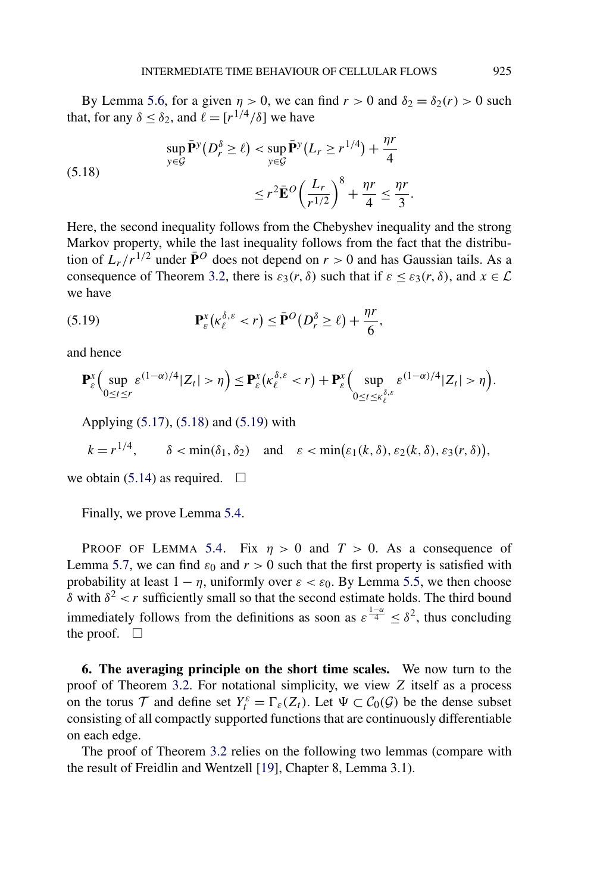By Lemma 5.6, for a given $\eta > 0$, we can find $r > 0$ and $\delta_2 = \delta_2(r) > 0$ such that, for any $\delta \le \delta_2$, and $\ell = [r^{1/4}/\delta]$ we have

$$
\begin{aligned}
\sup_{y \in \mathcal{G}} \bar{\mathbf{P}}^y(D_r^\delta \ge \ell) &< \sup_{y \in \mathcal{G}} \bar{\mathbf{P}}^y(L_r \ge r^{1/4}) + \frac{\eta r}{4} \\
&\le r^2 \bar{\mathbf{E}}^O \left( \frac{L_r}{r^{1/2}} \right)^8 + \frac{\eta r}{4} \le \frac{\eta r}{3}.
\end{aligned}
\tag{5.18}
$$

Here, the second inequality follows from the Chebyshev inequality and the strong Markov property, while the last inequality follows from the fact that the distribution of $L_r / r^{1/2}$ under $\bar{\mathbf{P}}^O$ does not depend on $r > 0$ and has Gaussian tails. As a consequence of Theorem 3.2, there is $\varepsilon_3(r, \delta)$ such that if $\varepsilon \le \varepsilon_3(r, \delta)$, and $x \in \mathcal{L}$ we have

$$
\mathbf{P}_\varepsilon^x(\kappa_\ell^{\delta,\varepsilon} < r) \le \bar{\mathbf{P}}^O(D_r^\delta \ge \ell) + \frac{\eta r}{6},
\tag{5.19}
$$

and hence

$$
\mathbf{P}_\varepsilon^x\Big( \sup_{0 \le t \le r} \varepsilon^{(1-\alpha)/4} |Z_t| > \eta \Big) \le \mathbf{P}_\varepsilon^x(\kappa_\ell^{\delta,\varepsilon} < r) + \mathbf{P}_\varepsilon^x\Big( \sup_{0 \le t \le \kappa_\ell^{\delta,\varepsilon}} \varepsilon^{(1-\alpha)/4} |Z_t| > \eta \Big).
$$

Applying (5.17), (5.18) and (5.19) with

$$
k = r^{1/4}, \qquad \delta < \min(\delta_1, \delta_2) \quad \text{and} \quad \varepsilon < \min\big(\varepsilon_1(k, \delta), \varepsilon_2(k, \delta), \varepsilon_3(r, \delta)\big),
$$

we obtain (5.14) as required. $\square$

Finally, we prove Lemma 5.4.

Proof of Lemma 5.4. Fix $\eta > 0$ and $T > 0$. As a consequence of Lemma 5.7, we can find $\varepsilon_0$ and $r > 0$ such that the first property is satisfied with probability at least $1 - \eta$, uniformly over $\varepsilon < \varepsilon_0$. By Lemma 5.5, we then choose $\delta$ with $\delta^2 < r$ sufficiently small so that the second estimate holds. The third bound immediately follows from the definitions as soon as $\varepsilon^{\frac{1-\alpha}{4}} \le \delta^2$, thus concluding the proof. $\square$

## 6. The averaging principle on the short time scales.

We now turn to the proof of Theorem 3.2. For notational simplicity, we view $Z$ itself as a process on the torus $\mathcal{T}$ and define set $Y_t^\varepsilon = \Gamma_\varepsilon(Z_t)$. Let $\Psi \subset \mathcal{C}_0(\mathcal{G})$ be the dense subset consisting of all compactly supported functions that are continuously differentiable on each edge.

The proof of Theorem 3.2 relies on the following two lemmas (compare with the result of Freidlin and Wentzell [19], Chapter 8, Lemma 3.1).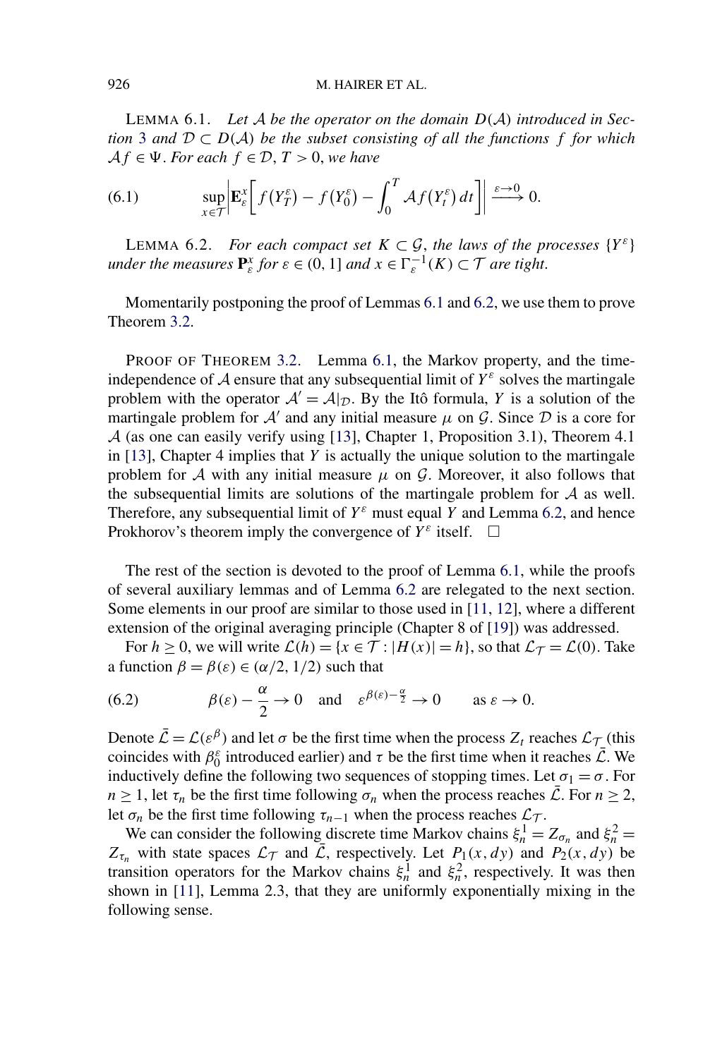**Lemma 6.1.** *Let $\mathcal{A}$ be the operator on the domain $D(\mathcal{A})$ introduced in Section 3 and $\mathcal{D} \subset D(\mathcal{A})$ be the subset consisting of all the functions $f$ for which $\mathcal{A}f \in \Psi$. For each $f \in \mathcal{D}$, $T > 0$, we have*

$$\sup_{x \in \mathcal{T}} \left| \mathbf{E}_\varepsilon^x \left[ f(Y_T^\varepsilon) - f(Y_0^\varepsilon) - \int_0^T \mathcal{A}f(Y_t^\varepsilon)\,dt \right] \right| \xrightarrow{\varepsilon \to 0} 0. \tag{6.1}$$

**Lemma 6.2.** *For each compact set $K \subset \mathcal{G}$, the laws of the processes $\{Y^\varepsilon\}$ under the measures $\mathbf{P}_\varepsilon^x$ for $\varepsilon \in (0,1]$ and $x \in \Gamma_\varepsilon^{-1}(K) \subset \mathcal{T}$ are tight.*

Momentarily postponing the proof of Lemmas 6.1 and 6.2, we use them to prove Theorem 3.2.

Proof of Theorem 3.2. Lemma 6.1, the Markov property, and the time-independence of $\mathcal{A}$ ensure that any subsequential limit of $Y^\varepsilon$ solves the martingale problem with the operator $\mathcal{A}' = \mathcal{A}|_{\mathcal{D}}$. By the Itô formula, $Y$ is a solution of the martingale problem for $\mathcal{A}'$ and any initial measure $\mu$ on $\mathcal{G}$. Since $\mathcal{D}$ is a core for $\mathcal{A}$ (as one can easily verify using [13], Chapter 1, Proposition 3.1), Theorem 4.1 in [13], Chapter 4 implies that $Y$ is actually the unique solution to the martingale problem for $\mathcal{A}$ with any initial measure $\mu$ on $\mathcal{G}$. Moreover, it also follows that the subsequential limits are solutions of the martingale problem for $\mathcal{A}$ as well. Therefore, any subsequential limit of $Y^\varepsilon$ must equal $Y$ and Lemma 6.2, and hence Prokhorov's theorem imply the convergence of $Y^\varepsilon$ itself. $\square$

The rest of the section is devoted to the proof of Lemma 6.1, while the proofs of several auxiliary lemmas and of Lemma 6.2 are relegated to the next section. Some elements in our proof are similar to those used in [11, 12], where a different extension of the original averaging principle (Chapter 8 of [19]) was addressed.

For $h \geq 0$, we will write $\mathcal{L}(h) = \{x \in \mathcal{T} : |H(x)| = h\}$, so that $\mathcal{L}_\mathcal{T} = \mathcal{L}(0)$. Take a function $\beta = \beta(\varepsilon) \in (\alpha/2, 1/2)$ such that

$$\beta(\varepsilon) - \frac{\alpha}{2} \to 0 \quad \text{and} \quad \varepsilon^{\beta(\varepsilon) - \frac{\alpha}{2}} \to 0 \qquad \text{as } \varepsilon \to 0. \tag{6.2}$$

Denote $\bar{\mathcal{L}} = \mathcal{L}(\varepsilon^\beta)$ and let $\sigma$ be the first time when the process $Z_t$ reaches $\mathcal{L}_\mathcal{T}$ (this coincides with $\beta_0^\varepsilon$ introduced earlier) and $\tau$ be the first time when it reaches $\bar{\mathcal{L}}$. We inductively define the following two sequences of stopping times. Let $\sigma_1 = \sigma$. For $n \geq 1$, let $\tau_n$ be the first time following $\sigma_n$ when the process reaches $\bar{\mathcal{L}}$. For $n \geq 2$, let $\sigma_n$ be the first time following $\tau_{n-1}$ when the process reaches $\mathcal{L}_\mathcal{T}$.

We can consider the following discrete time Markov chains $\xi_n^1 = Z_{\sigma_n}$ and $\xi_n^2 = Z_{\tau_n}$ with state spaces $\mathcal{L}_\mathcal{T}$ and $\bar{\mathcal{L}}$, respectively. Let $P_1(x, dy)$ and $P_2(x, dy)$ be transition operators for the Markov chains $\xi_n^1$ and $\xi_n^2$, respectively. It was then shown in [11], Lemma 2.3, that they are uniformly exponentially mixing in the following sense.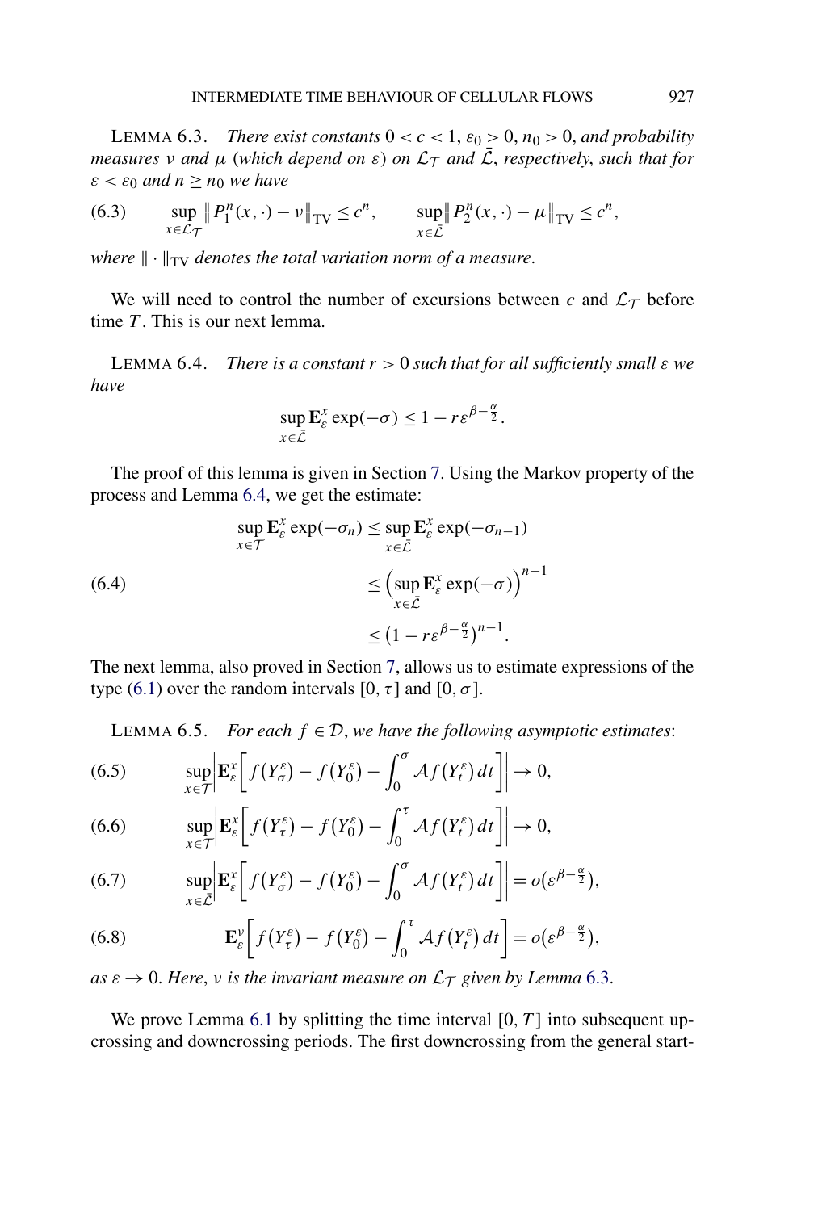LEMMA 6.3. *There exist constants $0 < c < 1$, $\varepsilon_0 > 0$, $n_0 > 0$, and probability measures $\nu$ and $\mu$ (which depend on $\varepsilon$) on $\mathcal{L}_{\mathcal{T}}$ and $\bar{\mathcal{L}}$, respectively, such that for $\varepsilon < \varepsilon_0$ and $n \geq n_0$ we have*

$$\sup_{x \in \mathcal{L}_{\mathcal{T}}} \| P_1^n(x, \cdot) - \nu \|_{\mathrm{TV}} \leq c^n, \qquad \sup_{x \in \bar{\mathcal{L}}} \| P_2^n(x, \cdot) - \mu \|_{\mathrm{TV}} \leq c^n, \tag{6.3}$$

*where $\| \cdot \|_{\mathrm{TV}}$ denotes the total variation norm of a measure.*

We will need to control the number of excursions between $c$ and $\mathcal{L}_{\mathcal{T}}$ before time $T$. This is our next lemma.

LEMMA 6.4. *There is a constant $r > 0$ such that for all sufficiently small $\varepsilon$ we have*

$$\sup_{x \in \bar{\mathcal{L}}} \mathbf{E}_\varepsilon^x \exp(-\sigma) \leq 1 - r\varepsilon^{\beta - \frac{\alpha}{2}}.$$

The proof of this lemma is given in Section 7. Using the Markov property of the process and Lemma 6.4, we get the estimate:

$$\begin{aligned} \sup_{x \in \mathcal{T}} \mathbf{E}_\varepsilon^x \exp(-\sigma_n) &\leq \sup_{x \in \bar{\mathcal{L}}} \mathbf{E}_\varepsilon^x \exp(-\sigma_{n-1}) \\ &\leq \Big( \sup_{x \in \bar{\mathcal{L}}} \mathbf{E}_\varepsilon^x \exp(-\sigma) \Big)^{n-1} \\ &\leq \big(1 - r\varepsilon^{\beta - \frac{\alpha}{2}}\big)^{n-1}. \end{aligned} \tag{6.4}$$

The next lemma, also proved in Section 7, allows us to estimate expressions of the type (6.1) over the random intervals $[0, \tau]$ and $[0, \sigma]$.

LEMMA 6.5. *For each $f \in \mathcal{D}$, we have the following asymptotic estimates:*

$$\sup_{x \in \mathcal{T}} \left| \mathbf{E}_\varepsilon^x \left[ f(Y_\sigma^\varepsilon) - f(Y_0^\varepsilon) - \int_0^\sigma \mathcal{A} f(Y_t^\varepsilon)\, dt \right] \right| \to 0, \tag{6.5}$$

$$\sup_{x \in \mathcal{T}} \left| \mathbf{E}_\varepsilon^x \left[ f(Y_\tau^\varepsilon) - f(Y_0^\varepsilon) - \int_0^\tau \mathcal{A} f(Y_t^\varepsilon)\, dt \right] \right| \to 0, \tag{6.6}$$

$$\sup_{x \in \bar{\mathcal{L}}} \left| \mathbf{E}_\varepsilon^x \left[ f(Y_\sigma^\varepsilon) - f(Y_0^\varepsilon) - \int_0^\sigma \mathcal{A} f(Y_t^\varepsilon)\, dt \right] \right| = o\big(\varepsilon^{\beta - \frac{\alpha}{2}}\big), \tag{6.7}$$

$$\mathbf{E}_\varepsilon^\nu \left[ f(Y_\tau^\varepsilon) - f(Y_0^\varepsilon) - \int_0^\tau \mathcal{A} f(Y_t^\varepsilon)\, dt \right] = o\big(\varepsilon^{\beta - \frac{\alpha}{2}}\big), \tag{6.8}$$

*as $\varepsilon \to 0$. Here, $\nu$ is the invariant measure on $\mathcal{L}_{\mathcal{T}}$ given by Lemma 6.3.*

We prove Lemma 6.1 by splitting the time interval $[0, T]$ into subsequent upcrossing and downcrossing periods. The first downcrossing from the general start-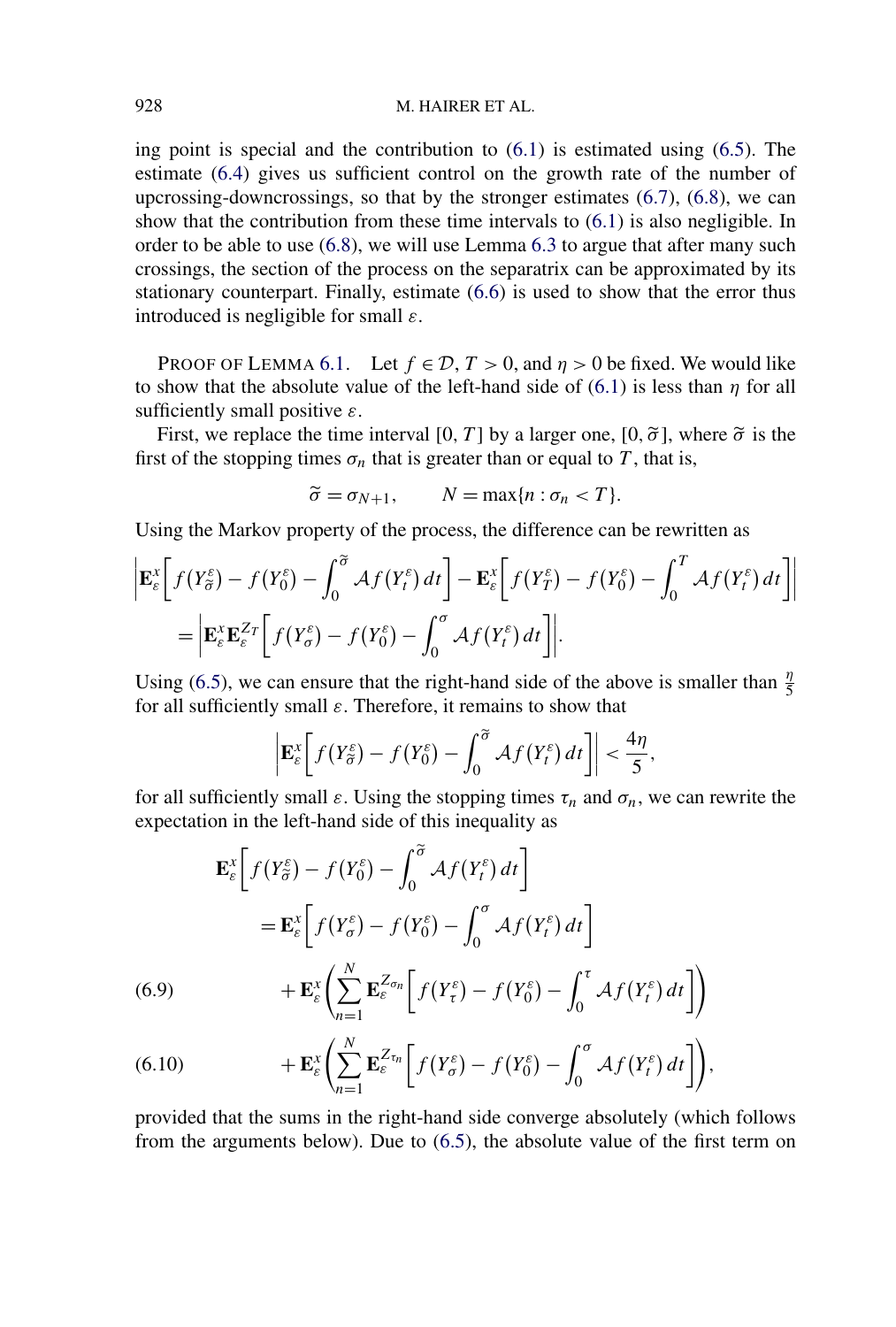ing point is special and the contribution to (6.1) is estimated using (6.5). The estimate (6.4) gives us sufficient control on the growth rate of the number of upcrossing-downcrossings, so that by the stronger estimates (6.7), (6.8), we can show that the contribution from these time intervals to (6.1) is also negligible. In order to be able to use (6.8), we will use Lemma 6.3 to argue that after many such crossings, the section of the process on the separatrix can be approximated by its stationary counterpart. Finally, estimate (6.6) is used to show that the error thus introduced is negligible for small $\varepsilon$.

PROOF OF LEMMA 6.1. Let $f \in \mathcal{D}$, $T > 0$, and $\eta > 0$ be fixed. We would like to show that the absolute value of the left-hand side of (6.1) is less than $\eta$ for all sufficiently small positive $\varepsilon$.

First, we replace the time interval $[0, T]$ by a larger one, $[0, \widetilde{\sigma}]$, where $\widetilde{\sigma}$ is the first of the stopping times $\sigma_n$ that is greater than or equal to $T$, that is,

$$\widetilde{\sigma} = \sigma_{N+1}, \qquad N = \max\{n : \sigma_n < T\}.$$

Using the Markov property of the process, the difference can be rewritten as

$$\begin{aligned}
&\left| \mathbf{E}_\varepsilon^x \left[ f(Y_{\widetilde{\sigma}}^\varepsilon) - f(Y_0^\varepsilon) - \int_0^{\widetilde{\sigma}} \mathcal{A} f(Y_t^\varepsilon)\, dt \right] - \mathbf{E}_\varepsilon^x \left[ f(Y_T^\varepsilon) - f(Y_0^\varepsilon) - \int_0^T \mathcal{A} f(Y_t^\varepsilon)\, dt \right] \right| \\
&\quad = \left| \mathbf{E}_\varepsilon^x \mathbf{E}_\varepsilon^{Z_T} \left[ f(Y_\sigma^\varepsilon) - f(Y_0^\varepsilon) - \int_0^\sigma \mathcal{A} f(Y_t^\varepsilon)\, dt \right] \right|.
\end{aligned}$$

Using (6.5), we can ensure that the right-hand side of the above is smaller than $\frac{\eta}{5}$ for all sufficiently small $\varepsilon$. Therefore, it remains to show that

$$\left| \mathbf{E}_\varepsilon^x \left[ f(Y_{\widetilde{\sigma}}^\varepsilon) - f(Y_0^\varepsilon) - \int_0^{\widetilde{\sigma}} \mathcal{A} f(Y_t^\varepsilon)\, dt \right] \right| < \frac{4\eta}{5},$$

for all sufficiently small $\varepsilon$. Using the stopping times $\tau_n$ and $\sigma_n$, we can rewrite the expectation in the left-hand side of this inequality as

$$\begin{aligned}
&\mathbf{E}_\varepsilon^x \left[ f(Y_{\widetilde{\sigma}}^\varepsilon) - f(Y_0^\varepsilon) - \int_0^{\widetilde{\sigma}} \mathcal{A} f(Y_t^\varepsilon)\, dt \right] \\
&\quad = \mathbf{E}_\varepsilon^x \left[ f(Y_\sigma^\varepsilon) - f(Y_0^\varepsilon) - \int_0^\sigma \mathcal{A} f(Y_t^\varepsilon)\, dt \right]
\end{aligned}$$

$$\quad + \mathbf{E}_\varepsilon^x \left( \sum_{n=1}^N \mathbf{E}_\varepsilon^{Z_{\sigma_n}} \left[ f(Y_\tau^\varepsilon) - f(Y_0^\varepsilon) - \int_0^\tau \mathcal{A} f(Y_t^\varepsilon)\, dt \right] \right) \tag{6.9}$$

$$\quad + \mathbf{E}_\varepsilon^x \left( \sum_{n=1}^N \mathbf{E}_\varepsilon^{Z_{\tau_n}} \left[ f(Y_\sigma^\varepsilon) - f(Y_0^\varepsilon) - \int_0^\sigma \mathcal{A} f(Y_t^\varepsilon)\, dt \right] \right), \tag{6.10}$$

provided that the sums in the right-hand side converge absolutely (which follows from the arguments below). Due to (6.5), the absolute value of the first term on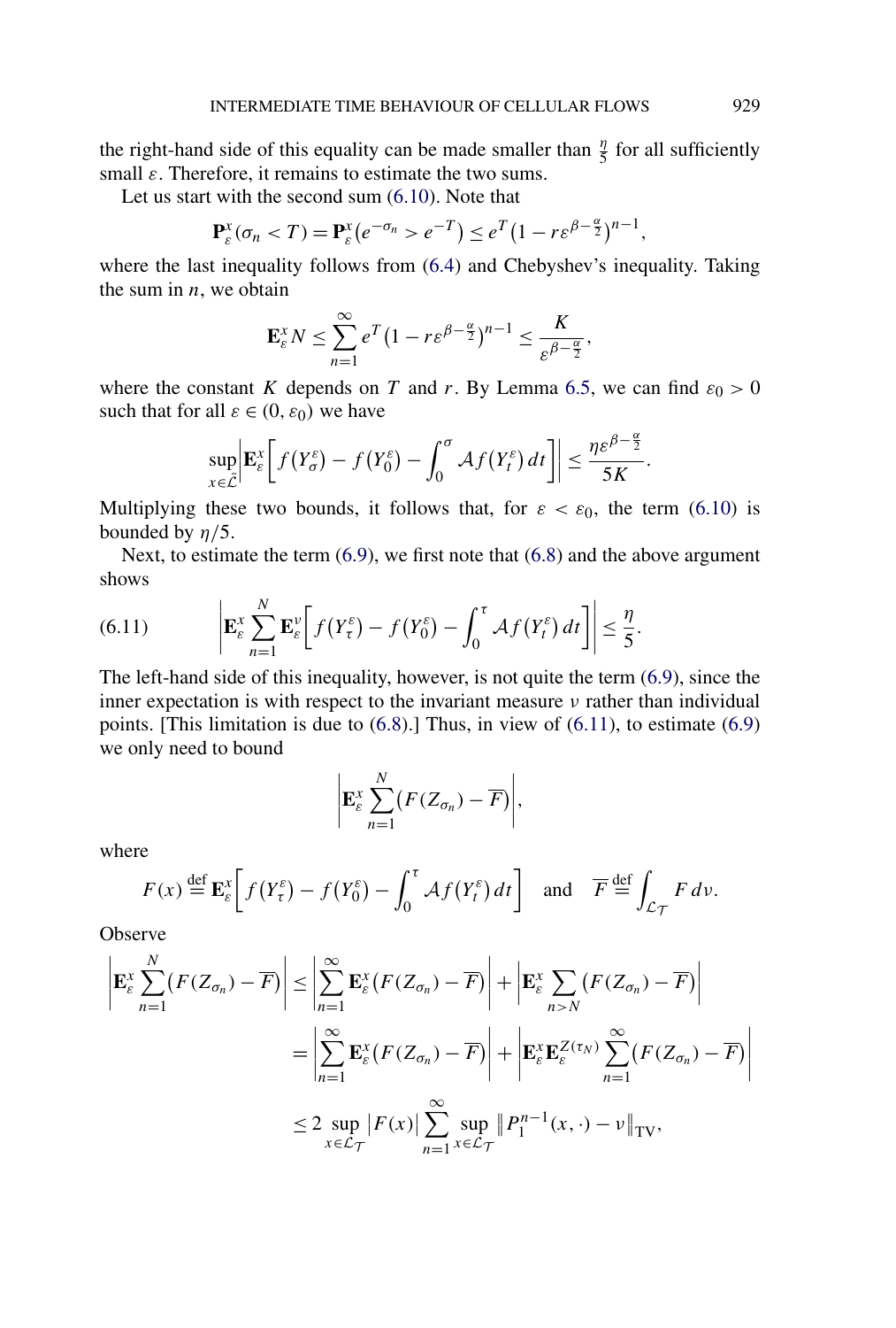the right-hand side of this equality can be made smaller than $\frac{\eta}{5}$ for all sufficiently small $\varepsilon$. Therefore, it remains to estimate the two sums.

Let us start with the second sum (6.10). Note that

$$\mathbf{P}_\varepsilon^x(\sigma_n < T) = \mathbf{P}_\varepsilon^x\big(e^{-\sigma_n} > e^{-T}\big) \le e^T\big(1 - r\varepsilon^{\beta - \frac{\alpha}{2}}\big)^{n-1},$$

where the last inequality follows from (6.4) and Chebyshev's inequality. Taking the sum in $n$, we obtain

$$\mathbf{E}_\varepsilon^x N \le \sum_{n=1}^{\infty} e^T\big(1 - r\varepsilon^{\beta-\frac{\alpha}{2}}\big)^{n-1} \le \frac{K}{\varepsilon^{\beta-\frac{\alpha}{2}}},$$

where the constant $K$ depends on $T$ and $r$. By Lemma 6.5, we can find $\varepsilon_0 > 0$ such that for all $\varepsilon \in (0, \varepsilon_0)$ we have

$$\sup_{x \in \bar{\mathcal{L}}} \left| \mathbf{E}_\varepsilon^x \left[ f\big(Y_\sigma^\varepsilon\big) - f\big(Y_0^\varepsilon\big) - \int_0^\sigma \mathcal{A} f\big(Y_t^\varepsilon\big)\, dt \right] \right| \le \frac{\eta \varepsilon^{\beta - \frac{\alpha}{2}}}{5K}.$$

Multiplying these two bounds, it follows that, for $\varepsilon < \varepsilon_0$, the term (6.10) is bounded by $\eta/5$.

Next, to estimate the term (6.9), we first note that (6.8) and the above argument shows

$$\left| \mathbf{E}_\varepsilon^x \sum_{n=1}^{N} \mathbf{E}_\varepsilon^\nu \left[ f\big(Y_\tau^\varepsilon\big) - f\big(Y_0^\varepsilon\big) - \int_0^\tau \mathcal{A} f\big(Y_t^\varepsilon\big)\, dt \right] \right| \le \frac{\eta}{5}. \tag{6.11}$$

The left-hand side of this inequality, however, is not quite the term (6.9), since the inner expectation is with respect to the invariant measure $\nu$ rather than individual points. [This limitation is due to (6.8).] Thus, in view of (6.11), to estimate (6.9) we only need to bound

$$\left| \mathbf{E}_\varepsilon^x \sum_{n=1}^{N} \big( F(Z_{\sigma_n}) - \overline{F} \big) \right|,$$

where

$$F(x) \stackrel{\text{def}}{=} \mathbf{E}_\varepsilon^x \left[ f\big(Y_\tau^\varepsilon\big) - f\big(Y_0^\varepsilon\big) - \int_0^\tau \mathcal{A} f\big(Y_t^\varepsilon\big)\, dt \right] \quad \text{and} \quad \overline{F} \stackrel{\text{def}}{=} \int_{\mathcal{L}_\mathcal{T}} F \, d\nu.$$

Observe

$$\begin{aligned}
\left| \mathbf{E}_\varepsilon^x \sum_{n=1}^{N} \big( F(Z_{\sigma_n}) - \overline{F} \big) \right| &\le \left| \sum_{n=1}^{\infty} \mathbf{E}_\varepsilon^x \big( F(Z_{\sigma_n}) - \overline{F} \big) \right| + \left| \mathbf{E}_\varepsilon^x \sum_{n > N} \big( F(Z_{\sigma_n}) - \overline{F} \big) \right| \\
&= \left| \sum_{n=1}^{\infty} \mathbf{E}_\varepsilon^x \big( F(Z_{\sigma_n}) - \overline{F} \big) \right| + \left| \mathbf{E}_\varepsilon^x \mathbf{E}_\varepsilon^{Z(\tau_N)} \sum_{n=1}^{\infty} \big( F(Z_{\sigma_n}) - \overline{F} \big) \right| \\
&\le 2 \sup_{x \in \mathcal{L}_\mathcal{T}} |F(x)| \sum_{n=1}^{\infty} \sup_{x \in \mathcal{L}_\mathcal{T}} \big\| P_1^{n-1}(x, \cdot) - \nu \big\|_{\text{TV}},
\end{aligned}$$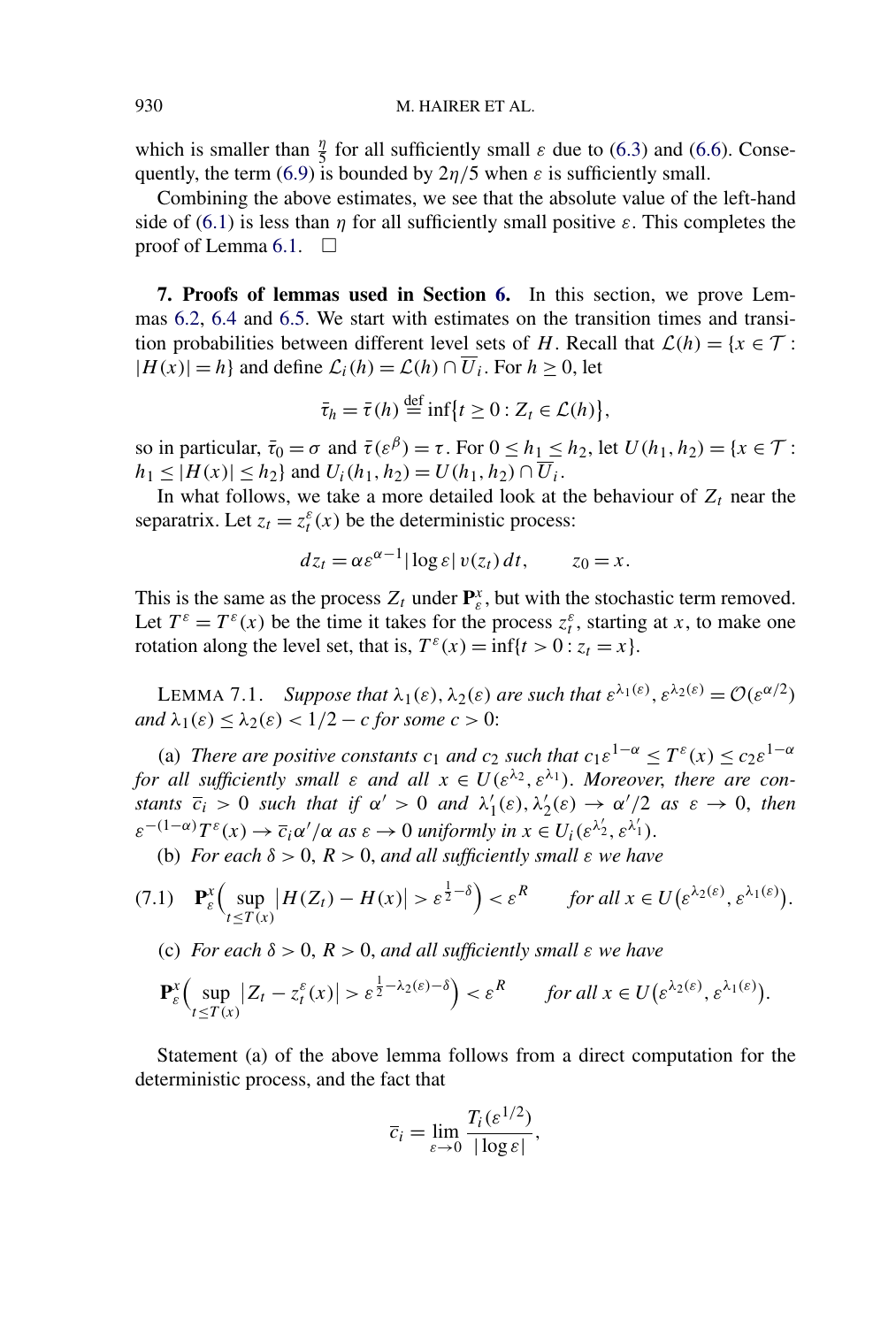which is smaller than $\frac{\eta}{5}$ for all sufficiently small $\varepsilon$ due to (6.3) and (6.6). Consequently, the term (6.9) is bounded by $2\eta/5$ when $\varepsilon$ is sufficiently small.

Combining the above estimates, we see that the absolute value of the left-hand side of (6.1) is less than $\eta$ for all sufficiently small positive $\varepsilon$. This completes the proof of Lemma 6.1. $\square$

**7. Proofs of lemmas used in Section 6.** In this section, we prove Lemmas 6.2, 6.4 and 6.5. We start with estimates on the transition times and transition probabilities between different level sets of $H$. Recall that $\mathcal{L}(h) = \{x \in \mathcal{T} : |H(x)| = h\}$ and define $\mathcal{L}_i(h) = \mathcal{L}(h) \cap \overline{U}_i$. For $h \geq 0$, let

$$\bar{\tau}_h = \bar{\tau}(h) \stackrel{\text{def}}{=} \inf\{t \geq 0 : Z_t \in \mathcal{L}(h)\},$$

so in particular, $\bar{\tau}_0 = \sigma$ and $\bar{\tau}(\varepsilon^\beta) = \tau$. For $0 \leq h_1 \leq h_2$, let $U(h_1, h_2) = \{x \in \mathcal{T} : h_1 \leq |H(x)| \leq h_2\}$ and $U_i(h_1, h_2) = U(h_1, h_2) \cap \overline{U}_i$.

In what follows, we take a more detailed look at the behaviour of $Z_t$ near the separatrix. Let $z_t = z_t^\varepsilon(x)$ be the deterministic process:

$$dz_t = \alpha \varepsilon^{\alpha - 1} |\log \varepsilon| \, v(z_t) \, dt, \qquad z_0 = x.$$

This is the same as the process $Z_t$ under $\mathbf{P}_\varepsilon^x$, but with the stochastic term removed. Let $T^\varepsilon = T^\varepsilon(x)$ be the time it takes for the process $z_t^\varepsilon$, starting at $x$, to make one rotation along the level set, that is, $T^\varepsilon(x) = \inf\{t > 0 : z_t = x\}$.

LEMMA 7.1. *Suppose that $\lambda_1(\varepsilon), \lambda_2(\varepsilon)$ are such that $\varepsilon^{\lambda_1(\varepsilon)}, \varepsilon^{\lambda_2(\varepsilon)} = \mathcal{O}(\varepsilon^{\alpha/2})$ and $\lambda_1(\varepsilon) \leq \lambda_2(\varepsilon) < 1/2 - c$ for some $c > 0$:*

(a) *There are positive constants $c_1$ and $c_2$ such that $c_1 \varepsilon^{1-\alpha} \leq T^\varepsilon(x) \leq c_2 \varepsilon^{1-\alpha}$ for all sufficiently small $\varepsilon$ and all $x \in U(\varepsilon^{\lambda_2}, \varepsilon^{\lambda_1})$. Moreover, there are constants $\overline{c}_i > 0$ such that if $\alpha' > 0$ and $\lambda_1'(\varepsilon), \lambda_2'(\varepsilon) \to \alpha'/2$ as $\varepsilon \to 0$, then $\varepsilon^{-(1-\alpha)} T^\varepsilon(x) \to \overline{c}_i \alpha'/\alpha$ as $\varepsilon \to 0$ uniformly in $x \in U_i(\varepsilon^{\lambda_2'}, \varepsilon^{\lambda_1'})$.*

(b) *For each $\delta > 0$, $R > 0$, and all sufficiently small $\varepsilon$ we have*

$$\mathbf{P}_\varepsilon^x \Big( \sup_{t \leq T(x)} |H(Z_t) - H(x)| > \varepsilon^{\frac{1}{2} - \delta} \Big) < \varepsilon^R \qquad \text{for all } x \in U\big(\varepsilon^{\lambda_2(\varepsilon)}, \varepsilon^{\lambda_1(\varepsilon)}\big). \tag{7.1}$$

(c) *For each $\delta > 0$, $R > 0$, and all sufficiently small $\varepsilon$ we have*

$$\mathbf{P}_\varepsilon^x \Big( \sup_{t \leq T(x)} |Z_t - z_t^\varepsilon(x)| > \varepsilon^{\frac{1}{2} - \lambda_2(\varepsilon) - \delta} \Big) < \varepsilon^R \qquad \text{for all } x \in U\big(\varepsilon^{\lambda_2(\varepsilon)}, \varepsilon^{\lambda_1(\varepsilon)}\big).$$

Statement (a) of the above lemma follows from a direct computation for the deterministic process, and the fact that

$$\overline{c}_i = \lim_{\varepsilon \to 0} \frac{T_i(\varepsilon^{1/2})}{|\log \varepsilon|},$$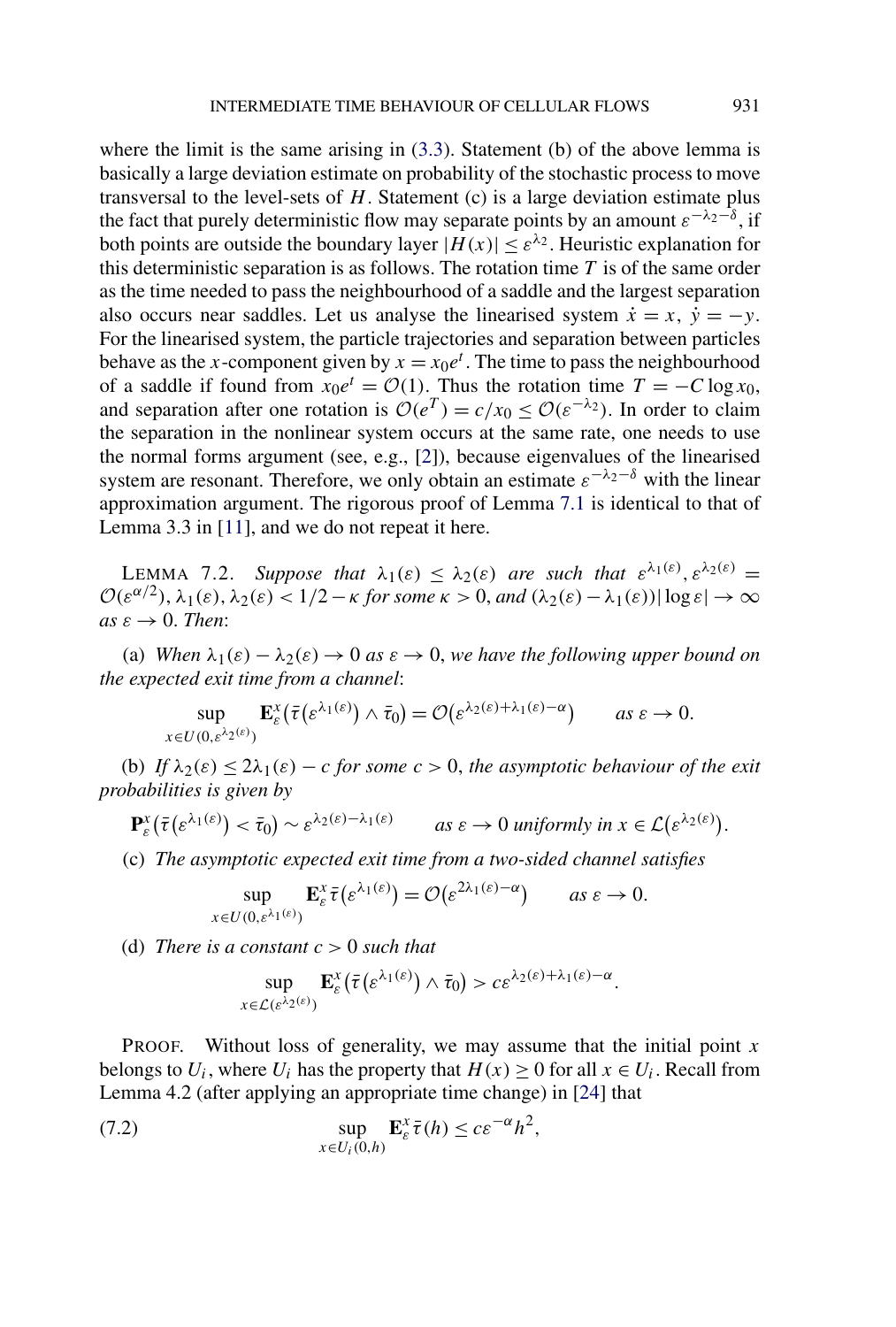where the limit is the same arising in (3.3). Statement (b) of the above lemma is basically a large deviation estimate on probability of the stochastic process to move transversal to the level-sets of $H$. Statement (c) is a large deviation estimate plus the fact that purely deterministic flow may separate points by an amount $\varepsilon^{-\lambda_2-\delta}$, if both points are outside the boundary layer $|H(x)| \leq \varepsilon^{\lambda_2}$. Heuristic explanation for this deterministic separation is as follows. The rotation time $T$ is of the same order as the time needed to pass the neighbourhood of a saddle and the largest separation also occurs near saddles. Let us analyse the linearised system $\dot{x} = x$, $\dot{y} = -y$. For the linearised system, the particle trajectories and separation between particles behave as the $x$-component given by $x = x_0 e^t$. The time to pass the neighbourhood of a saddle if found from $x_0 e^t = \mathcal{O}(1)$. Thus the rotation time $T = -C \log x_0$, and separation after one rotation is $\mathcal{O}(e^T) = c/x_0 \leq \mathcal{O}(\varepsilon^{-\lambda_2})$. In order to claim the separation in the nonlinear system occurs at the same rate, one needs to use the normal forms argument (see, e.g., [2]), because eigenvalues of the linearised system are resonant. Therefore, we only obtain an estimate $\varepsilon^{-\lambda_2-\delta}$ with the linear approximation argument. The rigorous proof of Lemma 7.1 is identical to that of Lemma 3.3 in [11], and we do not repeat it here.

LEMMA 7.2. *Suppose that* $\lambda_1(\varepsilon) \leq \lambda_2(\varepsilon)$ *are such that* $\varepsilon^{\lambda_1(\varepsilon)}, \varepsilon^{\lambda_2(\varepsilon)} = \mathcal{O}(\varepsilon^{\alpha/2})$, $\lambda_1(\varepsilon), \lambda_2(\varepsilon) < 1/2 - \kappa$ *for some* $\kappa > 0$, *and* $(\lambda_2(\varepsilon) - \lambda_1(\varepsilon))|\log \varepsilon| \to \infty$ *as* $\varepsilon \to 0$. *Then*:

(a) *When* $\lambda_1(\varepsilon) - \lambda_2(\varepsilon) \to 0$ *as* $\varepsilon \to 0$, *we have the following upper bound on the expected exit time from a channel*:

$$\sup_{x \in U(0, \varepsilon^{\lambda_2(\varepsilon)})} \mathbf{E}_\varepsilon^x\big(\bar{\tau}\big(\varepsilon^{\lambda_1(\varepsilon)}\big) \wedge \bar{\tau}_0\big) = \mathcal{O}\big(\varepsilon^{\lambda_2(\varepsilon)+\lambda_1(\varepsilon)-\alpha}\big) \qquad \text{as } \varepsilon \to 0.$$

(b) *If* $\lambda_2(\varepsilon) \leq 2\lambda_1(\varepsilon) - c$ *for some* $c > 0$, *the asymptotic behaviour of the exit probabilities is given by*

$$\mathbf{P}_\varepsilon^x\big(\bar{\tau}\big(\varepsilon^{\lambda_1(\varepsilon)}\big) < \bar{\tau}_0\big) \sim \varepsilon^{\lambda_2(\varepsilon)-\lambda_1(\varepsilon)} \qquad \text{as } \varepsilon \to 0 \text{ uniformly in } x \in \mathcal{L}\big(\varepsilon^{\lambda_2(\varepsilon)}\big).$$

(c) *The asymptotic expected exit time from a two-sided channel satisfies*

$$\sup_{x \in U(0, \varepsilon^{\lambda_1(\varepsilon)})} \mathbf{E}_\varepsilon^x \bar{\tau}\big(\varepsilon^{\lambda_1(\varepsilon)}\big) = \mathcal{O}\big(\varepsilon^{2\lambda_1(\varepsilon)-\alpha}\big) \qquad \text{as } \varepsilon \to 0.$$

(d) *There is a constant* $c > 0$ *such that*

$$\sup_{x \in \mathcal{L}(\varepsilon^{\lambda_2(\varepsilon)})} \mathbf{E}_\varepsilon^x\big(\bar{\tau}\big(\varepsilon^{\lambda_1(\varepsilon)}\big) \wedge \bar{\tau}_0\big) > c\varepsilon^{\lambda_2(\varepsilon)+\lambda_1(\varepsilon)-\alpha}.$$

PROOF. Without loss of generality, we may assume that the initial point $x$ belongs to $U_i$, where $U_i$ has the property that $H(x) \geq 0$ for all $x \in U_i$. Recall from Lemma 4.2 (after applying an appropriate time change) in [24] that

$$\sup_{x \in U_i(0,h)} \mathbf{E}_\varepsilon^x \bar{\tau}(h) \leq c\varepsilon^{-\alpha} h^2, \tag{7.2}$$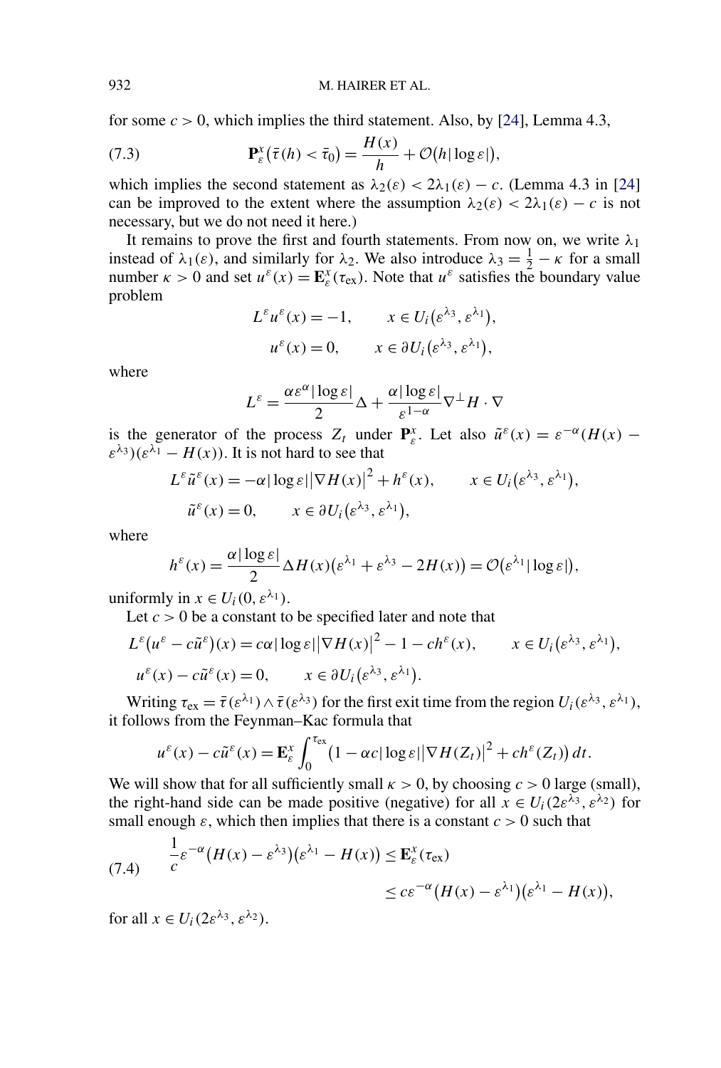for some $c > 0$, which implies the third statement. Also, by [24], Lemma 4.3,

$$\mathbf{P}_\varepsilon^x\big(\bar{\tau}(h) < \bar{\tau}_0\big) = \frac{H(x)}{h} + \mathcal{O}\big(h|\log\varepsilon|\big), \tag{7.3}$$

which implies the second statement as $\lambda_2(\varepsilon) < 2\lambda_1(\varepsilon) - c$. (Lemma 4.3 in [24] can be improved to the extent where the assumption $\lambda_2(\varepsilon) < 2\lambda_1(\varepsilon) - c$ is not necessary, but we do not need it here.)

It remains to prove the first and fourth statements. From now on, we write $\lambda_1$ instead of $\lambda_1(\varepsilon)$, and similarly for $\lambda_2$. We also introduce $\lambda_3 = \frac{1}{2} - \kappa$ for a small number $\kappa > 0$ and set $u^\varepsilon(x) = \mathbf{E}_\varepsilon^x(\tau_{\mathrm{ex}})$. Note that $u^\varepsilon$ satisfies the boundary value problem

$$L^\varepsilon u^\varepsilon(x) = -1, \qquad x \in U_i\big(\varepsilon^{\lambda_3}, \varepsilon^{\lambda_1}\big),$$
$$u^\varepsilon(x) = 0, \qquad x \in \partial U_i\big(\varepsilon^{\lambda_3}, \varepsilon^{\lambda_1}\big),$$

where

$$L^\varepsilon = \frac{\alpha\varepsilon^\alpha|\log\varepsilon|}{2}\Delta + \frac{\alpha|\log\varepsilon|}{\varepsilon^{1-\alpha}}\nabla^\perp H \cdot \nabla$$

is the generator of the process $Z_t$ under $\mathbf{P}_\varepsilon^x$. Let also $\tilde{u}^\varepsilon(x) = \varepsilon^{-\alpha}(H(x) - \varepsilon^{\lambda_3})(\varepsilon^{\lambda_1} - H(x))$. It is not hard to see that

$$L^\varepsilon \tilde{u}^\varepsilon(x) = -\alpha|\log\varepsilon|\big|\nabla H(x)\big|^2 + h^\varepsilon(x), \qquad x \in U_i\big(\varepsilon^{\lambda_3}, \varepsilon^{\lambda_1}\big),$$
$$\tilde{u}^\varepsilon(x) = 0, \qquad x \in \partial U_i\big(\varepsilon^{\lambda_3}, \varepsilon^{\lambda_1}\big),$$

where

$$h^\varepsilon(x) = \frac{\alpha|\log\varepsilon|}{2}\Delta H(x)\big(\varepsilon^{\lambda_1} + \varepsilon^{\lambda_3} - 2H(x)\big) = \mathcal{O}\big(\varepsilon^{\lambda_1}|\log\varepsilon|\big),$$

uniformly in $x \in U_i(0, \varepsilon^{\lambda_1})$.

Let $c > 0$ be a constant to be specified later and note that

$$L^\varepsilon\big(u^\varepsilon - c\tilde{u}^\varepsilon\big)(x) = c\alpha|\log\varepsilon|\big|\nabla H(x)\big|^2 - 1 - ch^\varepsilon(x), \qquad x \in U_i\big(\varepsilon^{\lambda_3}, \varepsilon^{\lambda_1}\big),$$
$$u^\varepsilon(x) - c\tilde{u}^\varepsilon(x) = 0, \qquad x \in \partial U_i\big(\varepsilon^{\lambda_3}, \varepsilon^{\lambda_1}\big).$$

Writing $\tau_{\mathrm{ex}} = \bar{\tau}(\varepsilon^{\lambda_1}) \wedge \bar{\tau}(\varepsilon^{\lambda_3})$ for the first exit time from the region $U_i(\varepsilon^{\lambda_3}, \varepsilon^{\lambda_1})$, it follows from the Feynman–Kac formula that

$$u^\varepsilon(x) - c\tilde{u}^\varepsilon(x) = \mathbf{E}_\varepsilon^x \int_0^{\tau_{\mathrm{ex}}} \big(1 - \alpha c|\log\varepsilon|\big|\nabla H(Z_t)\big|^2 + ch^\varepsilon(Z_t)\big)\,dt.$$

We will show that for all sufficiently small $\kappa > 0$, by choosing $c > 0$ large (small), the right-hand side can be made positive (negative) for all $x \in U_i(2\varepsilon^{\lambda_3}, \varepsilon^{\lambda_2})$ for small enough $\varepsilon$, which then implies that there is a constant $c > 0$ such that

$$\begin{aligned}\frac{1}{c}\varepsilon^{-\alpha}\big(H(x) - \varepsilon^{\lambda_3}\big)\big(\varepsilon^{\lambda_1} - H(x)\big) &\le \mathbf{E}_\varepsilon^x(\tau_{\mathrm{ex}}) \\ &\le c\varepsilon^{-\alpha}\big(H(x) - \varepsilon^{\lambda_1}\big)\big(\varepsilon^{\lambda_1} - H(x)\big),\end{aligned} \tag{7.4}$$

for all $x \in U_i(2\varepsilon^{\lambda_3}, \varepsilon^{\lambda_2})$.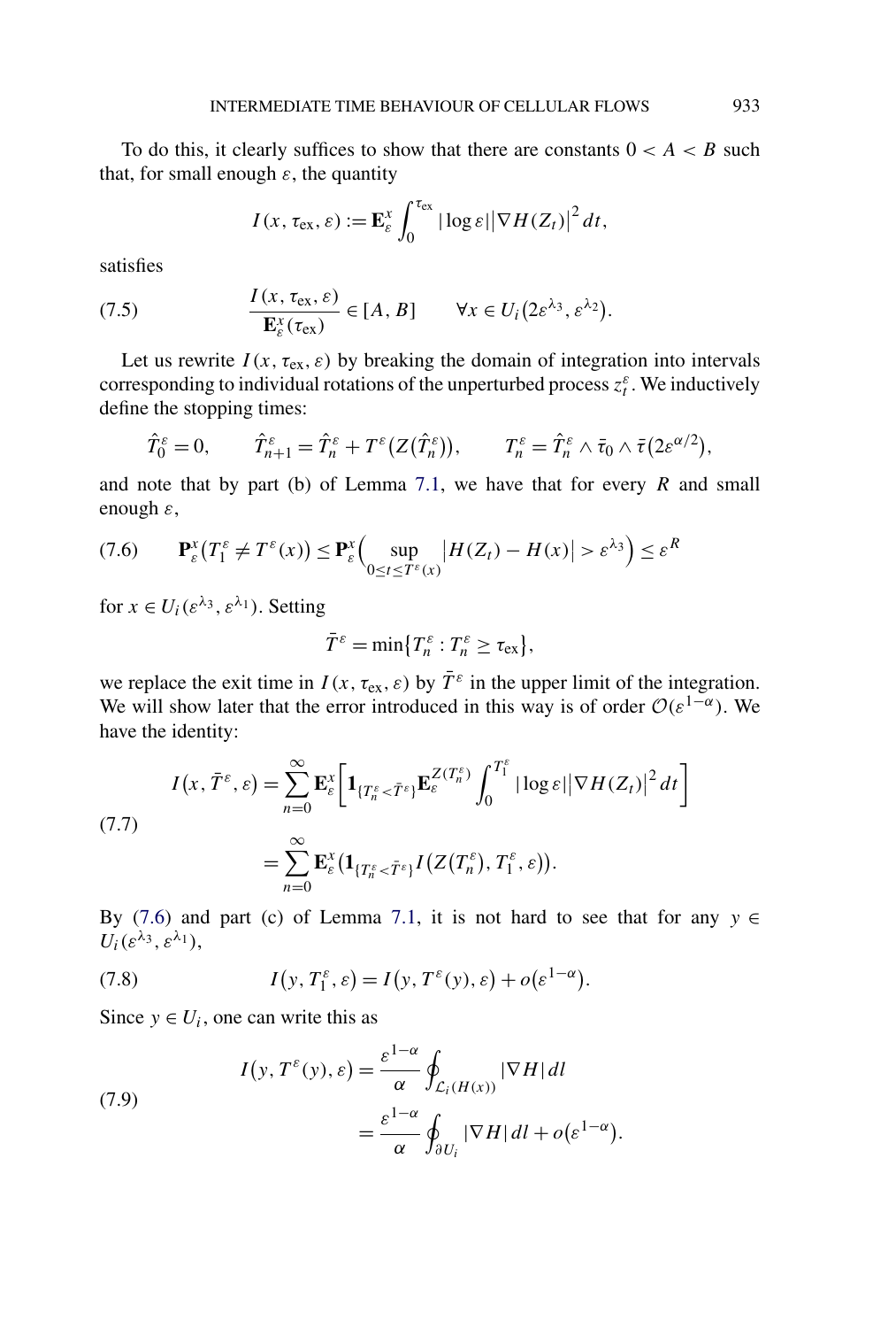To do this, it clearly suffices to show that there are constants $0 < A < B$ such that, for small enough $\varepsilon$, the quantity

$$I(x, \tau_{\text{ex}}, \varepsilon) := \mathbf{E}_\varepsilon^x \int_0^{\tau_{\text{ex}}} |\log \varepsilon| \big|\nabla H(Z_t)\big|^2 \, dt,$$

satisfies

$$\frac{I(x, \tau_{\text{ex}}, \varepsilon)}{\mathbf{E}_\varepsilon^x(\tau_{\text{ex}})} \in [A, B] \qquad \forall x \in U_i\big(2\varepsilon^{\lambda_3}, \varepsilon^{\lambda_2}\big). \tag{7.5}$$

Let us rewrite $I(x, \tau_{\text{ex}}, \varepsilon)$ by breaking the domain of integration into intervals corresponding to individual rotations of the unperturbed process $z_t^\varepsilon$. We inductively define the stopping times:

$$\hat{T}_0^\varepsilon = 0, \qquad \hat{T}_{n+1}^\varepsilon = \hat{T}_n^\varepsilon + T^\varepsilon\big(Z(\hat{T}_n^\varepsilon)\big), \qquad T_n^\varepsilon = \hat{T}_n^\varepsilon \wedge \bar{\tau}_0 \wedge \bar{\tau}\big(2\varepsilon^{\alpha/2}\big),$$

and note that by part (b) of Lemma 7.1, we have that for every $R$ and small enough $\varepsilon$,

$$\mathbf{P}_\varepsilon^x\big(T_1^\varepsilon \neq T^\varepsilon(x)\big) \leq \mathbf{P}_\varepsilon^x\Big(\sup_{0 \leq t \leq T^\varepsilon(x)} \big|H(Z_t) - H(x)\big| > \varepsilon^{\lambda_3}\Big) \leq \varepsilon^R \tag{7.6}$$

for $x \in U_i(\varepsilon^{\lambda_3}, \varepsilon^{\lambda_1})$. Setting

$$\bar{T}^\varepsilon = \min\{T_n^\varepsilon : T_n^\varepsilon \geq \tau_{\text{ex}}\},$$

we replace the exit time in $I(x, \tau_{\text{ex}}, \varepsilon)$ by $\bar{T}^\varepsilon$ in the upper limit of the integration. We will show later that the error introduced in this way is of order $\mathcal{O}(\varepsilon^{1-\alpha})$. We have the identity:

$$\begin{aligned} I\big(x, \bar{T}^\varepsilon, \varepsilon\big) &= \sum_{n=0}^{\infty} \mathbf{E}_\varepsilon^x\bigg[\mathbf{1}_{\{T_n^\varepsilon < \bar{T}^\varepsilon\}} \mathbf{E}_\varepsilon^{Z(T_n^\varepsilon)} \int_0^{T_1^\varepsilon} |\log \varepsilon| \big|\nabla H(Z_t)\big|^2 \, dt\bigg] \\ &= \sum_{n=0}^{\infty} \mathbf{E}_\varepsilon^x\big(\mathbf{1}_{\{T_n^\varepsilon < \bar{T}^\varepsilon\}} I\big(Z(T_n^\varepsilon), T_1^\varepsilon, \varepsilon\big)\big). \end{aligned} \tag{7.7}$$

By (7.6) and part (c) of Lemma 7.1, it is not hard to see that for any $y \in U_i(\varepsilon^{\lambda_3}, \varepsilon^{\lambda_1})$,

$$I\big(y, T_1^\varepsilon, \varepsilon\big) = I\big(y, T^\varepsilon(y), \varepsilon\big) + o\big(\varepsilon^{1-\alpha}\big). \tag{7.8}$$

Since $y \in U_i$, one can write this as

$$\begin{aligned} I\big(y, T^\varepsilon(y), \varepsilon\big) &= \frac{\varepsilon^{1-\alpha}}{\alpha} \oint_{\mathcal{L}_i(H(x))} |\nabla H| \, dl \\ &= \frac{\varepsilon^{1-\alpha}}{\alpha} \oint_{\partial U_i} |\nabla H| \, dl + o\big(\varepsilon^{1-\alpha}\big). \end{aligned} \tag{7.9}$$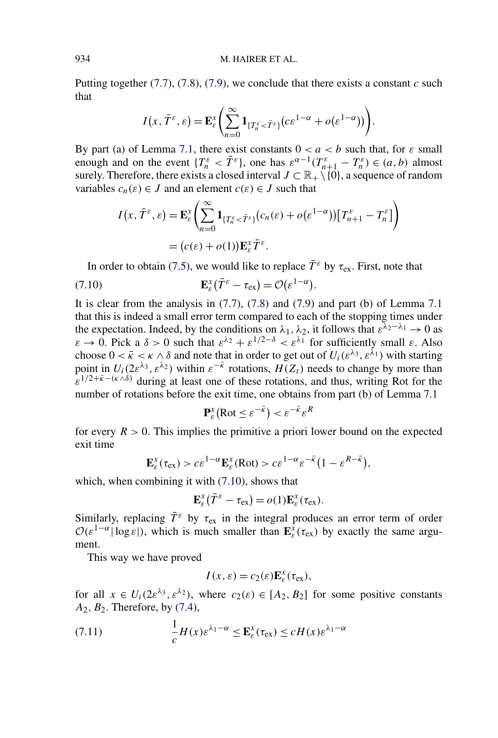Putting together (7.7), (7.8), (7.9), we conclude that there exists a constant $c$ such that

$$I(x, \bar{T}^\varepsilon, \varepsilon) = \mathbf{E}_\varepsilon^x \left( \sum_{n=0}^{\infty} \mathbf{1}_{\{T_n^\varepsilon < \bar{T}^\varepsilon\}} \big( c\varepsilon^{1-\alpha} + o(\varepsilon^{1-\alpha}) \big) \right).$$

By part (a) of Lemma 7.1, there exist constants $0 < a < b$ such that, for $\varepsilon$ small enough and on the event $\{T_n^\varepsilon < \bar{T}^\varepsilon\}$, one has $\varepsilon^{\alpha-1}(T_{n+1}^\varepsilon - T_n^\varepsilon) \in (a, b)$ almost surely. Therefore, there exists a closed interval $J \subset \mathbb{R}_+ \setminus \{0\}$, a sequence of random variables $c_n(\varepsilon) \in J$ and an element $c(\varepsilon) \in J$ such that

$$\begin{aligned} I(x, \bar{T}^\varepsilon, \varepsilon) &= \mathbf{E}_\varepsilon^x \left( \sum_{n=0}^{\infty} \mathbf{1}_{\{T_n^\varepsilon < \bar{T}^\varepsilon\}} \big( c_n(\varepsilon) + o(\varepsilon^{1-\alpha}) \big) \big[ T_{n+1}^\varepsilon - T_n^\varepsilon \big] \right) \\ &= \big( c(\varepsilon) + o(1) \big) \mathbf{E}_\varepsilon^x \bar{T}^\varepsilon. \end{aligned}$$

In order to obtain (7.5), we would like to replace $\bar{T}^\varepsilon$ by $\tau_{\text{ex}}$. First, note that

$$\mathbf{E}_\varepsilon^x(\bar{T}^\varepsilon - \tau_{\text{ex}}) = \mathcal{O}(\varepsilon^{1-\alpha}). \tag{7.10}$$

It is clear from the analysis in (7.7), (7.8) and (7.9) and part (b) of Lemma 7.1 that this is indeed a small error term compared to each of the stopping times under the expectation. Indeed, by the conditions on $\lambda_1, \lambda_2$, it follows that $\varepsilon^{\lambda_2 - \lambda_1} \to 0$ as $\varepsilon \to 0$. Pick a $\delta > 0$ such that $\varepsilon^{\lambda_2} + \varepsilon^{1/2-\delta} < \varepsilon^{\lambda_1}$ for sufficiently small $\varepsilon$. Also choose $0 < \bar{\kappa} < \kappa \wedge \delta$ and note that in order to get out of $U_i(\varepsilon^{\lambda_3}, \varepsilon^{\lambda_1})$ with starting point in $U_i(2\varepsilon^{\lambda_3}, \varepsilon^{\lambda_2})$ within $\varepsilon^{-\bar{\kappa}}$ rotations, $H(Z_t)$ needs to change by more than $\varepsilon^{1/2+\bar{\kappa}-(\kappa\wedge\delta)}$ during at least one of these rotations, and thus, writing Rot for the number of rotations before the exit time, one obtains from part (b) of Lemma 7.1

$$\mathbf{P}_\varepsilon^x(\text{Rot} \le \varepsilon^{-\bar{\kappa}}) < \varepsilon^{-\bar{\kappa}} \varepsilon^R$$

for every $R > 0$. This implies the primitive a priori lower bound on the expected exit time

$$\mathbf{E}_\varepsilon^x(\tau_{\text{ex}}) > c\varepsilon^{1-\alpha} \mathbf{E}_\varepsilon^x(\text{Rot}) > c\varepsilon^{1-\alpha} \varepsilon^{-\bar{\kappa}} (1 - \varepsilon^{R-\bar{\kappa}}),$$

which, when combining it with (7.10), shows that

$$\mathbf{E}_\varepsilon^x(\bar{T}^\varepsilon - \tau_{\text{ex}}) = o(1) \mathbf{E}_\varepsilon^x(\tau_{\text{ex}}).$$

Similarly, replacing $\bar{T}^\varepsilon$ by $\tau_{\text{ex}}$ in the integral produces an error term of order $\mathcal{O}(\varepsilon^{1-\alpha}|\log \varepsilon|)$, which is much smaller than $\mathbf{E}_\varepsilon^x(\tau_{\text{ex}})$ by exactly the same argument.

This way we have proved

$$I(x, \varepsilon) = c_2(\varepsilon) \mathbf{E}_\varepsilon^x(\tau_{\text{ex}}),$$

for all $x \in U_i(2\varepsilon^{\lambda_3}, \varepsilon^{\lambda_2})$, where $c_2(\varepsilon) \in [A_2, B_2]$ for some positive constants $A_2, B_2$. Therefore, by (7.4),

$$\frac{1}{c} H(x) \varepsilon^{\lambda_1 - \alpha} \le \mathbf{E}_\varepsilon^x(\tau_{\text{ex}}) \le c H(x) \varepsilon^{\lambda_1 - \alpha} \tag{7.11}$$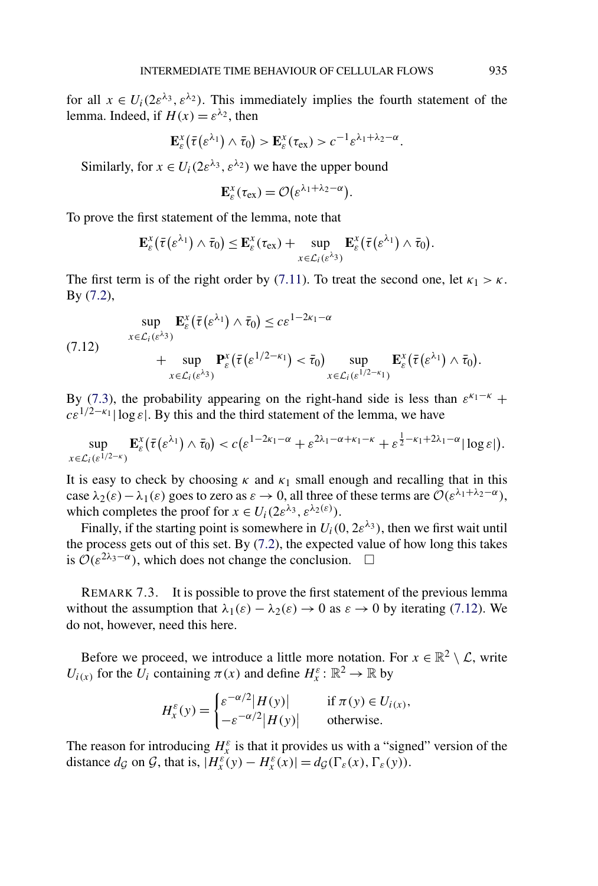for all $x \in U_i(2\varepsilon^{\lambda_3}, \varepsilon^{\lambda_2})$. This immediately implies the fourth statement of the lemma. Indeed, if $H(x) = \varepsilon^{\lambda_2}$, then

$$\mathbf{E}_\varepsilon^x\big(\bar{\tau}(\varepsilon^{\lambda_1}) \wedge \bar{\tau}_0\big) > \mathbf{E}_\varepsilon^x(\tau_{\text{ex}}) > c^{-1}\varepsilon^{\lambda_1+\lambda_2-\alpha}.$$

Similarly, for $x \in U_i(2\varepsilon^{\lambda_3}, \varepsilon^{\lambda_2})$ we have the upper bound

$$\mathbf{E}_\varepsilon^x(\tau_{\text{ex}}) = \mathcal{O}\big(\varepsilon^{\lambda_1+\lambda_2-\alpha}\big).$$

To prove the first statement of the lemma, note that

$$\mathbf{E}_\varepsilon^x\big(\bar{\tau}(\varepsilon^{\lambda_1}) \wedge \bar{\tau}_0\big) \le \mathbf{E}_\varepsilon^x(\tau_{\text{ex}}) + \sup_{x \in \mathcal{L}_i(\varepsilon^{\lambda_3})} \mathbf{E}_\varepsilon^x\big(\bar{\tau}(\varepsilon^{\lambda_1}) \wedge \bar{\tau}_0\big).$$

The first term is of the right order by (7.11). To treat the second one, let $\kappa_1 > \kappa$. By (7.2),

$$\begin{aligned}
\sup_{x \in \mathcal{L}_i(\varepsilon^{\lambda_3})} \mathbf{E}_\varepsilon^x\big(\bar{\tau}(\varepsilon^{\lambda_1}) \wedge \bar{\tau}_0\big) &\le c\varepsilon^{1-2\kappa_1-\alpha} \\
&\quad + \sup_{x \in \mathcal{L}_i(\varepsilon^{\lambda_3})} \mathbf{P}_\varepsilon^x\big(\bar{\tau}(\varepsilon^{1/2-\kappa_1}) < \bar{\tau}_0\big) \sup_{x \in \mathcal{L}_i(\varepsilon^{1/2-\kappa_1})} \mathbf{E}_\varepsilon^x\big(\bar{\tau}(\varepsilon^{\lambda_1}) \wedge \bar{\tau}_0\big).
\end{aligned} \tag{7.12}$$

By (7.3), the probability appearing on the right-hand side is less than $\varepsilon^{\kappa_1-\kappa} + c\varepsilon^{1/2-\kappa_1}|\log\varepsilon|$. By this and the third statement of the lemma, we have

$$\sup_{x \in \mathcal{L}_i(\varepsilon^{1/2-\kappa})} \mathbf{E}_\varepsilon^x\big(\bar{\tau}(\varepsilon^{\lambda_1}) \wedge \bar{\tau}_0\big) < c\big(\varepsilon^{1-2\kappa_1-\alpha} + \varepsilon^{2\lambda_1-\alpha+\kappa_1-\kappa} + \varepsilon^{\frac{1}{2}-\kappa_1+2\lambda_1-\alpha}|\log\varepsilon|\big).$$

It is easy to check by choosing $\kappa$ and $\kappa_1$ small enough and recalling that in this case $\lambda_2(\varepsilon) - \lambda_1(\varepsilon)$ goes to zero as $\varepsilon \to 0$, all three of these terms are $\mathcal{O}(\varepsilon^{\lambda_1+\lambda_2-\alpha})$, which completes the proof for $x \in U_i(2\varepsilon^{\lambda_3}, \varepsilon^{\lambda_2(\varepsilon)})$.

Finally, if the starting point is somewhere in $U_i(0, 2\varepsilon^{\lambda_3})$, then we first wait until the process gets out of this set. By (7.2), the expected value of how long this takes is $\mathcal{O}(\varepsilon^{2\lambda_3-\alpha})$, which does not change the conclusion. $\square$

REMARK 7.3. It is possible to prove the first statement of the previous lemma without the assumption that $\lambda_1(\varepsilon) - \lambda_2(\varepsilon) \to 0$ as $\varepsilon \to 0$ by iterating (7.12). We do not, however, need this here.

Before we proceed, we introduce a little more notation. For $x \in \mathbb{R}^2 \setminus \mathcal{L}$, write $U_{i(x)}$ for the $U_i$ containing $\pi(x)$ and define $H_x^\varepsilon : \mathbb{R}^2 \to \mathbb{R}$ by

$$H_x^\varepsilon(y) = \begin{cases} \varepsilon^{-\alpha/2}|H(y)| & \text{if } \pi(y) \in U_{i(x)}, \\ -\varepsilon^{-\alpha/2}|H(y)| & \text{otherwise.} \end{cases}$$

The reason for introducing $H_x^\varepsilon$ is that it provides us with a "signed" version of the distance $d_{\mathcal{G}}$ on $\mathcal{G}$, that is, $|H_x^\varepsilon(y) - H_x^\varepsilon(x)| = d_{\mathcal{G}}(\Gamma_\varepsilon(x), \Gamma_\varepsilon(y))$.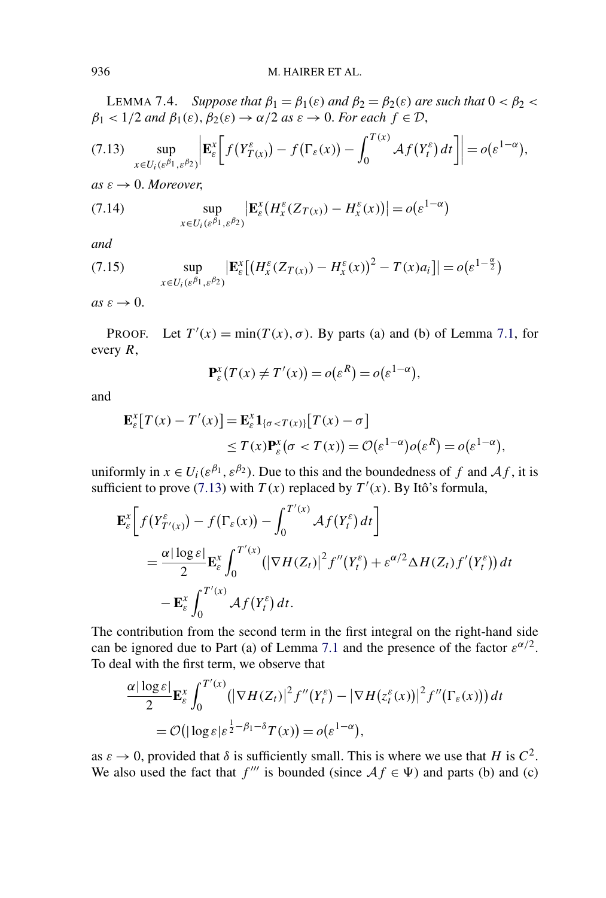LEMMA 7.4. *Suppose that $\beta_1 = \beta_1(\varepsilon)$ and $\beta_2 = \beta_2(\varepsilon)$ are such that $0 < \beta_2 < \beta_1 < 1/2$ and $\beta_1(\varepsilon), \beta_2(\varepsilon) \to \alpha/2$ as $\varepsilon \to 0$. For each $f \in \mathcal{D}$,*

$$\sup_{x \in U_i(\varepsilon^{\beta_1}, \varepsilon^{\beta_2})} \left| \mathbf{E}_\varepsilon^x \left[ f\left(Y_{T(x)}^\varepsilon\right) - f\left(\Gamma_\varepsilon(x)\right) - \int_0^{T(x)} \mathcal{A} f\left(Y_t^\varepsilon\right) dt \right] \right| = o\left(\varepsilon^{1-\alpha}\right), \tag{7.13}$$

*as $\varepsilon \to 0$. Moreover,*

$$\sup_{x \in U_i(\varepsilon^{\beta_1}, \varepsilon^{\beta_2})} \left| \mathbf{E}_\varepsilon^x \left( H_x^\varepsilon (Z_{T(x)}) - H_x^\varepsilon(x) \right) \right| = o\left(\varepsilon^{1-\alpha}\right) \tag{7.14}$$

*and*

$$\sup_{x \in U_i(\varepsilon^{\beta_1}, \varepsilon^{\beta_2})} \left| \mathbf{E}_\varepsilon^x \left[ \left( H_x^\varepsilon (Z_{T(x)}) - H_x^\varepsilon(x) \right)^2 - T(x) a_i \right] \right| = o\left(\varepsilon^{1-\frac{\alpha}{2}}\right) \tag{7.15}$$

*as $\varepsilon \to 0$.*

PROOF. Let $T'(x) = \min(T(x), \sigma)$. By parts (a) and (b) of Lemma 7.1, for every $R$,

$$\mathbf{P}_\varepsilon^x \left( T(x) \neq T'(x) \right) = o\left(\varepsilon^R\right) = o\left(\varepsilon^{1-\alpha}\right),$$

and

$$\begin{aligned}
\mathbf{E}_\varepsilon^x \left[ T(x) - T'(x) \right] &= \mathbf{E}_\varepsilon^x \mathbf{1}_{\{\sigma < T(x)\}} \left[ T(x) - \sigma \right] \\
&\leq T(x) \mathbf{P}_\varepsilon^x \left( \sigma < T(x) \right) = \mathcal{O}\left(\varepsilon^{1-\alpha}\right) o\left(\varepsilon^R\right) = o\left(\varepsilon^{1-\alpha}\right),
\end{aligned}$$

uniformly in $x \in U_i(\varepsilon^{\beta_1}, \varepsilon^{\beta_2})$. Due to this and the boundedness of $f$ and $\mathcal{A} f$, it is sufficient to prove (7.13) with $T(x)$ replaced by $T'(x)$. By Itô's formula,

$$\begin{aligned}
\mathbf{E}_\varepsilon^x &\left[ f\left(Y_{T'(x)}^\varepsilon\right) - f\left(\Gamma_\varepsilon(x)\right) - \int_0^{T'(x)} \mathcal{A} f\left(Y_t^\varepsilon\right) dt \right] \\
&= \frac{\alpha |\log \varepsilon|}{2} \mathbf{E}_\varepsilon^x \int_0^{T'(x)} \left( \left| \nabla H(Z_t) \right|^2 f''\left(Y_t^\varepsilon\right) + \varepsilon^{\alpha/2} \Delta H(Z_t) f'\left(Y_t^\varepsilon\right) \right) dt \\
&\quad - \mathbf{E}_\varepsilon^x \int_0^{T'(x)} \mathcal{A} f\left(Y_t^\varepsilon\right) dt.
\end{aligned}$$

The contribution from the second term in the first integral on the right-hand side can be ignored due to Part (a) of Lemma 7.1 and the presence of the factor $\varepsilon^{\alpha/2}$. To deal with the first term, we observe that

$$\begin{aligned}
\frac{\alpha |\log \varepsilon|}{2} &\mathbf{E}_\varepsilon^x \int_0^{T'(x)} \left( \left| \nabla H(Z_t) \right|^2 f''\left(Y_t^\varepsilon\right) - \left| \nabla H\left(z_t^\varepsilon(x)\right) \right|^2 f''\left(\Gamma_\varepsilon(x)\right) \right) dt \\
&= \mathcal{O}\left( |\log \varepsilon| \varepsilon^{\frac{1}{2} - \beta_1 - \delta} T(x) \right) = o\left(\varepsilon^{1-\alpha}\right),
\end{aligned}$$

as $\varepsilon \to 0$, provided that $\delta$ is sufficiently small. This is where we use that $H$ is $C^2$. We also used the fact that $f'''$ is bounded (since $\mathcal{A} f \in \Psi$) and parts (b) and (c)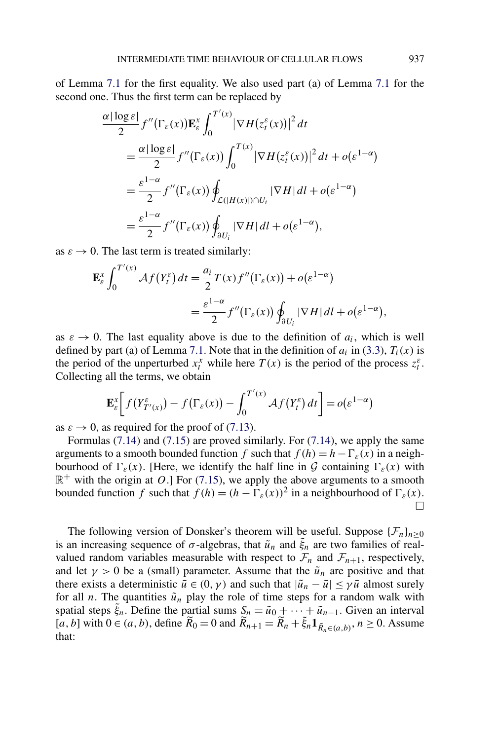of Lemma 7.1 for the first equality. We also used part (a) of Lemma 7.1 for the second one. Thus the first term can be replaced by

$$
\begin{aligned}
&\frac{\alpha|\log\varepsilon|}{2} f''\big(\Gamma_\varepsilon(x)\big)\mathbf{E}_\varepsilon^x \int_0^{T'(x)} \big|\nabla H\big(z_t^\varepsilon(x)\big)\big|^2\,dt \\
&\quad = \frac{\alpha|\log\varepsilon|}{2} f''\big(\Gamma_\varepsilon(x)\big)\int_0^{T(x)} \big|\nabla H\big(z_t^\varepsilon(x)\big)\big|^2\,dt + o\big(\varepsilon^{1-\alpha}\big) \\
&\quad = \frac{\varepsilon^{1-\alpha}}{2} f''\big(\Gamma_\varepsilon(x)\big)\oint_{\mathcal{L}(|H(x)|)\cap U_i} |\nabla H|\,dl + o\big(\varepsilon^{1-\alpha}\big) \\
&\quad = \frac{\varepsilon^{1-\alpha}}{2} f''\big(\Gamma_\varepsilon(x)\big)\oint_{\partial U_i} |\nabla H|\,dl + o\big(\varepsilon^{1-\alpha}\big),
\end{aligned}
$$

as $\varepsilon \to 0$. The last term is treated similarly:

$$
\begin{aligned}
\mathbf{E}_\varepsilon^x \int_0^{T'(x)} \mathcal{A}f\big(Y_t^\varepsilon\big)\,dt &= \frac{a_i}{2} T(x) f''\big(\Gamma_\varepsilon(x)\big) + o\big(\varepsilon^{1-\alpha}\big) \\
&= \frac{\varepsilon^{1-\alpha}}{2} f''\big(\Gamma_\varepsilon(x)\big)\oint_{\partial U_i} |\nabla H|\,dl + o\big(\varepsilon^{1-\alpha}\big),
\end{aligned}
$$

as $\varepsilon \to 0$. The last equality above is due to the definition of $a_i$, which is well defined by part (a) of Lemma 7.1. Note that in the definition of $a_i$ in (3.3), $T_i(x)$ is the period of the unperturbed $x_t^x$ while here $T(x)$ is the period of the process $z_t^\varepsilon$. Collecting all the terms, we obtain

$$
\mathbf{E}_\varepsilon^x \bigg[ f\big(Y_{T'(x)}^\varepsilon\big) - f\big(\Gamma_\varepsilon(x)\big) - \int_0^{T'(x)} \mathcal{A}f\big(Y_t^\varepsilon\big)\,dt \bigg] = o\big(\varepsilon^{1-\alpha}\big)
$$

as $\varepsilon \to 0$, as required for the proof of (7.13).

Formulas (7.14) and (7.15) are proved similarly. For (7.14), we apply the same arguments to a smooth bounded function $f$ such that $f(h) = h - \Gamma_\varepsilon(x)$ in a neighbourhood of $\Gamma_\varepsilon(x)$. [Here, we identify the half line in $\mathcal{G}$ containing $\Gamma_\varepsilon(x)$ with $\mathbb{R}^+$ with the origin at $O$.] For (7.15), we apply the above arguments to a smooth bounded function $f$ such that $f(h) = (h - \Gamma_\varepsilon(x))^2$ in a neighbourhood of $\Gamma_\varepsilon(x)$. □

The following version of Donsker's theorem will be useful. Suppose $\{\mathcal{F}_n\}_{n\ge 0}$ is an increasing sequence of $\sigma$-algebras, that $\tilde{u}_n$ and $\tilde{\xi}_n$ are two families of real-valued random variables measurable with respect to $\mathcal{F}_n$ and $\mathcal{F}_{n+1}$, respectively, and let $\gamma > 0$ be a (small) parameter. Assume that the $\tilde{u}_n$ are positive and that there exists a deterministic $\bar{u} \in (0, \gamma)$ and such that $|\tilde{u}_n - \bar{u}| \le \gamma \bar{u}$ almost surely for all $n$. The quantities $\tilde{u}_n$ play the role of time steps for a random walk with spatial steps $\tilde{\xi}_n$. Define the partial sums $S_n = \tilde{u}_0 + \cdots + \tilde{u}_{n-1}$. Given an interval $[a, b]$ with $0 \in (a, b)$, define $\widetilde{R}_0 = 0$ and $\widetilde{R}_{n+1} = \widetilde{R}_n + \tilde{\xi}_n \mathbf{1}_{\tilde{R}_n \in (a,b)}$, $n \ge 0$. Assume that: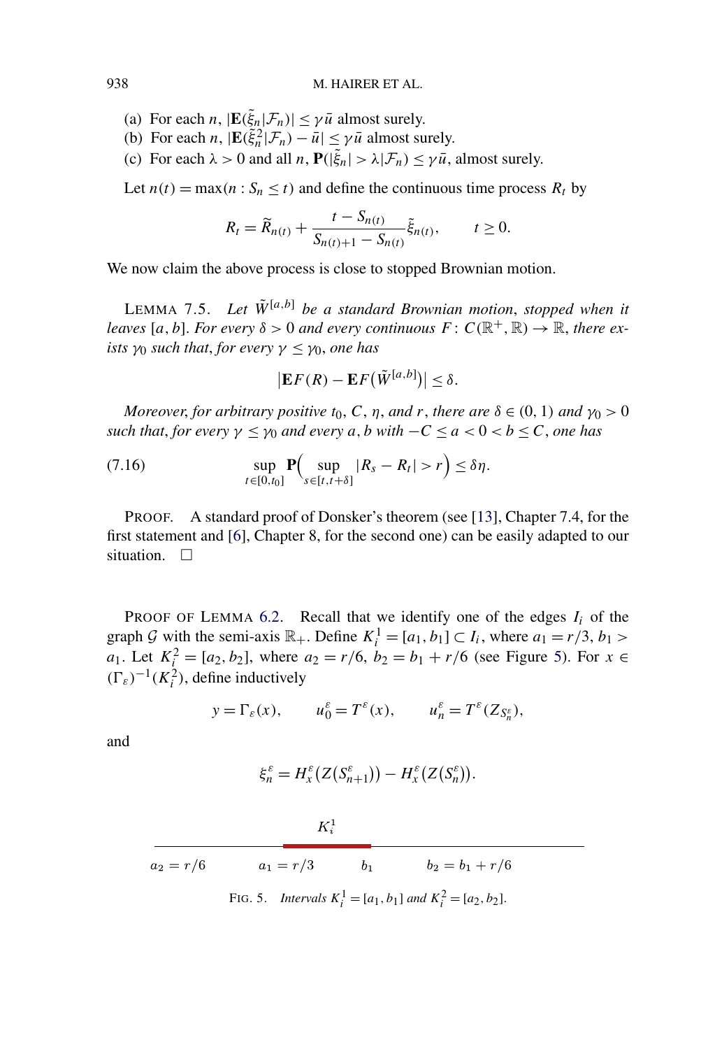(a) For each $n$, $|\mathbf{E}(\tilde{\xi}_n|\mathcal{F}_n)| \le \gamma \bar{u}$ almost surely.
(b) For each $n$, $|\mathbf{E}(\tilde{\xi}_n^2|\mathcal{F}_n) - \bar{u}| \le \gamma \bar{u}$ almost surely.
(c) For each $\lambda > 0$ and all $n$, $\mathbf{P}(|\tilde{\xi}_n| > \lambda|\mathcal{F}_n) \le \gamma \bar{u}$, almost surely.

Let $n(t) = \max(n : S_n \le t)$ and define the continuous time process $R_t$ by

$$R_t = \widetilde{R}_{n(t)} + \frac{t - S_{n(t)}}{S_{n(t)+1} - S_{n(t)}} \tilde{\xi}_{n(t)}, \qquad t \ge 0.$$

We now claim the above process is close to stopped Brownian motion.

LEMMA 7.5. *Let $\tilde{W}^{[a,b]}$ be a standard Brownian motion, stopped when it leaves $[a,b]$. For every $\delta > 0$ and every continuous $F : C(\mathbb{R}^+, \mathbb{R}) \to \mathbb{R}$, there exists $\gamma_0$ such that, for every $\gamma \le \gamma_0$, one has*

$$\left|\mathbf{E}F(R) - \mathbf{E}F\big(\tilde{W}^{[a,b]}\big)\right| \le \delta.$$

*Moreover, for arbitrary positive $t_0$, $C$, $\eta$, and $r$, there are $\delta \in (0,1)$ and $\gamma_0 > 0$ such that, for every $\gamma \le \gamma_0$ and every $a, b$ with $-C \le a < 0 < b \le C$, one has*

$$\sup_{t \in [0,t_0]} \mathbf{P}\Big(\sup_{s \in [t,t+\delta]} |R_s - R_t| > r\Big) \le \delta\eta. \tag{7.16}$$

PROOF. A standard proof of Donsker's theorem (see [13], Chapter 7.4, for the first statement and [6], Chapter 8, for the second one) can be easily adapted to our situation. $\square$

PROOF OF LEMMA 6.2. Recall that we identify one of the edges $I_i$ of the graph $\mathcal{G}$ with the semi-axis $\mathbb{R}_+$. Define $K_i^1 = [a_1, b_1] \subset I_i$, where $a_1 = r/3$, $b_1 > a_1$. Let $K_i^2 = [a_2, b_2]$, where $a_2 = r/6$, $b_2 = b_1 + r/6$ (see Figure 5). For $x \in (\Gamma_\varepsilon)^{-1}(K_i^2)$, define inductively

$$y = \Gamma_\varepsilon(x), \qquad u_0^\varepsilon = T^\varepsilon(x), \qquad u_n^\varepsilon = T^\varepsilon(Z_{S_n^\varepsilon}),$$

and

$$\xi_n^\varepsilon = H_x^\varepsilon(Z(S_{n+1}^\varepsilon)) - H_x^\varepsilon(Z(S_n^\varepsilon)).$$

$K_i^1$

$a_2 = r/6$ $\quad a_1 = r/3 \quad b_1 \quad b_2 = b_1 + r/6$

FIG. 5. *Intervals $K_i^1 = [a_1, b_1]$ and $K_i^2 = [a_2, b_2]$.*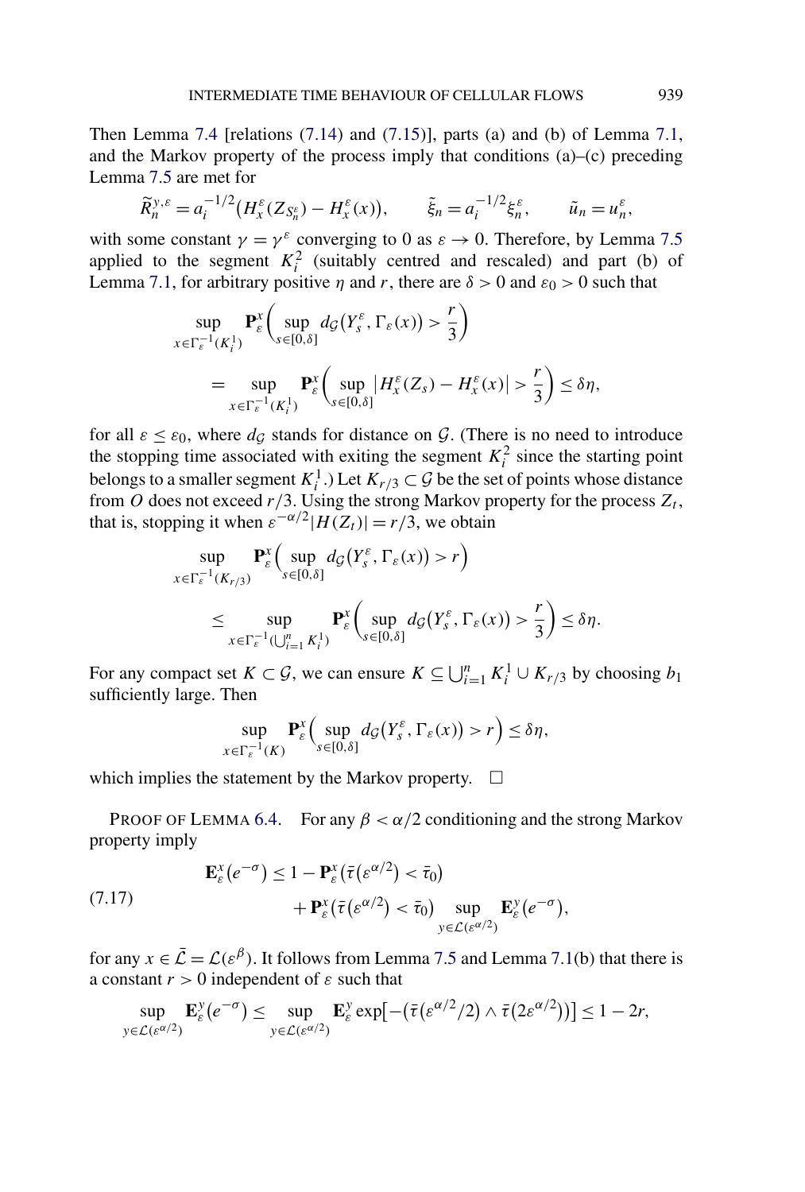Then Lemma 7.4 [relations (7.14) and (7.15)], parts (a) and (b) of Lemma 7.1, and the Markov property of the process imply that conditions (a)–(c) preceding Lemma 7.5 are met for

$$\widetilde{R}_n^{y,\varepsilon} = a_i^{-1/2}\big(H_x^\varepsilon(Z_{S_n^\varepsilon}) - H_x^\varepsilon(x)\big), \qquad \tilde{\xi}_n = a_i^{-1/2}\xi_n^\varepsilon, \qquad \tilde{u}_n = u_n^\varepsilon,$$

with some constant $\gamma = \gamma^\varepsilon$ converging to 0 as $\varepsilon \to 0$. Therefore, by Lemma 7.5 applied to the segment $K_i^2$ (suitably centred and rescaled) and part (b) of Lemma 7.1, for arbitrary positive $\eta$ and $r$, there are $\delta > 0$ and $\varepsilon_0 > 0$ such that

$$\begin{aligned}
&\sup_{x\in\Gamma_\varepsilon^{-1}(K_i^1)} \mathbf{P}_\varepsilon^x\Big(\sup_{s\in[0,\delta]} d_{\mathcal{G}}\big(Y_s^\varepsilon, \Gamma_\varepsilon(x)\big) > \frac{r}{3}\Big) \\
&\qquad = \sup_{x\in\Gamma_\varepsilon^{-1}(K_i^1)} \mathbf{P}_\varepsilon^x\Big(\sup_{s\in[0,\delta]} \big|H_x^\varepsilon(Z_s) - H_x^\varepsilon(x)\big| > \frac{r}{3}\Big) \le \delta\eta,
\end{aligned}$$

for all $\varepsilon \le \varepsilon_0$, where $d_{\mathcal{G}}$ stands for distance on $\mathcal{G}$. (There is no need to introduce the stopping time associated with exiting the segment $K_i^2$ since the starting point belongs to a smaller segment $K_i^1$.) Let $K_{r/3} \subset \mathcal{G}$ be the set of points whose distance from $O$ does not exceed $r/3$. Using the strong Markov property for the process $Z_t$, that is, stopping it when $\varepsilon^{-\alpha/2}|H(Z_t)| = r/3$, we obtain

$$\begin{aligned}
&\sup_{x\in\Gamma_\varepsilon^{-1}(K_{r/3})} \mathbf{P}_\varepsilon^x\Big(\sup_{s\in[0,\delta]} d_{\mathcal{G}}\big(Y_s^\varepsilon, \Gamma_\varepsilon(x)\big) > r\Big) \\
&\qquad \le \sup_{x\in\Gamma_\varepsilon^{-1}(\bigcup_{i=1}^n K_i^1)} \mathbf{P}_\varepsilon^x\Big(\sup_{s\in[0,\delta]} d_{\mathcal{G}}\big(Y_s^\varepsilon, \Gamma_\varepsilon(x)\big) > \frac{r}{3}\Big) \le \delta\eta.
\end{aligned}$$

For any compact set $K \subset \mathcal{G}$, we can ensure $K \subseteq \bigcup_{i=1}^n K_i^1 \cup K_{r/3}$ by choosing $b_1$ sufficiently large. Then

$$\sup_{x\in\Gamma_\varepsilon^{-1}(K)} \mathbf{P}_\varepsilon^x\Big(\sup_{s\in[0,\delta]} d_{\mathcal{G}}\big(Y_s^\varepsilon, \Gamma_\varepsilon(x)\big) > r\Big) \le \delta\eta,$$

which implies the statement by the Markov property. $\square$

PROOF OF LEMMA 6.4. For any $\beta < \alpha/2$ conditioning and the strong Markov property imply

$$\tag{7.17} \begin{aligned}
\mathbf{E}_\varepsilon^x\big(e^{-\sigma}\big) \le{}& 1 - \mathbf{P}_\varepsilon^x\big(\bar{\tau}\big(\varepsilon^{\alpha/2}\big) < \bar{\tau}_0\big) \\
&+ \mathbf{P}_\varepsilon^x\big(\bar{\tau}\big(\varepsilon^{\alpha/2}\big) < \bar{\tau}_0\big) \sup_{y\in\mathcal{L}(\varepsilon^{\alpha/2})} \mathbf{E}_\varepsilon^y\big(e^{-\sigma}\big),
\end{aligned}$$

for any $x \in \bar{\mathcal{L}} = \mathcal{L}(\varepsilon^\beta)$. It follows from Lemma 7.5 and Lemma 7.1(b) that there is a constant $r > 0$ independent of $\varepsilon$ such that

$$\sup_{y\in\mathcal{L}(\varepsilon^{\alpha/2})} \mathbf{E}_\varepsilon^y\big(e^{-\sigma}\big) \le \sup_{y\in\mathcal{L}(\varepsilon^{\alpha/2})} \mathbf{E}_\varepsilon^y \exp\big[-\big(\bar{\tau}\big(\varepsilon^{\alpha/2}/2\big) \wedge \bar{\tau}\big(2\varepsilon^{\alpha/2}\big)\big)\big] \le 1 - 2r,$$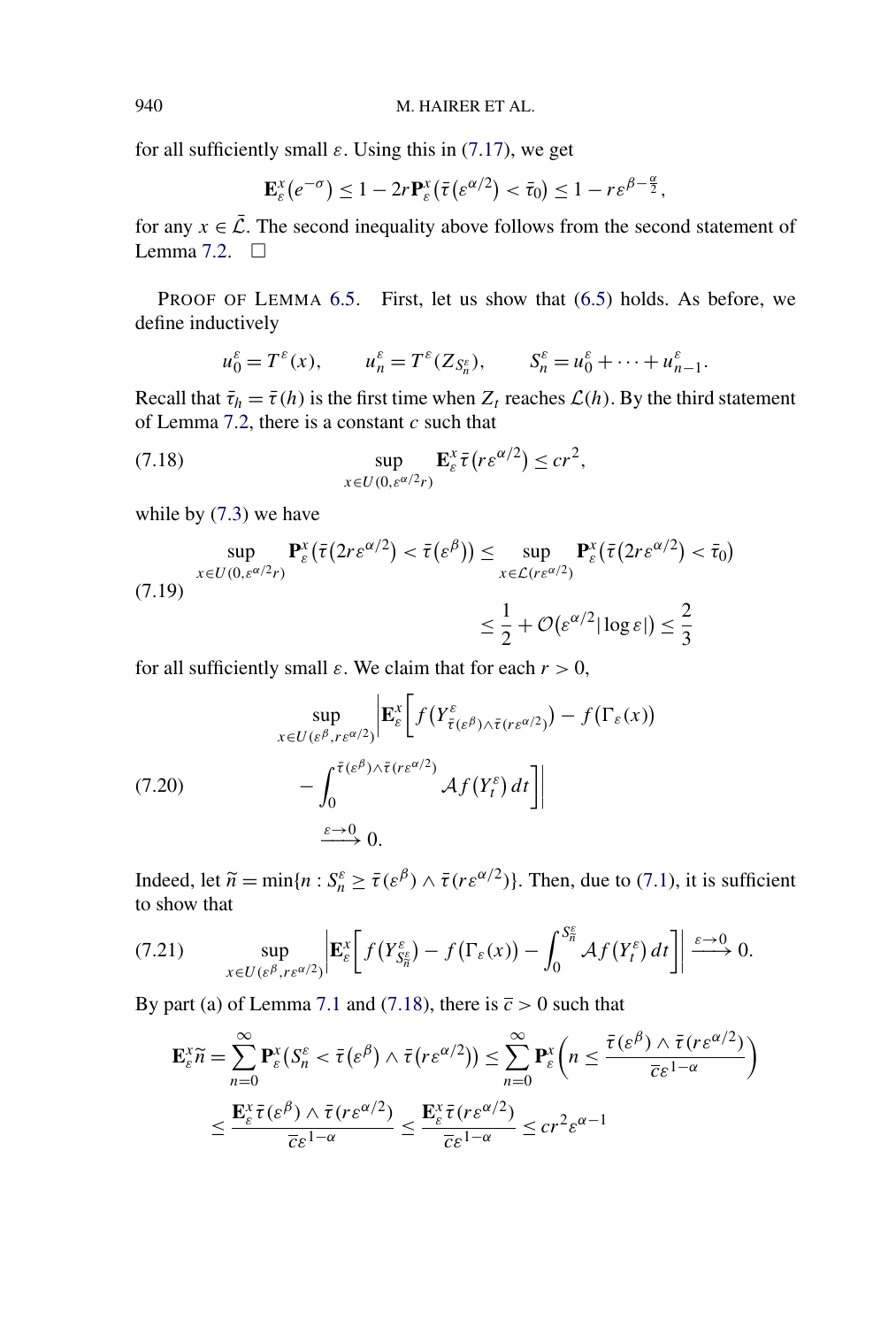for all sufficiently small $\varepsilon$. Using this in (7.17), we get

$$\mathbf{E}_\varepsilon^x(e^{-\sigma}) \le 1 - 2r\mathbf{P}_\varepsilon^x(\bar{\tau}(\varepsilon^{\alpha/2}) < \bar{\tau}_0) \le 1 - r\varepsilon^{\beta - \frac{\alpha}{2}},$$

for any $x \in \bar{\mathcal{L}}$. The second inequality above follows from the second statement of Lemma 7.2. $\square$

PROOF OF LEMMA 6.5. First, let us show that (6.5) holds. As before, we define inductively

$$u_0^\varepsilon = T^\varepsilon(x), \qquad u_n^\varepsilon = T^\varepsilon(Z_{S_n^\varepsilon}), \qquad S_n^\varepsilon = u_0^\varepsilon + \cdots + u_{n-1}^\varepsilon.$$

Recall that $\bar{\tau}_h = \bar{\tau}(h)$ is the first time when $Z_t$ reaches $\mathcal{L}(h)$. By the third statement of Lemma 7.2, there is a constant $c$ such that

$$\sup_{x \in U(0,\varepsilon^{\alpha/2}r)} \mathbf{E}_\varepsilon^x \bar{\tau}(r\varepsilon^{\alpha/2}) \le cr^2, \tag{7.18}$$

while by (7.3) we have

$$\begin{aligned}
\sup_{x \in U(0,\varepsilon^{\alpha/2}r)} \mathbf{P}_\varepsilon^x(\bar{\tau}(2r\varepsilon^{\alpha/2}) < \bar{\tau}(\varepsilon^\beta)) &\le \sup_{x \in \mathcal{L}(r\varepsilon^{\alpha/2})} \mathbf{P}_\varepsilon^x(\bar{\tau}(2r\varepsilon^{\alpha/2}) < \bar{\tau}_0) \\
&\le \frac{1}{2} + \mathcal{O}(\varepsilon^{\alpha/2}|\log\varepsilon|) \le \frac{2}{3}
\end{aligned} \tag{7.19}$$

for all sufficiently small $\varepsilon$. We claim that for each $r > 0$,

$$\begin{aligned}
\sup_{x \in U(\varepsilon^\beta, r\varepsilon^{\alpha/2})} \bigg| \mathbf{E}_\varepsilon^x \bigg[ & f(Y^\varepsilon_{\bar{\tau}(\varepsilon^\beta) \wedge \bar{\tau}(r\varepsilon^{\alpha/2})}) - f(\Gamma_\varepsilon(x)) \\
& - \int_0^{\bar{\tau}(\varepsilon^\beta) \wedge \bar{\tau}(r\varepsilon^{\alpha/2})} \mathcal{A}f(Y_t^\varepsilon)\,dt \bigg] \bigg| \\
& \xrightarrow{\varepsilon \to 0} 0.
\end{aligned} \tag{7.20}$$

Indeed, let $\widetilde{n} = \min\{n : S_n^\varepsilon \ge \bar{\tau}(\varepsilon^\beta) \wedge \bar{\tau}(r\varepsilon^{\alpha/2})\}$. Then, due to (7.1), it is sufficient to show that

$$\sup_{x \in U(\varepsilon^\beta, r\varepsilon^{\alpha/2})} \left| \mathbf{E}_\varepsilon^x \left[ f(Y^\varepsilon_{S^\varepsilon_{\widetilde{n}}}) - f(\Gamma_\varepsilon(x)) - \int_0^{S^\varepsilon_{\widetilde{n}}} \mathcal{A}f(Y_t^\varepsilon)\,dt \right] \right| \xrightarrow{\varepsilon \to 0} 0. \tag{7.21}$$

By part (a) of Lemma 7.1 and (7.18), there is $\overline{c} > 0$ such that

$$\begin{aligned}
\mathbf{E}_\varepsilon^x \widetilde{n} &= \sum_{n=0}^\infty \mathbf{P}_\varepsilon^x(S_n^\varepsilon < \bar{\tau}(\varepsilon^\beta) \wedge \bar{\tau}(r\varepsilon^{\alpha/2})) \le \sum_{n=0}^\infty \mathbf{P}_\varepsilon^x\left(n \le \frac{\bar{\tau}(\varepsilon^\beta) \wedge \bar{\tau}(r\varepsilon^{\alpha/2})}{\overline{c}\varepsilon^{1-\alpha}}\right) \\
&\le \frac{\mathbf{E}_\varepsilon^x \bar{\tau}(\varepsilon^\beta) \wedge \bar{\tau}(r\varepsilon^{\alpha/2})}{\overline{c}\varepsilon^{1-\alpha}} \le \frac{\mathbf{E}_\varepsilon^x \bar{\tau}(r\varepsilon^{\alpha/2})}{\overline{c}\varepsilon^{1-\alpha}} \le cr^2\varepsilon^{\alpha-1}
\end{aligned}$$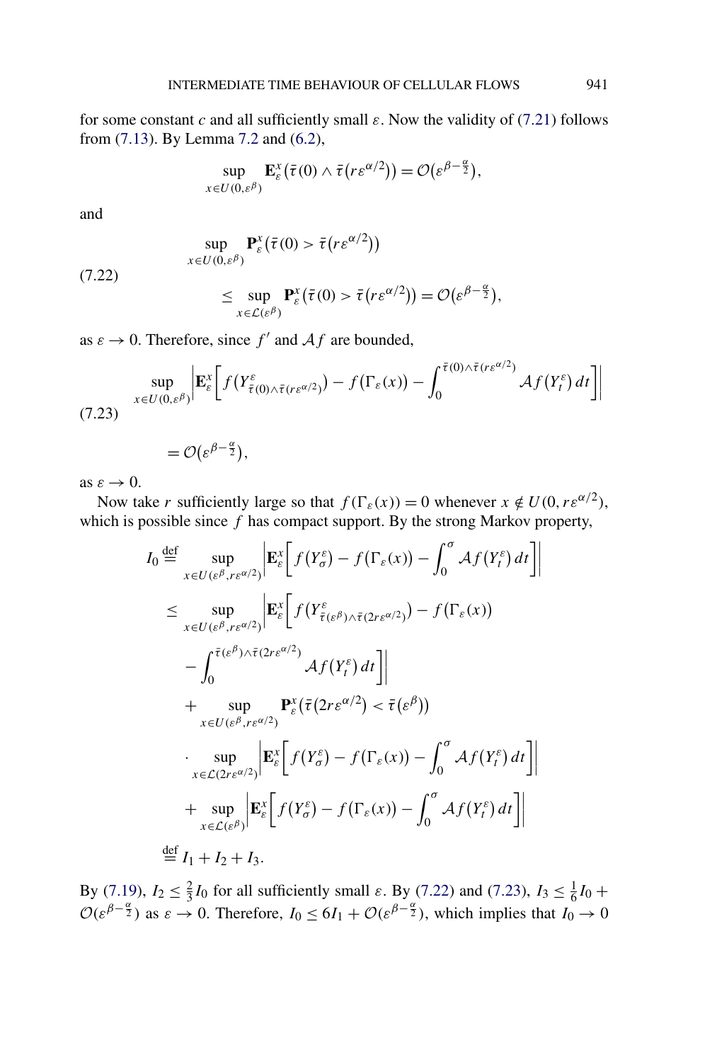for some constant $c$ and all sufficiently small $\varepsilon$. Now the validity of (7.21) follows from (7.13). By Lemma 7.2 and (6.2),

$$\sup_{x \in U(0,\varepsilon^\beta)} \mathbf{E}_\varepsilon^x\big(\bar\tau(0) \wedge \bar\tau\big(r\varepsilon^{\alpha/2}\big)\big) = \mathcal{O}\big(\varepsilon^{\beta - \frac{\alpha}{2}}\big),$$

and

$$\tag{7.22} \begin{aligned} &\sup_{x \in U(0,\varepsilon^\beta)} \mathbf{P}_\varepsilon^x\big(\bar\tau(0) > \bar\tau\big(r\varepsilon^{\alpha/2}\big)\big) \\ &\qquad \le \sup_{x \in \mathcal{L}(\varepsilon^\beta)} \mathbf{P}_\varepsilon^x\big(\bar\tau(0) > \bar\tau\big(r\varepsilon^{\alpha/2}\big)\big) = \mathcal{O}\big(\varepsilon^{\beta - \frac{\alpha}{2}}\big), \end{aligned}$$

as $\varepsilon \to 0$. Therefore, since $f'$ and $\mathcal{A}f$ are bounded,

$$\tag{7.23} \begin{aligned} \sup_{x \in U(0,\varepsilon^\beta)} &\left| \mathbf{E}_\varepsilon^x\left[ f\big(Y^\varepsilon_{\bar\tau(0)\wedge\bar\tau(r\varepsilon^{\alpha/2})}\big) - f\big(\Gamma_\varepsilon(x)\big) - \int_0^{\bar\tau(0)\wedge\bar\tau(r\varepsilon^{\alpha/2})} \mathcal{A}f\big(Y_t^\varepsilon\big)\,dt \right]\right| \\ &= \mathcal{O}\big(\varepsilon^{\beta - \frac{\alpha}{2}}\big), \end{aligned}$$

as $\varepsilon \to 0$.

Now take $r$ sufficiently large so that $f(\Gamma_\varepsilon(x)) = 0$ whenever $x \notin U(0, r\varepsilon^{\alpha/2})$, which is possible since $f$ has compact support. By the strong Markov property,

$$\begin{aligned} I_0 &\stackrel{\text{def}}{=} \sup_{x \in U(\varepsilon^\beta, r\varepsilon^{\alpha/2})} \left| \mathbf{E}_\varepsilon^x\left[ f\big(Y_\sigma^\varepsilon\big) - f\big(\Gamma_\varepsilon(x)\big) - \int_0^\sigma \mathcal{A}f\big(Y_t^\varepsilon\big)\,dt \right]\right| \\ &\le \sup_{x \in U(\varepsilon^\beta, r\varepsilon^{\alpha/2})} \left| \mathbf{E}_\varepsilon^x\left[ f\big(Y^\varepsilon_{\bar\tau(\varepsilon^\beta)\wedge\bar\tau(2r\varepsilon^{\alpha/2})}\big) - f\big(\Gamma_\varepsilon(x)\big) \right.\right. \\ &\qquad \left.\left. - \int_0^{\bar\tau(\varepsilon^\beta)\wedge\bar\tau(2r\varepsilon^{\alpha/2})} \mathcal{A}f\big(Y_t^\varepsilon\big)\,dt \right]\right| \\ &\quad + \sup_{x \in U(\varepsilon^\beta, r\varepsilon^{\alpha/2})} \mathbf{P}_\varepsilon^x\big(\bar\tau\big(2r\varepsilon^{\alpha/2}\big) < \bar\tau\big(\varepsilon^\beta\big)\big) \\ &\quad \cdot \sup_{x \in \mathcal{L}(2r\varepsilon^{\alpha/2})} \left| \mathbf{E}_\varepsilon^x\left[ f\big(Y_\sigma^\varepsilon\big) - f\big(\Gamma_\varepsilon(x)\big) - \int_0^\sigma \mathcal{A}f\big(Y_t^\varepsilon\big)\,dt \right]\right| \\ &\quad + \sup_{x \in \mathcal{L}(\varepsilon^\beta)} \left| \mathbf{E}_\varepsilon^x\left[ f\big(Y_\sigma^\varepsilon\big) - f\big(\Gamma_\varepsilon(x)\big) - \int_0^\sigma \mathcal{A}f\big(Y_t^\varepsilon\big)\,dt \right]\right| \\ &\stackrel{\text{def}}{=} I_1 + I_2 + I_3. \end{aligned}$$

By (7.19), $I_2 \le \frac{2}{3} I_0$ for all sufficiently small $\varepsilon$. By (7.22) and (7.23), $I_3 \le \frac{1}{6} I_0 + \mathcal{O}(\varepsilon^{\beta - \frac{\alpha}{2}})$ as $\varepsilon \to 0$. Therefore, $I_0 \le 6 I_1 + \mathcal{O}(\varepsilon^{\beta - \frac{\alpha}{2}})$, which implies that $I_0 \to 0$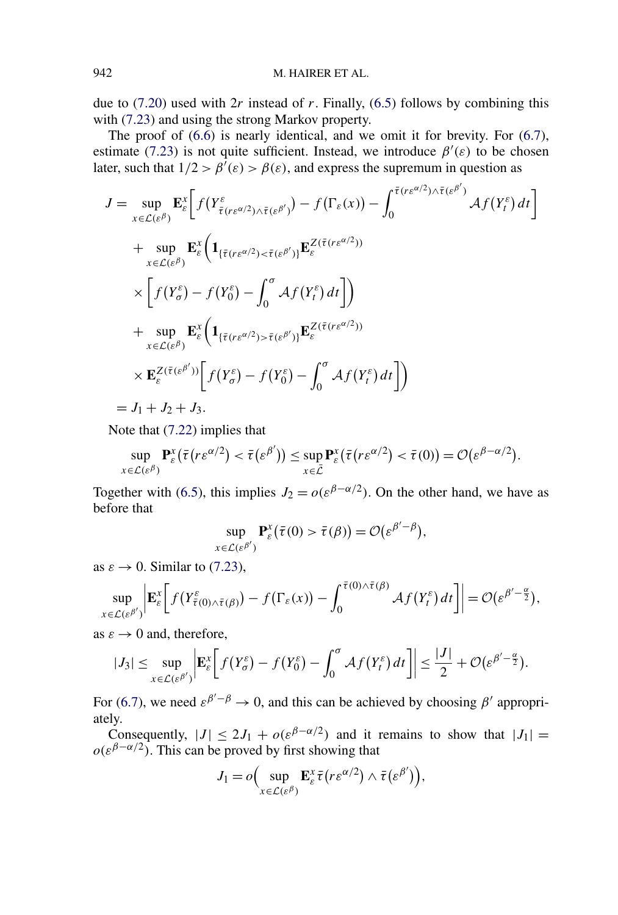due to (7.20) used with $2r$ instead of $r$. Finally, (6.5) follows by combining this with (7.23) and using the strong Markov property.

The proof of (6.6) is nearly identical, and we omit it for brevity. For (6.7), estimate (7.23) is not quite sufficient. Instead, we introduce $\beta'(\varepsilon)$ to be chosen later, such that $1/2 > \beta'(\varepsilon) > \beta(\varepsilon)$, and express the supremum in question as

$$
\begin{aligned}
J = {} & \sup_{x\in\mathcal{L}(\varepsilon^{\beta})} \mathbf{E}_\varepsilon^x\bigg[ f\big(Y^\varepsilon_{\bar\tau(r\varepsilon^{\alpha/2})\wedge\bar\tau(\varepsilon^{\beta'})}\big) - f\big(\Gamma_\varepsilon(x)\big) - \int_0^{\bar\tau(r\varepsilon^{\alpha/2})\wedge\bar\tau(\varepsilon^{\beta'})} \mathcal{A}f\big(Y_t^\varepsilon\big)\,dt\bigg] \\
& + \sup_{x\in\mathcal{L}(\varepsilon^{\beta})} \mathbf{E}_\varepsilon^x\bigg(\mathbf{1}_{\{\bar\tau(r\varepsilon^{\alpha/2})<\bar\tau(\varepsilon^{\beta'})\}}\mathbf{E}_\varepsilon^{Z(\bar\tau(r\varepsilon^{\alpha/2}))} \\
& \times \bigg[ f\big(Y^\varepsilon_\sigma\big) - f\big(Y^\varepsilon_0\big) - \int_0^\sigma \mathcal{A}f\big(Y^\varepsilon_t\big)\,dt\bigg]\bigg) \\
& + \sup_{x\in\mathcal{L}(\varepsilon^{\beta})} \mathbf{E}_\varepsilon^x\bigg(\mathbf{1}_{\{\bar\tau(r\varepsilon^{\alpha/2})>\bar\tau(\varepsilon^{\beta'})\}}\mathbf{E}_\varepsilon^{Z(\bar\tau(r\varepsilon^{\alpha/2}))} \\
& \times \mathbf{E}_\varepsilon^{Z(\bar\tau(\varepsilon^{\beta'}))}\bigg[ f\big(Y^\varepsilon_\sigma\big) - f\big(Y^\varepsilon_0\big) - \int_0^\sigma \mathcal{A}f\big(Y^\varepsilon_t\big)\,dt\bigg]\bigg) \\
= {} & J_1 + J_2 + J_3.
\end{aligned}
$$

Note that (7.22) implies that

$$
\sup_{x\in\mathcal{L}(\varepsilon^{\beta})} \mathbf{P}_\varepsilon^x\big(\bar\tau\big(r\varepsilon^{\alpha/2}\big) < \bar\tau\big(\varepsilon^{\beta'}\big)\big) \le \sup_{x\in\bar{\mathcal{L}}} \mathbf{P}_\varepsilon^x\big(\bar\tau\big(r\varepsilon^{\alpha/2}\big) < \bar\tau(0)\big) = \mathcal{O}\big(\varepsilon^{\beta-\alpha/2}\big).
$$

Together with (6.5), this implies $J_2 = o(\varepsilon^{\beta-\alpha/2})$. On the other hand, we have as before that

$$
\sup_{x\in\mathcal{L}(\varepsilon^{\beta'})} \mathbf{P}_\varepsilon^x\big(\bar\tau(0) > \bar\tau(\beta)\big) = \mathcal{O}\big(\varepsilon^{\beta'-\beta}\big),
$$

as $\varepsilon \to 0$. Similar to (7.23),

$$
\sup_{x\in\mathcal{L}(\varepsilon^{\beta'})} \bigg|\mathbf{E}_\varepsilon^x\bigg[ f\big(Y^\varepsilon_{\bar\tau(0)\wedge\bar\tau(\beta)}\big) - f\big(\Gamma_\varepsilon(x)\big) - \int_0^{\bar\tau(0)\wedge\bar\tau(\beta)} \mathcal{A}f\big(Y^\varepsilon_t\big)\,dt\bigg]\bigg| = \mathcal{O}\big(\varepsilon^{\beta'-\frac{\alpha}{2}}\big),
$$

as $\varepsilon \to 0$ and, therefore,

$$
|J_3| \le \sup_{x\in\mathcal{L}(\varepsilon^{\beta'})} \bigg|\mathbf{E}_\varepsilon^x\bigg[ f\big(Y^\varepsilon_\sigma\big) - f\big(Y^\varepsilon_0\big) - \int_0^\sigma \mathcal{A}f\big(Y^\varepsilon_t\big)\,dt\bigg]\bigg| \le \frac{|J|}{2} + \mathcal{O}\big(\varepsilon^{\beta'-\frac{\alpha}{2}}\big).
$$

For (6.7), we need $\varepsilon^{\beta'-\beta} \to 0$, and this can be achieved by choosing $\beta'$ appropriately.

Consequently, $|J| \le 2J_1 + o(\varepsilon^{\beta-\alpha/2})$ and it remains to show that $|J_1| = o(\varepsilon^{\beta-\alpha/2})$. This can be proved by first showing that

$$
J_1 = o\Big(\sup_{x\in\mathcal{L}(\varepsilon^{\beta})} \mathbf{E}_\varepsilon^x \bar\tau\big(r\varepsilon^{\alpha/2}\big) \wedge \bar\tau\big(\varepsilon^{\beta'}\big)\Big),
$$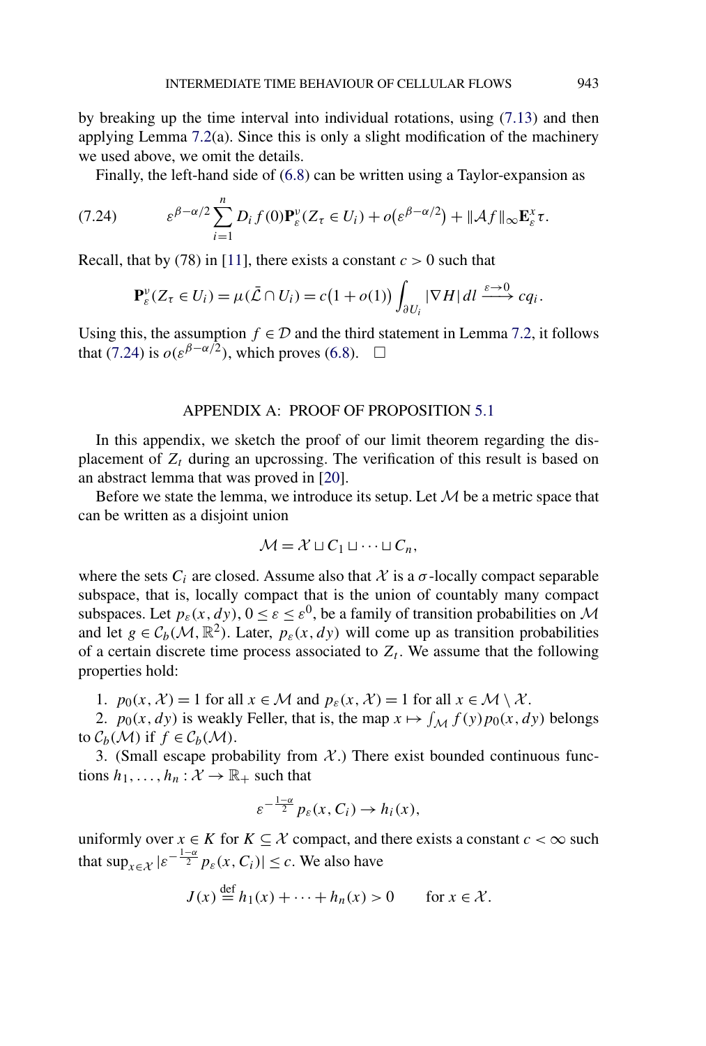by breaking up the time interval into individual rotations, using (7.13) and then applying Lemma 7.2(a). Since this is only a slight modification of the machinery we used above, we omit the details.

Finally, the left-hand side of (6.8) can be written using a Taylor-expansion as

$$\varepsilon^{\beta-\alpha/2}\sum_{i=1}^{n} D_i f(0)\mathbf{P}_\varepsilon^\nu(Z_\tau \in U_i) + o(\varepsilon^{\beta-\alpha/2}) + \|\mathcal{A}f\|_\infty \mathbf{E}_\varepsilon^x \tau. \tag{7.24}$$

Recall, that by (78) in [11], there exists a constant $c > 0$ such that

$$\mathbf{P}_\varepsilon^\nu(Z_\tau \in U_i) = \mu(\bar{\mathcal{L}} \cap U_i) = c\big(1 + o(1)\big)\int_{\partial U_i} |\nabla H|\, dl \xrightarrow{\varepsilon \to 0} c q_i.$$

Using this, the assumption $f \in \mathcal{D}$ and the third statement in Lemma 7.2, it follows that (7.24) is $o(\varepsilon^{\beta-\alpha/2})$, which proves (6.8). $\square$

## APPENDIX A: PROOF OF PROPOSITION 5.1

In this appendix, we sketch the proof of our limit theorem regarding the displacement of $Z_t$ during an upcrossing. The verification of this result is based on an abstract lemma that was proved in [20].

Before we state the lemma, we introduce its setup. Let $\mathcal{M}$ be a metric space that can be written as a disjoint union

$$\mathcal{M} = \mathcal{X} \sqcup C_1 \sqcup \cdots \sqcup C_n,$$

where the sets $C_i$ are closed. Assume also that $\mathcal{X}$ is a $\sigma$-locally compact separable subspace, that is, locally compact that is the union of countably many compact subspaces. Let $p_\varepsilon(x, dy)$, $0 \le \varepsilon \le \varepsilon^0$, be a family of transition probabilities on $\mathcal{M}$ and let $g \in \mathcal{C}_b(\mathcal{M}, \mathbb{R}^2)$. Later, $p_\varepsilon(x, dy)$ will come up as transition probabilities of a certain discrete time process associated to $Z_t$. We assume that the following properties hold:

1. $p_0(x, \mathcal{X}) = 1$ for all $x \in \mathcal{M}$ and $p_\varepsilon(x, \mathcal{X}) = 1$ for all $x \in \mathcal{M} \setminus \mathcal{X}$.
2. $p_0(x, dy)$ is weakly Feller, that is, the map $x \mapsto \int_{\mathcal{M}} f(y) p_0(x, dy)$ belongs to $\mathcal{C}_b(\mathcal{M})$ if $f \in \mathcal{C}_b(\mathcal{M})$.
3. (Small escape probability from $\mathcal{X}$.) There exist bounded continuous functions $h_1, \dots, h_n : \mathcal{X} \to \mathbb{R}_+$ such that

$$\varepsilon^{-\frac{1-\alpha}{2}} p_\varepsilon(x, C_i) \to h_i(x),$$

uniformly over $x \in K$ for $K \subseteq \mathcal{X}$ compact, and there exists a constant $c < \infty$ such that $\sup_{x \in \mathcal{X}} |\varepsilon^{-\frac{1-\alpha}{2}} p_\varepsilon(x, C_i)| \le c$. We also have

$$J(x) \stackrel{\text{def}}{=} h_1(x) + \cdots + h_n(x) > 0 \qquad \text{for } x \in \mathcal{X}.$$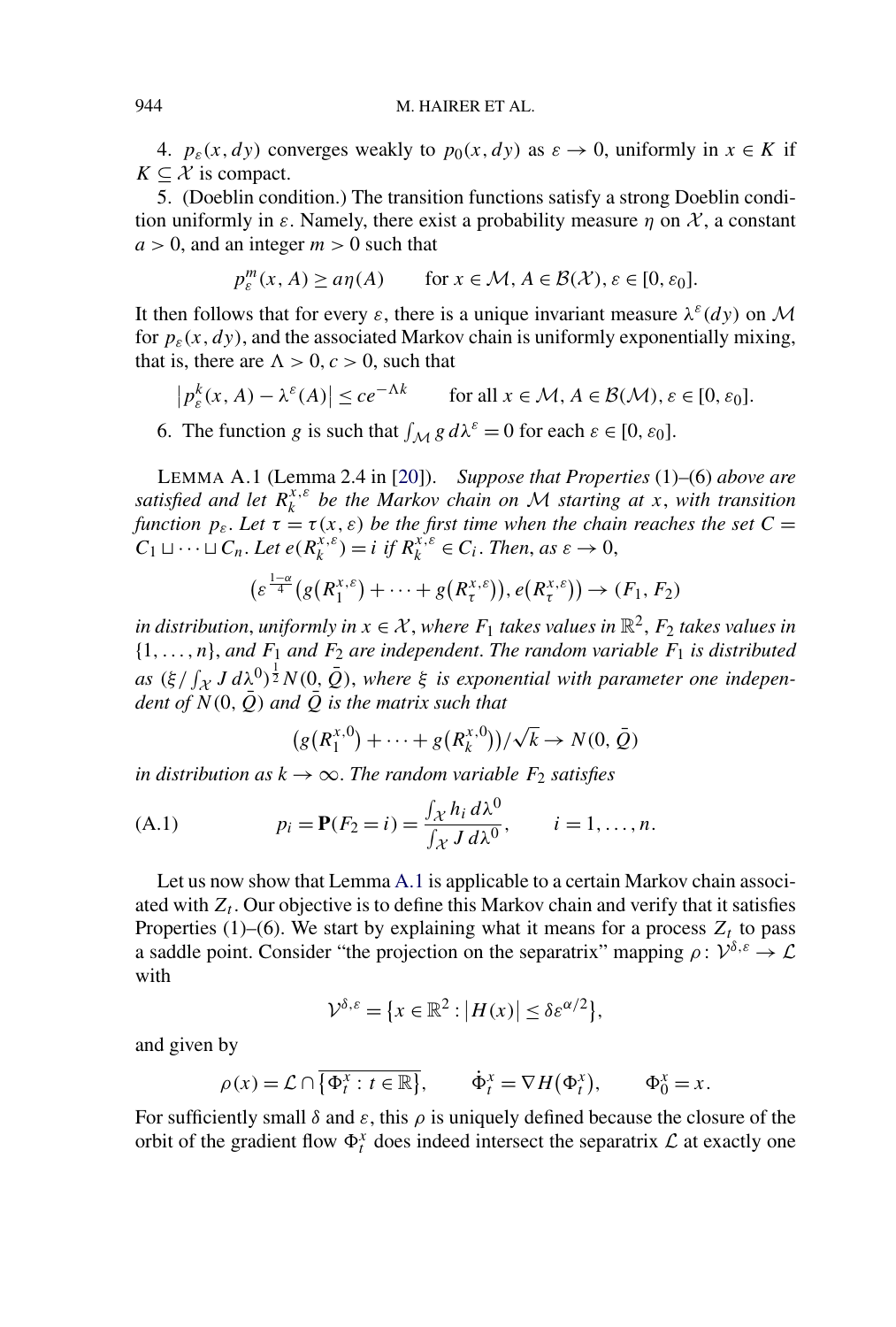4. $p_\varepsilon(x, dy)$ converges weakly to $p_0(x, dy)$ as $\varepsilon \to 0$, uniformly in $x \in K$ if $K \subseteq \mathcal{X}$ is compact.

5. (Doeblin condition.) The transition functions satisfy a strong Doeblin condition uniformly in $\varepsilon$. Namely, there exist a probability measure $\eta$ on $\mathcal{X}$, a constant $a > 0$, and an integer $m > 0$ such that

$$p_\varepsilon^m(x, A) \ge a\eta(A) \qquad \text{for } x \in \mathcal{M}, A \in \mathcal{B}(\mathcal{X}), \varepsilon \in [0, \varepsilon_0].$$

It then follows that for every $\varepsilon$, there is a unique invariant measure $\lambda^\varepsilon(dy)$ on $\mathcal{M}$ for $p_\varepsilon(x, dy)$, and the associated Markov chain is uniformly exponentially mixing, that is, there are $\Lambda > 0$, $c > 0$, such that

$$\left|p_\varepsilon^k(x, A) - \lambda^\varepsilon(A)\right| \le ce^{-\Lambda k} \qquad \text{for all } x \in \mathcal{M}, A \in \mathcal{B}(\mathcal{M}), \varepsilon \in [0, \varepsilon_0].$$

6. The function $g$ is such that $\int_{\mathcal{M}} g\, d\lambda^\varepsilon = 0$ for each $\varepsilon \in [0, \varepsilon_0]$.

LEMMA A.1 (Lemma 2.4 in [20]). *Suppose that Properties* (1)–(6) *above are satisfied and let $R_k^{x,\varepsilon}$ be the Markov chain on $\mathcal{M}$ starting at $x$, with transition function $p_\varepsilon$. Let $\tau = \tau(x, \varepsilon)$ be the first time when the chain reaches the set $C = C_1 \sqcup \cdots \sqcup C_n$. Let $e(R_k^{x,\varepsilon}) = i$ if $R_k^{x,\varepsilon} \in C_i$. Then, as $\varepsilon \to 0$,*

$$\left(\varepsilon^{\frac{1-\alpha}{4}}\left(g\left(R_1^{x,\varepsilon}\right) + \cdots + g\left(R_\tau^{x,\varepsilon}\right)\right), e\left(R_\tau^{x,\varepsilon}\right)\right) \to (F_1, F_2)$$

*in distribution, uniformly in $x \in \mathcal{X}$, where $F_1$ takes values in $\mathbb{R}^2$, $F_2$ takes values in $\{1, \ldots, n\}$, and $F_1$ and $F_2$ are independent. The random variable $F_1$ is distributed as $(\xi / \int_{\mathcal{X}} J\, d\lambda^0)^{\frac{1}{2}} N(0, \bar{Q})$, where $\xi$ is exponential with parameter one independent of $N(0, \bar{Q})$ and $\bar{Q}$ is the matrix such that*

$$\left(g\left(R_1^{x,0}\right) + \cdots + g\left(R_k^{x,0}\right)\right)/\sqrt{k} \to N(0, \bar{Q})$$

*in distribution as $k \to \infty$. The random variable $F_2$ satisfies*

$$p_i = \mathbf{P}(F_2 = i) = \frac{\int_{\mathcal{X}} h_i\, d\lambda^0}{\int_{\mathcal{X}} J\, d\lambda^0}, \qquad i = 1, \ldots, n. \tag{A.1}$$

Let us now show that Lemma A.1 is applicable to a certain Markov chain associated with $Z_t$. Our objective is to define this Markov chain and verify that it satisfies Properties (1)–(6). We start by explaining what it means for a process $Z_t$ to pass a saddle point. Consider "the projection on the separatrix" mapping $\rho \colon \mathcal{V}^{\delta,\varepsilon} \to \mathcal{L}$ with

$$\mathcal{V}^{\delta,\varepsilon} = \left\{x \in \mathbb{R}^2 : \left|H(x)\right| \le \delta\varepsilon^{\alpha/2}\right\},$$

and given by

$$\rho(x) = \mathcal{L} \cap \overline{\left\{\Phi_t^x : t \in \mathbb{R}\right\}}, \qquad \dot{\Phi}_t^x = \nabla H\left(\Phi_t^x\right), \qquad \Phi_0^x = x.$$

For sufficiently small $\delta$ and $\varepsilon$, this $\rho$ is uniquely defined because the closure of the orbit of the gradient flow $\Phi_t^x$ does indeed intersect the separatrix $\mathcal{L}$ at exactly one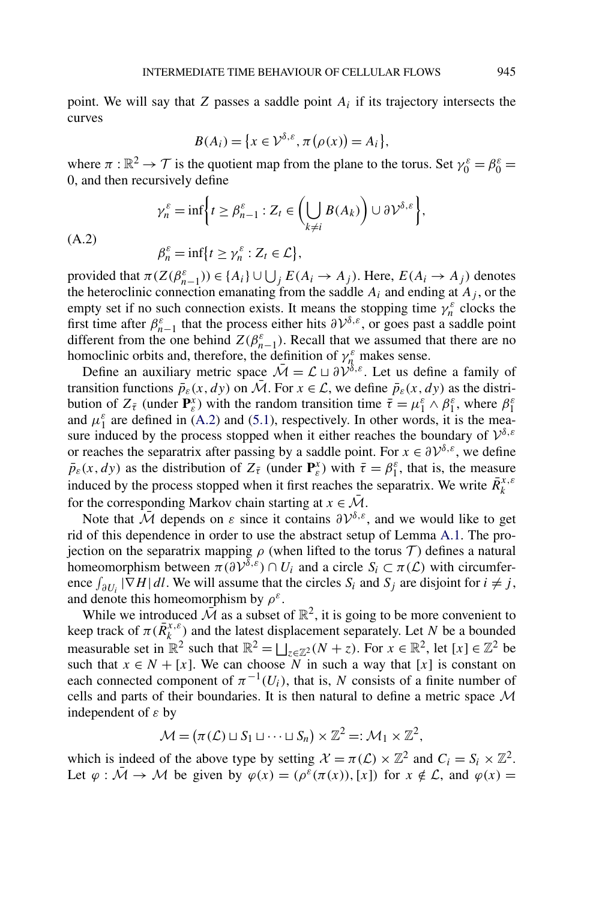point. We will say that $Z$ passes a saddle point $A_i$ if its trajectory intersects the curves

$$B(A_i) = \{x \in \mathcal{V}^{\delta,\varepsilon}, \pi(\rho(x)) = A_i\},$$

where $\pi : \mathbb{R}^2 \to \mathcal{T}$ is the quotient map from the plane to the torus. Set $\gamma_0^\varepsilon = \beta_0^\varepsilon = 0$, and then recursively define

$$\gamma_n^\varepsilon = \inf\left\{t \geq \beta_{n-1}^\varepsilon : Z_t \in \left(\bigcup_{k \neq i} B(A_k)\right) \cup \partial\mathcal{V}^{\delta,\varepsilon}\right\},$$
$$\beta_n^\varepsilon = \inf\{t \geq \gamma_n^\varepsilon : Z_t \in \mathcal{L}\}, \tag{A.2}$$

provided that $\pi(Z(\beta_{n-1}^\varepsilon)) \in \{A_i\} \cup \bigcup_j E(A_i \to A_j)$. Here, $E(A_i \to A_j)$ denotes the heteroclinic connection emanating from the saddle $A_i$ and ending at $A_j$, or the empty set if no such connection exists. It means the stopping time $\gamma_n^\varepsilon$ clocks the first time after $\beta_{n-1}^\varepsilon$ that the process either hits $\partial\mathcal{V}^{\delta,\varepsilon}$, or goes past a saddle point different from the one behind $Z(\beta_{n-1}^\varepsilon)$. Recall that we assumed that there are no homoclinic orbits and, therefore, the definition of $\gamma_n^\varepsilon$ makes sense.

Define an auxiliary metric space $\bar{\mathcal{M}} = \mathcal{L} \sqcup \partial\mathcal{V}^{\delta,\varepsilon}$. Let us define a family of transition functions $\bar{p}_\varepsilon(x, dy)$ on $\bar{\mathcal{M}}$. For $x \in \mathcal{L}$, we define $\bar{p}_\varepsilon(x, dy)$ as the distribution of $Z_{\bar{\tau}}$ (under $\mathbf{P}_\varepsilon^x$) with the random transition time $\bar{\tau} = \mu_1^\varepsilon \wedge \beta_1^\varepsilon$, where $\beta_1^\varepsilon$ and $\mu_1^\varepsilon$ are defined in (A.2) and (5.1), respectively. In other words, it is the measure induced by the process stopped when it either reaches the boundary of $\mathcal{V}^{\delta,\varepsilon}$ or reaches the separatrix after passing by a saddle point. For $x \in \partial\mathcal{V}^{\delta,\varepsilon}$, we define $\bar{p}_\varepsilon(x, dy)$ as the distribution of $Z_{\bar{\tau}}$ (under $\mathbf{P}_\varepsilon^x$) with $\bar{\tau} = \beta_1^\varepsilon$, that is, the measure induced by the process stopped when it first reaches the separatrix. We write $\bar{R}_k^{x,\varepsilon}$ for the corresponding Markov chain starting at $x \in \bar{\mathcal{M}}$.

Note that $\bar{\mathcal{M}}$ depends on $\varepsilon$ since it contains $\partial\mathcal{V}^{\delta,\varepsilon}$, and we would like to get rid of this dependence in order to use the abstract setup of Lemma A.1. The projection on the separatrix mapping $\rho$ (when lifted to the torus $\mathcal{T}$) defines a natural homeomorphism between $\pi(\partial\mathcal{V}^{\delta,\varepsilon}) \cap U_i$ and a circle $S_i \subset \pi(\mathcal{L})$ with circumference $\int_{\partial U_i} |\nabla H| \, dl$. We will assume that the circles $S_i$ and $S_j$ are disjoint for $i \neq j$, and denote this homeomorphism by $\rho^\varepsilon$.

While we introduced $\bar{\mathcal{M}}$ as a subset of $\mathbb{R}^2$, it is going to be more convenient to keep track of $\pi(\bar{R}_k^{x,\varepsilon})$ and the latest displacement separately. Let $N$ be a bounded measurable set in $\mathbb{R}^2$ such that $\mathbb{R}^2 = \bigsqcup_{z \in \mathbb{Z}^2}(N + z)$. For $x \in \mathbb{R}^2$, let $[x] \in \mathbb{Z}^2$ be such that $x \in N + [x]$. We can choose $N$ in such a way that $[x]$ is constant on each connected component of $\pi^{-1}(U_i)$, that is, $N$ consists of a finite number of cells and parts of their boundaries. It is then natural to define a metric space $\mathcal{M}$ independent of $\varepsilon$ by

$$\mathcal{M} = (\pi(\mathcal{L}) \sqcup S_1 \sqcup \cdots \sqcup S_n) \times \mathbb{Z}^2 =: \mathcal{M}_1 \times \mathbb{Z}^2,$$

which is indeed of the above type by setting $\mathcal{X} = \pi(\mathcal{L}) \times \mathbb{Z}^2$ and $C_i = S_i \times \mathbb{Z}^2$. Let $\varphi : \bar{\mathcal{M}} \to \mathcal{M}$ be given by $\varphi(x) = (\rho^\varepsilon(\pi(x)), [x])$ for $x \notin \mathcal{L}$, and $\varphi(x) =$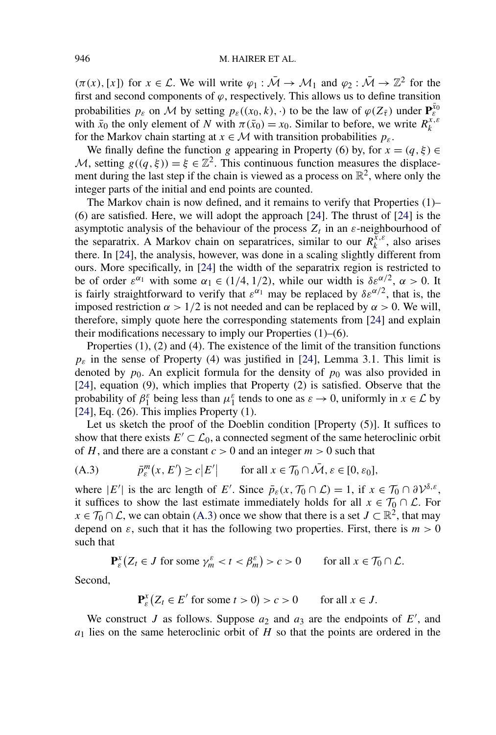$(\pi(x), [x])$ for $x \in \mathcal{L}$. We will write $\varphi_1 : \bar{\mathcal{M}} \to \mathcal{M}_1$ and $\varphi_2 : \bar{\mathcal{M}} \to \mathbb{Z}^2$ for the first and second components of $\varphi$, respectively. This allows us to define transition probabilities $p_\varepsilon$ on $\mathcal{M}$ by setting $p_\varepsilon((x_0, k), \cdot)$ to be the law of $\varphi(Z_{\bar{\tau}})$ under $\mathbf{P}_\varepsilon^{\bar{x}_0}$ with $\bar{x}_0$ the only element of $N$ with $\pi(\bar{x}_0) = x_0$. Similar to before, we write $R_k^{x,\varepsilon}$ for the Markov chain starting at $x \in \mathcal{M}$ with transition probabilities $p_\varepsilon$.

We finally define the function $g$ appearing in Property (6) by, for $x = (q, \xi) \in \mathcal{M}$, setting $g((q, \xi)) = \xi \in \mathbb{Z}^2$. This continuous function measures the displacement during the last step if the chain is viewed as a process on $\mathbb{R}^2$, where only the integer parts of the initial and end points are counted.

The Markov chain is now defined, and it remains to verify that Properties (1)–(6) are satisfied. Here, we will adopt the approach [24]. The thrust of [24] is the asymptotic analysis of the behaviour of the process $Z_t$ in an $\varepsilon$-neighbourhood of the separatrix. A Markov chain on separatrices, similar to our $R_k^{x,\varepsilon}$, also arises there. In [24], the analysis, however, was done in a scaling slightly different from ours. More specifically, in [24] the width of the separatrix region is restricted to be of order $\varepsilon^{\alpha_1}$ with some $\alpha_1 \in (1/4, 1/2)$, while our width is $\delta\varepsilon^{\alpha/2}$, $\alpha > 0$. It is fairly straightforward to verify that $\varepsilon^{\alpha_1}$ may be replaced by $\delta\varepsilon^{\alpha/2}$, that is, the imposed restriction $\alpha > 1/2$ is not needed and can be replaced by $\alpha > 0$. We will, therefore, simply quote here the corresponding statements from [24] and explain their modifications necessary to imply our Properties (1)–(6).

Properties (1), (2) and (4). The existence of the limit of the transition functions $p_\varepsilon$ in the sense of Property (4) was justified in [24], Lemma 3.1. This limit is denoted by $p_0$. An explicit formula for the density of $p_0$ was also provided in [24], equation (9), which implies that Property (2) is satisfied. Observe that the probability of $\beta_1^\varepsilon$ being less than $\mu_1^\varepsilon$ tends to one as $\varepsilon \to 0$, uniformly in $x \in \mathcal{L}$ by [24], Eq. (26). This implies Property (1).

Let us sketch the proof of the Doeblin condition [Property (5)]. It suffices to show that there exists $E' \subset \mathcal{L}_0$, a connected segment of the same heteroclinic orbit of $H$, and there are a constant $c > 0$ and an integer $m > 0$ such that

$$\bar{p}_\varepsilon^m(x, E') \geq c|E'| \qquad \text{for all } x \in \mathcal{T}_0 \cap \bar{\mathcal{M}}, \varepsilon \in [0, \varepsilon_0], \tag{A.3}$$

where $|E'|$ is the arc length of $E'$. Since $\bar{p}_\varepsilon(x, \mathcal{T}_0 \cap \mathcal{L}) = 1$, if $x \in \mathcal{T}_0 \cap \partial\mathcal{V}^{\delta,\varepsilon}$, it suffices to show the last estimate immediately holds for all $x \in \mathcal{T}_0 \cap \mathcal{L}$. For $x \in \mathcal{T}_0 \cap \mathcal{L}$, we can obtain (A.3) once we show that there is a set $J \subset \mathbb{R}^2$, that may depend on $\varepsilon$, such that it has the following two properties. First, there is $m > 0$ such that

$$\mathbf{P}_\varepsilon^x(Z_t \in J \text{ for some } \gamma_m^\varepsilon < t < \beta_m^\varepsilon) > c > 0 \qquad \text{for all } x \in \mathcal{T}_0 \cap \mathcal{L}.$$

Second,

$$\mathbf{P}_\varepsilon^x(Z_t \in E' \text{ for some } t > 0) > c > 0 \qquad \text{for all } x \in J.$$

We construct $J$ as follows. Suppose $a_2$ and $a_3$ are the endpoints of $E'$, and $a_1$ lies on the same heteroclinic orbit of $H$ so that the points are ordered in the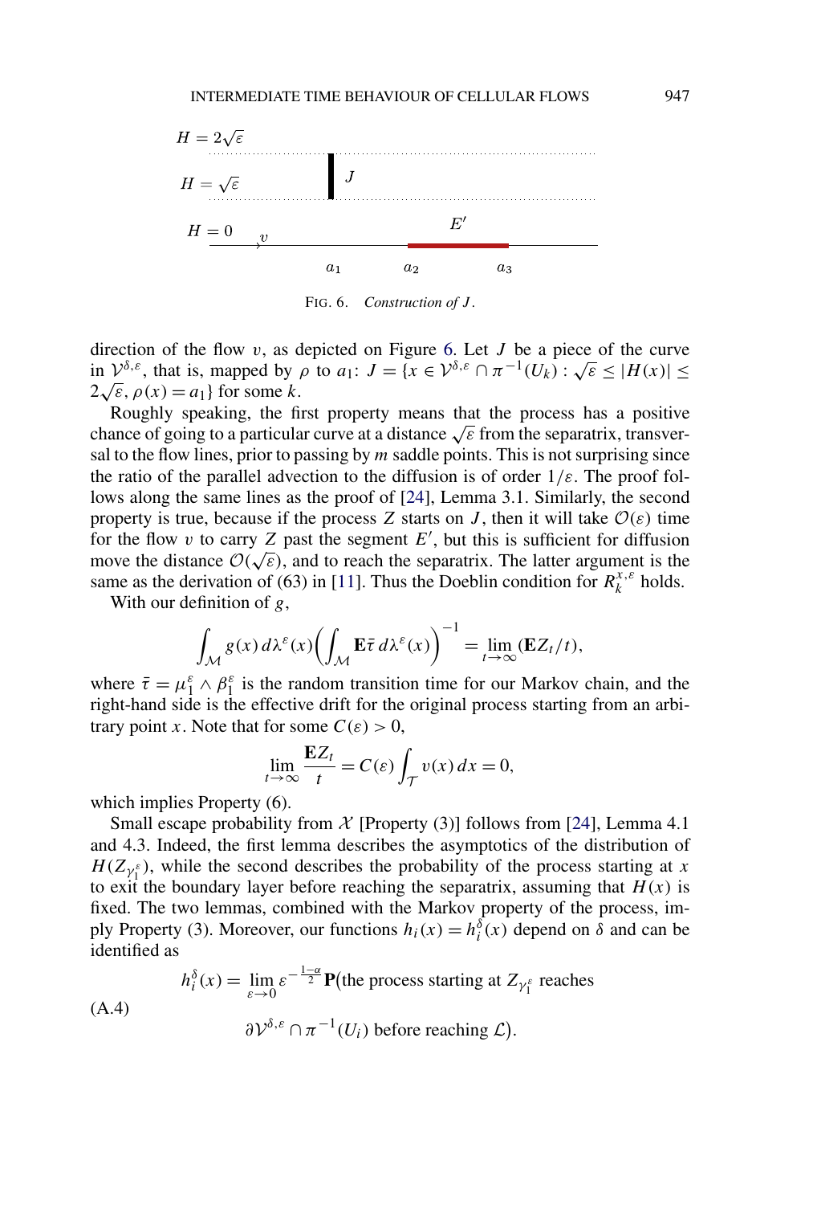FIG. 6. *Construction of $J$.*

direction of the flow $v$, as depicted on Figure 6. Let $J$ be a piece of the curve in $\mathcal{V}^{\delta,\varepsilon}$, that is, mapped by $\rho$ to $a_1$: $J = \{x \in \mathcal{V}^{\delta,\varepsilon} \cap \pi^{-1}(U_k) : \sqrt{\varepsilon} \le |H(x)| \le 2\sqrt{\varepsilon}, \rho(x) = a_1\}$ for some $k$.

Roughly speaking, the first property means that the process has a positive chance of going to a particular curve at a distance $\sqrt{\varepsilon}$ from the separatrix, transversal to the flow lines, prior to passing by $m$ saddle points. This is not surprising since the ratio of the parallel advection to the diffusion is of order $1/\varepsilon$. The proof follows along the same lines as the proof of [24], Lemma 3.1. Similarly, the second property is true, because if the process $Z$ starts on $J$, then it will take $\mathcal{O}(\varepsilon)$ time for the flow $v$ to carry $Z$ past the segment $E'$, but this is sufficient for diffusion move the distance $\mathcal{O}(\sqrt{\varepsilon})$, and to reach the separatrix. The latter argument is the same as the derivation of (63) in [11]. Thus the Doeblin condition for $R_k^{x,\varepsilon}$ holds.

With our definition of $g$,

$$\int_{\mathcal{M}} g(x)\, d\lambda^\varepsilon(x) \left( \int_{\mathcal{M}} \mathbf{E}\bar{\tau}\, d\lambda^\varepsilon(x) \right)^{-1} = \lim_{t\to\infty} (\mathbf{E}Z_t/t),$$

where $\bar{\tau} = \mu_1^\varepsilon \wedge \beta_1^\varepsilon$ is the random transition time for our Markov chain, and the right-hand side is the effective drift for the original process starting from an arbitrary point $x$. Note that for some $C(\varepsilon) > 0$,

$$\lim_{t\to\infty} \frac{\mathbf{E}Z_t}{t} = C(\varepsilon) \int_{\mathcal{T}} v(x)\, dx = 0,$$

which implies Property (6).

Small escape probability from $\mathcal{X}$ [Property (3)] follows from [24], Lemma 4.1 and 4.3. Indeed, the first lemma describes the asymptotics of the distribution of $H(Z_{\gamma_1^\varepsilon})$, while the second describes the probability of the process starting at $x$ to exit the boundary layer before reaching the separatrix, assuming that $H(x)$ is fixed. The two lemmas, combined with the Markov property of the process, imply Property (3). Moreover, our functions $h_i(x) = h_i^\delta(x)$ depend on $\delta$ and can be identified as

$$h_i^\delta(x) = \lim_{\varepsilon\to 0} \varepsilon^{-\frac{1-\alpha}{2}} \mathbf{P}\big(\text{the process starting at } Z_{\gamma_1^\varepsilon} \text{ reaches } \partial\mathcal{V}^{\delta,\varepsilon} \cap \pi^{-1}(U_i) \text{ before reaching } \mathcal{L}\big). \tag{A.4}$$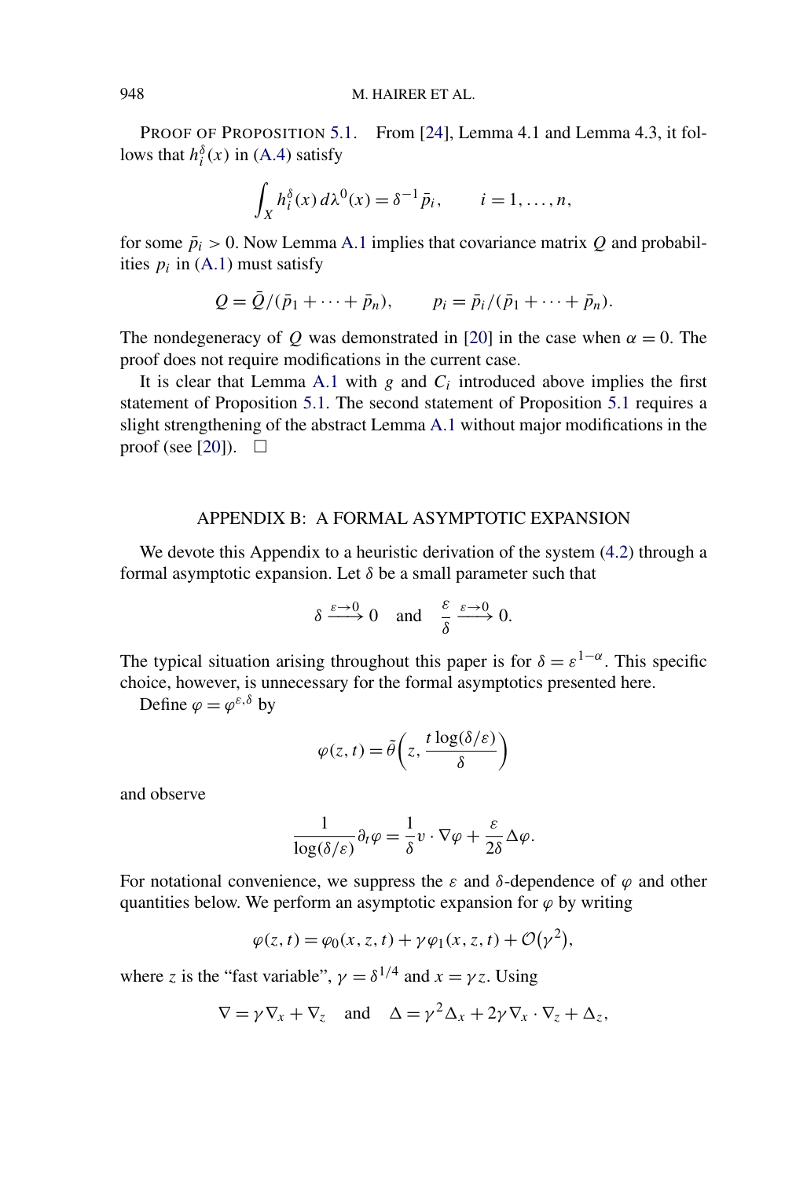PROOF OF PROPOSITION 5.1. From [24], Lemma 4.1 and Lemma 4.3, it follows that $h_i^\delta(x)$ in (A.4) satisfy

$$\int_X h_i^\delta(x)\, d\lambda^0(x) = \delta^{-1}\bar{p}_i, \qquad i = 1, \dots, n,$$

for some $\bar{p}_i > 0$. Now Lemma A.1 implies that covariance matrix $Q$ and probabilities $p_i$ in (A.1) must satisfy

$$Q = \bar{Q}/(\bar{p}_1 + \cdots + \bar{p}_n), \qquad p_i = \bar{p}_i/(\bar{p}_1 + \cdots + \bar{p}_n).$$

The nondegeneracy of $Q$ was demonstrated in [20] in the case when $\alpha = 0$. The proof does not require modifications in the current case.

It is clear that Lemma A.1 with $g$ and $C_i$ introduced above implies the first statement of Proposition 5.1. The second statement of Proposition 5.1 requires a slight strengthening of the abstract Lemma A.1 without major modifications in the proof (see [20]). $\square$

## APPENDIX B: A FORMAL ASYMPTOTIC EXPANSION

We devote this Appendix to a heuristic derivation of the system (4.2) through a formal asymptotic expansion. Let $\delta$ be a small parameter such that

$$\delta \xrightarrow{\varepsilon \to 0} 0 \quad \text{and} \quad \frac{\varepsilon}{\delta} \xrightarrow{\varepsilon \to 0} 0.$$

The typical situation arising throughout this paper is for $\delta = \varepsilon^{1-\alpha}$. This specific choice, however, is unnecessary for the formal asymptotics presented here.

Define $\varphi = \varphi^{\varepsilon,\delta}$ by

$$\varphi(z,t) = \tilde{\theta}\left(z, \frac{t \log(\delta/\varepsilon)}{\delta}\right)$$

and observe

$$\frac{1}{\log(\delta/\varepsilon)} \partial_t \varphi = \frac{1}{\delta} v \cdot \nabla\varphi + \frac{\varepsilon}{2\delta}\Delta\varphi.$$

For notational convenience, we suppress the $\varepsilon$ and $\delta$-dependence of $\varphi$ and other quantities below. We perform an asymptotic expansion for $\varphi$ by writing

$$\varphi(z,t) = \varphi_0(x,z,t) + \gamma\varphi_1(x,z,t) + \mathcal{O}(\gamma^2),$$

where $z$ is the "fast variable", $\gamma = \delta^{1/4}$ and $x = \gamma z$. Using

$$\nabla = \gamma\nabla_x + \nabla_z \quad \text{and} \quad \Delta = \gamma^2\Delta_x + 2\gamma\nabla_x \cdot \nabla_z + \Delta_z,$$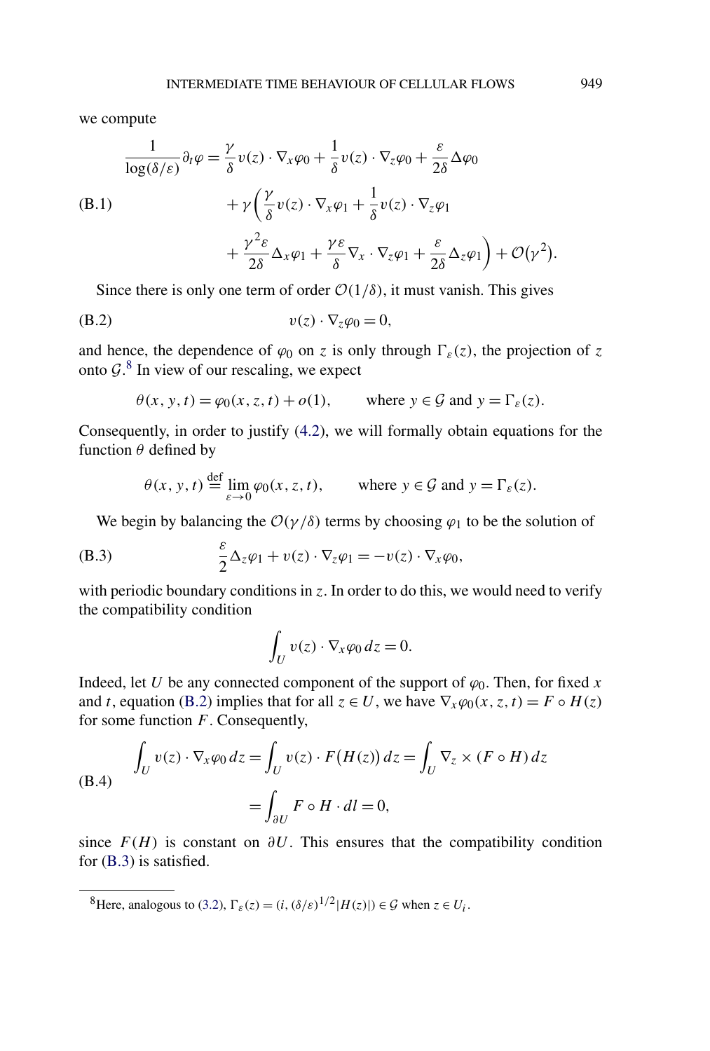we compute

$$
\begin{aligned}
\frac{1}{\log(\delta/\varepsilon)}\partial_t \varphi = {} & \frac{\gamma}{\delta} v(z)\cdot\nabla_x \varphi_0 + \frac{1}{\delta} v(z)\cdot\nabla_z \varphi_0 + \frac{\varepsilon}{2\delta}\Delta\varphi_0 \\
& + \gamma\biggl(\frac{\gamma}{\delta} v(z)\cdot\nabla_x\varphi_1 + \frac{1}{\delta} v(z)\cdot\nabla_z\varphi_1 \\
& + \frac{\gamma^2\varepsilon}{2\delta}\Delta_x\varphi_1 + \frac{\gamma\varepsilon}{\delta}\nabla_x\cdot\nabla_z\varphi_1 + \frac{\varepsilon}{2\delta}\Delta_z\varphi_1\biggr) + \mathcal{O}(\gamma^2).
\end{aligned}
\tag{B.1}
$$

Since there is only one term of order $\mathcal{O}(1/\delta)$, it must vanish. This gives

$$
v(z)\cdot\nabla_z\varphi_0 = 0,
\tag{B.2}
$$

and hence, the dependence of $\varphi_0$ on $z$ is only through $\Gamma_\varepsilon(z)$, the projection of $z$ onto $\mathcal{G}$.[8] In view of our rescaling, we expect

$$
\theta(x,y,t) = \varphi_0(x,z,t) + o(1), \qquad \text{where } y\in\mathcal{G} \text{ and } y = \Gamma_\varepsilon(z).
$$

Consequently, in order to justify (4.2), we will formally obtain equations for the function $\theta$ defined by

$$
\theta(x,y,t) \stackrel{\text{def}}{=} \lim_{\varepsilon\to 0}\varphi_0(x,z,t), \qquad \text{where } y\in\mathcal{G} \text{ and } y = \Gamma_\varepsilon(z).
$$

We begin by balancing the $\mathcal{O}(\gamma/\delta)$ terms by choosing $\varphi_1$ to be the solution of

$$
\frac{\varepsilon}{2}\Delta_z\varphi_1 + v(z)\cdot\nabla_z\varphi_1 = -v(z)\cdot\nabla_x\varphi_0,
\tag{B.3}
$$

with periodic boundary conditions in $z$. In order to do this, we would need to verify the compatibility condition

$$
\int_U v(z)\cdot\nabla_x\varphi_0\,dz = 0.
$$

Indeed, let $U$ be any connected component of the support of $\varphi_0$. Then, for fixed $x$ and $t$, equation (B.2) implies that for all $z\in U$, we have $\nabla_x\varphi_0(x,z,t) = F\circ H(z)$ for some function $F$. Consequently,

$$
\begin{aligned}
\int_U v(z)\cdot\nabla_x\varphi_0\,dz &= \int_U v(z)\cdot F\bigl(H(z)\bigr)\,dz = \int_U \nabla_z\times(F\circ H)\,dz \\
&= \int_{\partial U} F\circ H\cdot dl = 0,
\end{aligned}
\tag{B.4}
$$

since $F(H)$ is constant on $\partial U$. This ensures that the compatibility condition for (B.3) is satisfied.

---

[8] Here, analogous to (3.2), $\Gamma_\varepsilon(z) = (i, (\delta/\varepsilon)^{1/2}|H(z)|)\in\mathcal{G}$ when $z\in U_i$.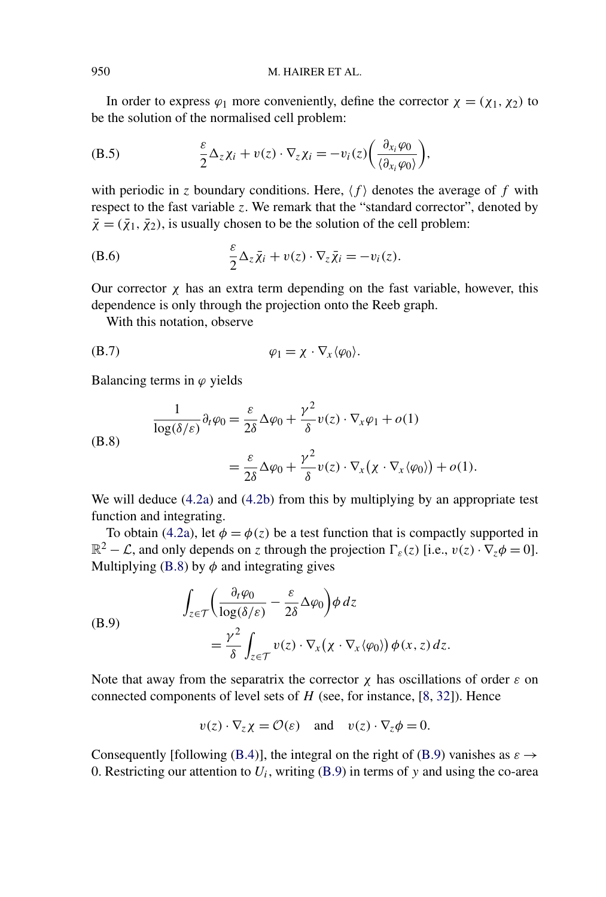In order to express $\varphi_1$ more conveniently, define the corrector $\chi = (\chi_1, \chi_2)$ to be the solution of the normalised cell problem:

$$\frac{\varepsilon}{2}\Delta_z \chi_i + v(z)\cdot\nabla_z \chi_i = -v_i(z)\left(\frac{\partial_{x_i}\varphi_0}{\langle \partial_{x_i}\varphi_0\rangle}\right), \tag{B.5}$$

with periodic in $z$ boundary conditions. Here, $\langle f\rangle$ denotes the average of $f$ with respect to the fast variable $z$. We remark that the "standard corrector", denoted by $\bar{\chi} = (\bar{\chi}_1, \bar{\chi}_2)$, is usually chosen to be the solution of the cell problem:

$$\frac{\varepsilon}{2}\Delta_z \bar{\chi}_i + v(z)\cdot\nabla_z \bar{\chi}_i = -v_i(z). \tag{B.6}$$

Our corrector $\chi$ has an extra term depending on the fast variable, however, this dependence is only through the projection onto the Reeb graph.

With this notation, observe

$$\varphi_1 = \chi \cdot \nabla_x \langle \varphi_0\rangle. \tag{B.7}$$

Balancing terms in $\varphi$ yields

$$\begin{aligned}\frac{1}{\log(\delta/\varepsilon)}\partial_t\varphi_0 &= \frac{\varepsilon}{2\delta}\Delta\varphi_0 + \frac{\gamma^2}{\delta}v(z)\cdot\nabla_x\varphi_1 + o(1)\\ &= \frac{\varepsilon}{2\delta}\Delta\varphi_0 + \frac{\gamma^2}{\delta}v(z)\cdot\nabla_x\big(\chi\cdot\nabla_x\langle\varphi_0\rangle\big) + o(1).\end{aligned} \tag{B.8}$$

We will deduce (4.2a) and (4.2b) from this by multiplying by an appropriate test function and integrating.

To obtain (4.2a), let $\phi = \phi(z)$ be a test function that is compactly supported in $\mathbb{R}^2 - \mathcal{L}$, and only depends on $z$ through the projection $\Gamma_\varepsilon(z)$ [i.e., $v(z)\cdot\nabla_z\phi = 0$]. Multiplying (B.8) by $\phi$ and integrating gives

$$\begin{aligned}\int_{z\in\mathcal{T}}\left(\frac{\partial_t\varphi_0}{\log(\delta/\varepsilon)} - \frac{\varepsilon}{2\delta}\Delta\varphi_0\right)\phi\,dz\\ = \frac{\gamma^2}{\delta}\int_{z\in\mathcal{T}} v(z)\cdot\nabla_x\big(\chi\cdot\nabla_x\langle\varphi_0\rangle\big)\,\phi(x,z)\,dz.\end{aligned} \tag{B.9}$$

Note that away from the separatrix the corrector $\chi$ has oscillations of order $\varepsilon$ on connected components of level sets of $H$ (see, for instance, [8, 32]). Hence

$$v(z)\cdot\nabla_z\chi = \mathcal{O}(\varepsilon) \quad\text{and}\quad v(z)\cdot\nabla_z\phi = 0.$$

Consequently [following (B.4)], the integral on the right of (B.9) vanishes as $\varepsilon \to 0$. Restricting our attention to $U_i$, writing (B.9) in terms of $y$ and using the co-area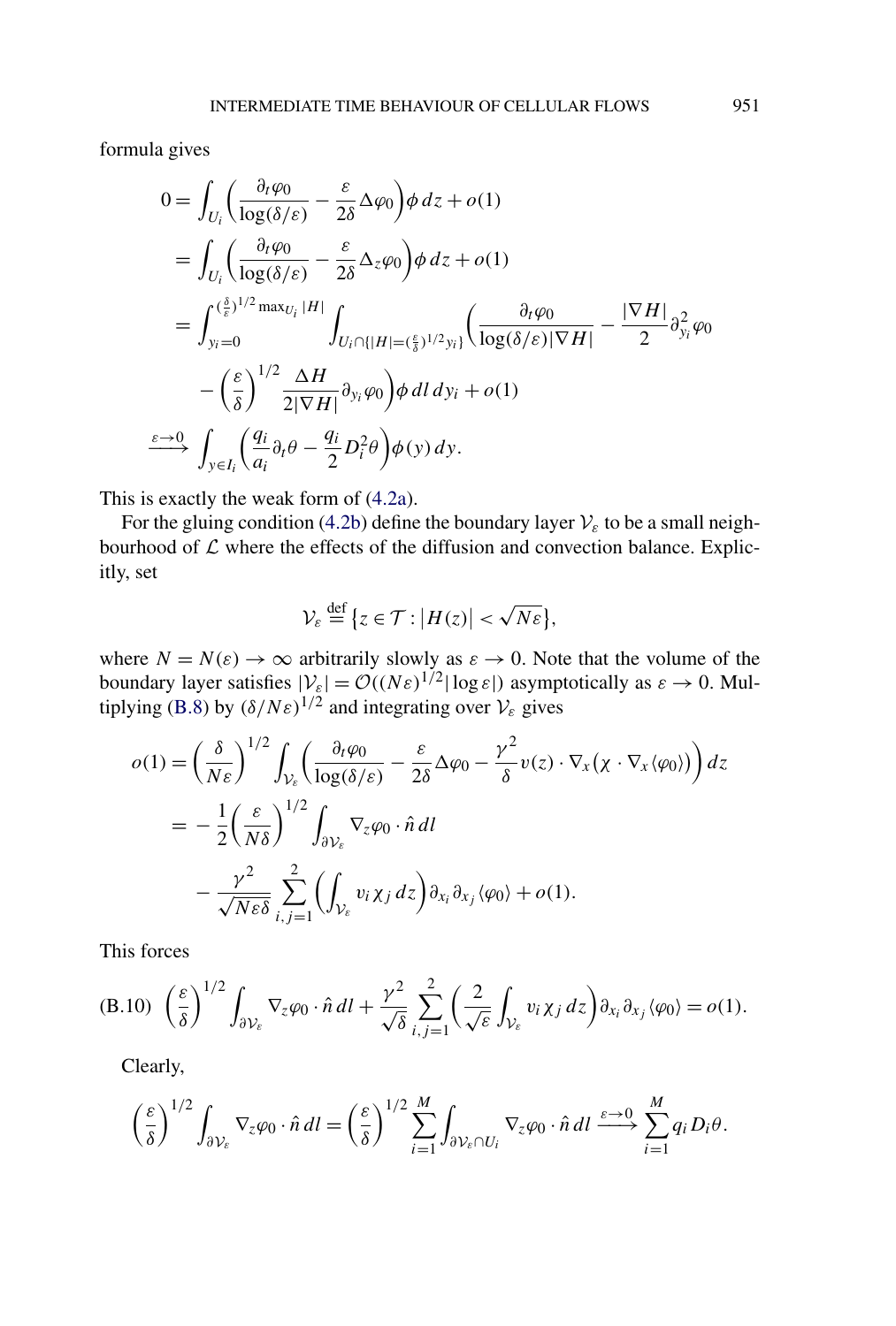formula gives

$$
\begin{aligned}
0 &= \int_{U_i} \left( \frac{\partial_t \varphi_0}{\log(\delta/\varepsilon)} - \frac{\varepsilon}{2\delta} \Delta \varphi_0 \right) \phi \, dz + o(1) \\
&= \int_{U_i} \left( \frac{\partial_t \varphi_0}{\log(\delta/\varepsilon)} - \frac{\varepsilon}{2\delta} \Delta_z \varphi_0 \right) \phi \, dz + o(1) \\
&= \int_{y_i=0}^{(\frac{\delta}{\varepsilon})^{1/2} \max_{U_i} |H|} \int_{U_i \cap \{|H| = (\frac{\varepsilon}{\delta})^{1/2} y_i\}} \left( \frac{\partial_t \varphi_0}{\log(\delta/\varepsilon) |\nabla H|} - \frac{|\nabla H|}{2} \partial_{y_i}^2 \varphi_0 \right. \\
&\qquad \left. - \left( \frac{\varepsilon}{\delta} \right)^{1/2} \frac{\Delta H}{2 |\nabla H|} \partial_{y_i} \varphi_0 \right) \phi \, dl \, dy_i + o(1) \\
&\xrightarrow{\varepsilon \to 0} \int_{y \in I_i} \left( \frac{q_i}{a_i} \partial_t \theta - \frac{q_i}{2} D_i^2 \theta \right) \phi(y) \, dy.
\end{aligned}
$$

This is exactly the weak form of (4.2a).

For the gluing condition (4.2b) define the boundary layer $\mathcal{V}_\varepsilon$ to be a small neighbourhood of $\mathcal{L}$ where the effects of the diffusion and convection balance. Explicitly, set

$$
\mathcal{V}_\varepsilon \stackrel{\text{def}}{=} \{ z \in \mathcal{T} : |H(z)| < \sqrt{N\varepsilon} \},
$$

where $N = N(\varepsilon) \to \infty$ arbitrarily slowly as $\varepsilon \to 0$. Note that the volume of the boundary layer satisfies $|\mathcal{V}_\varepsilon| = \mathcal{O}((N\varepsilon)^{1/2} |\log \varepsilon|)$ asymptotically as $\varepsilon \to 0$. Multiplying (B.8) by $(\delta/N\varepsilon)^{1/2}$ and integrating over $\mathcal{V}_\varepsilon$ gives

$$
\begin{aligned}
o(1) &= \left( \frac{\delta}{N\varepsilon} \right)^{1/2} \int_{\mathcal{V}_\varepsilon} \left( \frac{\partial_t \varphi_0}{\log(\delta/\varepsilon)} - \frac{\varepsilon}{2\delta} \Delta \varphi_0 - \frac{\gamma^2}{\delta} v(z) \cdot \nabla_x \big( \chi \cdot \nabla_x \langle \varphi_0 \rangle \big) \right) dz \\
&= -\frac{1}{2} \left( \frac{\varepsilon}{N\delta} \right)^{1/2} \int_{\partial \mathcal{V}_\varepsilon} \nabla_z \varphi_0 \cdot \hat{n} \, dl \\
&\qquad - \frac{\gamma^2}{\sqrt{N\varepsilon\delta}} \sum_{i,j=1}^{2} \left( \int_{\mathcal{V}_\varepsilon} v_i \chi_j \, dz \right) \partial_{x_i} \partial_{x_j} \langle \varphi_0 \rangle + o(1).
\end{aligned}
$$

This forces

$$
\text{(B.10)} \quad \left( \frac{\varepsilon}{\delta} \right)^{1/2} \int_{\partial \mathcal{V}_\varepsilon} \nabla_z \varphi_0 \cdot \hat{n} \, dl + \frac{\gamma^2}{\sqrt{\delta}} \sum_{i,j=1}^{2} \left( \frac{2}{\sqrt{\varepsilon}} \int_{\mathcal{V}_\varepsilon} v_i \chi_j \, dz \right) \partial_{x_i} \partial_{x_j} \langle \varphi_0 \rangle = o(1).
$$

Clearly,

$$
\left( \frac{\varepsilon}{\delta} \right)^{1/2} \int_{\partial \mathcal{V}_\varepsilon} \nabla_z \varphi_0 \cdot \hat{n} \, dl = \left( \frac{\varepsilon}{\delta} \right)^{1/2} \sum_{i=1}^{M} \int_{\partial \mathcal{V}_\varepsilon \cap U_i} \nabla_z \varphi_0 \cdot \hat{n} \, dl \xrightarrow{\varepsilon \to 0} \sum_{i=1}^{M} q_i D_i \theta.
$$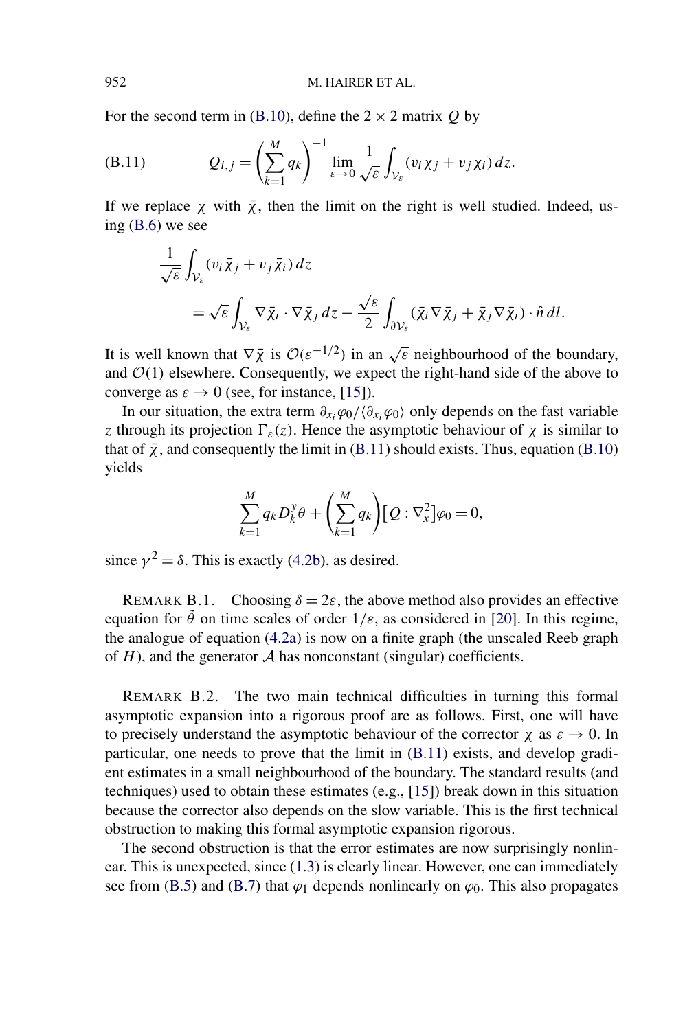For the second term in (B.10), define the $2 \times 2$ matrix $Q$ by

$$Q_{i,j} = \left(\sum_{k=1}^{M} q_k\right)^{-1} \lim_{\varepsilon \to 0} \frac{1}{\sqrt{\varepsilon}} \int_{\mathcal{V}_\varepsilon} (v_i \chi_j + v_j \chi_i)\, dz. \tag{B.11}$$

If we replace $\chi$ with $\bar{\chi}$, then the limit on the right is well studied. Indeed, using (B.6) we see

$$\begin{aligned}
&\frac{1}{\sqrt{\varepsilon}} \int_{\mathcal{V}_\varepsilon} (v_i \bar{\chi}_j + v_j \bar{\chi}_i)\, dz \\
&\qquad = \sqrt{\varepsilon} \int_{\mathcal{V}_\varepsilon} \nabla \bar{\chi}_i \cdot \nabla \bar{\chi}_j \, dz - \frac{\sqrt{\varepsilon}}{2} \int_{\partial \mathcal{V}_\varepsilon} (\bar{\chi}_i \nabla \bar{\chi}_j + \bar{\chi}_j \nabla \bar{\chi}_i) \cdot \hat{n}\, dl.
\end{aligned}$$

It is well known that $\nabla \bar{\chi}$ is $\mathcal{O}(\varepsilon^{-1/2})$ in an $\sqrt{\varepsilon}$ neighbourhood of the boundary, and $\mathcal{O}(1)$ elsewhere. Consequently, we expect the right-hand side of the above to converge as $\varepsilon \to 0$ (see, for instance, [15]).

In our situation, the extra term $\partial_{x_i} \varphi_0 / \langle \partial_{x_i} \varphi_0 \rangle$ only depends on the fast variable $z$ through its projection $\Gamma_\varepsilon(z)$. Hence the asymptotic behaviour of $\chi$ is similar to that of $\bar{\chi}$, and consequently the limit in (B.11) should exists. Thus, equation (B.10) yields

$$\sum_{k=1}^{M} q_k D_k^y \theta + \left(\sum_{k=1}^{M} q_k\right) [Q : \nabla_x^2] \varphi_0 = 0,$$

since $\gamma^2 = \delta$. This is exactly (4.2b), as desired.

REMARK B.1. Choosing $\delta = 2\varepsilon$, the above method also provides an effective equation for $\tilde{\theta}$ on time scales of order $1/\varepsilon$, as considered in [20]. In this regime, the analogue of equation (4.2a) is now on a finite graph (the unscaled Reeb graph of $H$), and the generator $\mathcal{A}$ has nonconstant (singular) coefficients.

REMARK B.2. The two main technical difficulties in turning this formal asymptotic expansion into a rigorous proof are as follows. First, one will have to precisely understand the asymptotic behaviour of the corrector $\chi$ as $\varepsilon \to 0$. In particular, one needs to prove that the limit in (B.11) exists, and develop gradient estimates in a small neighbourhood of the boundary. The standard results (and techniques) used to obtain these estimates (e.g., [15]) break down in this situation because the corrector also depends on the slow variable. This is the first technical obstruction to making this formal asymptotic expansion rigorous.

The second obstruction is that the error estimates are now surprisingly nonlinear. This is unexpected, since (1.3) is clearly linear. However, one can immediately see from (B.5) and (B.7) that $\varphi_1$ depends nonlinearly on $\varphi_0$. This also propagates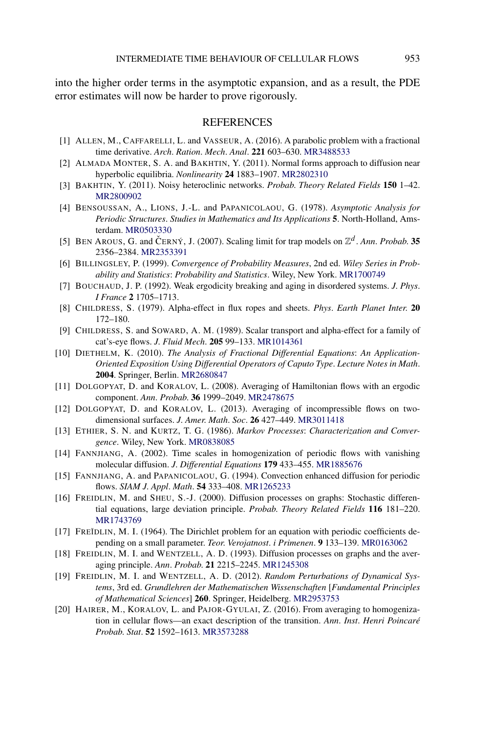into the higher order terms in the asymptotic expansion, and as a result, the PDE error estimates will now be harder to prove rigorously.

## REFERENCES

[1] ALLEN, M., CAFFARELLI, L. and VASSEUR, A. (2016). A parabolic problem with a fractional time derivative. *Arch. Ration. Mech. Anal.* **221** 603–630. MR3488533

[2] ALMADA MONTER, S. A. and BAKHTIN, Y. (2011). Normal forms approach to diffusion near hyperbolic equilibria. *Nonlinearity* **24** 1883–1907. MR2802310

[3] BAKHTIN, Y. (2011). Noisy heteroclinic networks. *Probab. Theory Related Fields* **150** 1–42. MR2800902

[4] BENSOUSSAN, A., LIONS, J.-L. and PAPANICOLAOU, G. (1978). *Asymptotic Analysis for Periodic Structures*. *Studies in Mathematics and Its Applications* **5**. North-Holland, Amsterdam. MR0503330

[5] BEN AROUS, G. and ČERNÝ, J. (2007). Scaling limit for trap models on $\mathbb{Z}^d$. *Ann. Probab.* **35** 2356–2384. MR2353391

[6] BILLINGSLEY, P. (1999). *Convergence of Probability Measures*, 2nd ed. *Wiley Series in Probability and Statistics*: *Probability and Statistics*. Wiley, New York. MR1700749

[7] BOUCHAUD, J. P. (1992). Weak ergodicity breaking and aging in disordered systems. *J. Phys. I France* **2** 1705–1713.

[8] CHILDRESS, S. (1979). Alpha-effect in flux ropes and sheets. *Phys. Earth Planet Inter.* **20** 172–180.

[9] CHILDRESS, S. and SOWARD, A. M. (1989). Scalar transport and alpha-effect for a family of cat's-eye flows. *J. Fluid Mech.* **205** 99–133. MR1014361

[10] DIETHELM, K. (2010). *The Analysis of Fractional Differential Equations*: *An Application-Oriented Exposition Using Differential Operators of Caputo Type*. *Lecture Notes in Math.* **2004**. Springer, Berlin. MR2680847

[11] DOLGOPYAT, D. and KORALOV, L. (2008). Averaging of Hamiltonian flows with an ergodic component. *Ann. Probab.* **36** 1999–2049. MR2478675

[12] DOLGOPYAT, D. and KORALOV, L. (2013). Averaging of incompressible flows on two-dimensional surfaces. *J. Amer. Math. Soc.* **26** 427–449. MR3011418

[13] ETHIER, S. N. and KURTZ, T. G. (1986). *Markov Processes*: *Characterization and Convergence*. Wiley, New York. MR0838085

[14] FANNJIANG, A. (2002). Time scales in homogenization of periodic flows with vanishing molecular diffusion. *J. Differential Equations* **179** 433–455. MR1885676

[15] FANNJIANG, A. and PAPANICOLAOU, G. (1994). Convection enhanced diffusion for periodic flows. *SIAM J. Appl. Math.* **54** 333–408. MR1265233

[16] FREIDLIN, M. and SHEU, S.-J. (2000). Diffusion processes on graphs: Stochastic differential equations, large deviation principle. *Probab. Theory Related Fields* **116** 181–220. MR1743769

[17] FREĬDLIN, M. I. (1964). The Dirichlet problem for an equation with periodic coefficients depending on a small parameter. *Teor. Verojatnost. i Primenen.* **9** 133–139. MR0163062

[18] FREIDLIN, M. I. and WENTZELL, A. D. (1993). Diffusion processes on graphs and the averaging principle. *Ann. Probab.* **21** 2215–2245. MR1245308

[19] FREIDLIN, M. I. and WENTZELL, A. D. (2012). *Random Perturbations of Dynamical Systems*, 3rd ed. *Grundlehren der Mathematischen Wissenschaften* [*Fundamental Principles of Mathematical Sciences*] **260**. Springer, Heidelberg. MR2953753

[20] HAIRER, M., KORALOV, L. and PAJOR-GYULAI, Z. (2016). From averaging to homogenization in cellular flows—an exact description of the transition. *Ann. Inst. Henri Poincaré Probab. Stat.* **52** 1592–1613. MR3573288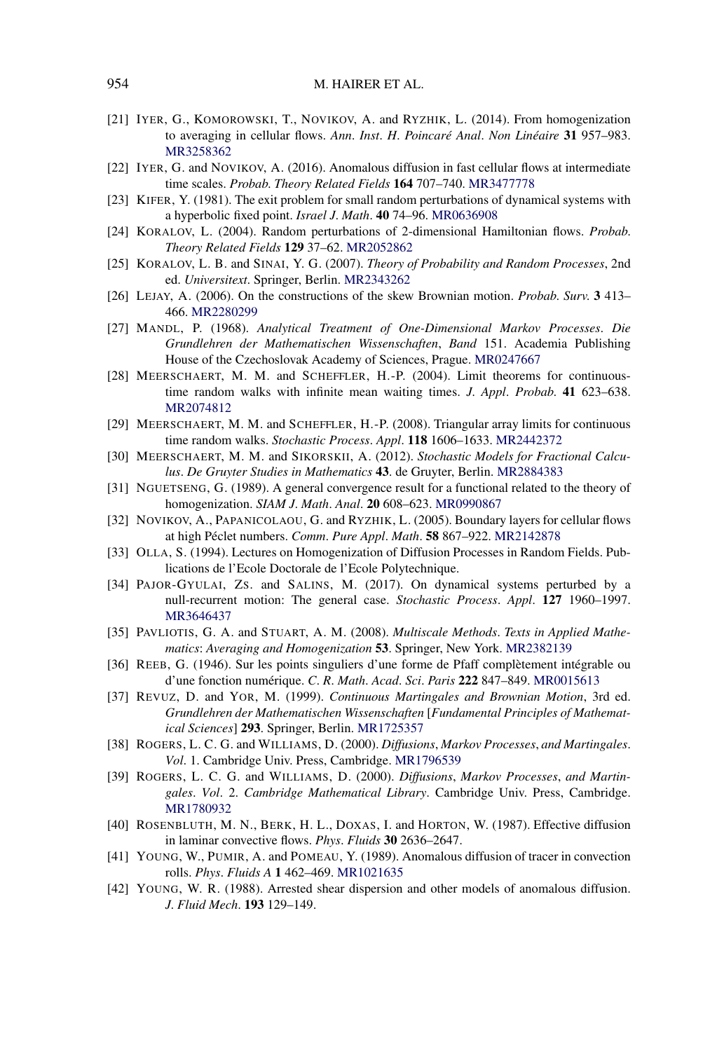[21] IYER, G., KOMOROWSKI, T., NOVIKOV, A. and RYZHIK, L. (2014). From homogenization to averaging in cellular flows. *Ann. Inst. H. Poincaré Anal. Non Linéaire* **31** 957–983. MR3258362

[22] IYER, G. and NOVIKOV, A. (2016). Anomalous diffusion in fast cellular flows at intermediate time scales. *Probab. Theory Related Fields* **164** 707–740. MR3477778

[23] KIFER, Y. (1981). The exit problem for small random perturbations of dynamical systems with a hyperbolic fixed point. *Israel J. Math.* **40** 74–96. MR0636908

[24] KORALOV, L. (2004). Random perturbations of 2-dimensional Hamiltonian flows. *Probab. Theory Related Fields* **129** 37–62. MR2052862

[25] KORALOV, L. B. and SINAI, Y. G. (2007). *Theory of Probability and Random Processes*, 2nd ed. *Universitext*. Springer, Berlin. MR2343262

[26] LEJAY, A. (2006). On the constructions of the skew Brownian motion. *Probab. Surv.* **3** 413–466. MR2280299

[27] MANDL, P. (1968). *Analytical Treatment of One-Dimensional Markov Processes*. *Die Grundlehren der Mathematischen Wissenschaften*, *Band* 151. Academia Publishing House of the Czechoslovak Academy of Sciences, Prague. MR0247667

[28] MEERSCHAERT, M. M. and SCHEFFLER, H.-P. (2004). Limit theorems for continuous-time random walks with infinite mean waiting times. *J. Appl. Probab.* **41** 623–638. MR2074812

[29] MEERSCHAERT, M. M. and SCHEFFLER, H.-P. (2008). Triangular array limits for continuous time random walks. *Stochastic Process. Appl.* **118** 1606–1633. MR2442372

[30] MEERSCHAERT, M. M. and SIKORSKII, A. (2012). *Stochastic Models for Fractional Calculus*. *De Gruyter Studies in Mathematics* **43**. de Gruyter, Berlin. MR2884383

[31] NGUETSENG, G. (1989). A general convergence result for a functional related to the theory of homogenization. *SIAM J. Math. Anal.* **20** 608–623. MR0990867

[32] NOVIKOV, A., PAPANICOLAOU, G. and RYZHIK, L. (2005). Boundary layers for cellular flows at high Péclet numbers. *Comm. Pure Appl. Math.* **58** 867–922. MR2142878

[33] OLLA, S. (1994). Lectures on Homogenization of Diffusion Processes in Random Fields. Publications de l'Ecole Doctorale de l'Ecole Polytechnique.

[34] PAJOR-GYULAI, ZS. and SALINS, M. (2017). On dynamical systems perturbed by a null-recurrent motion: The general case. *Stochastic Process. Appl.* **127** 1960–1997. MR3646437

[35] PAVLIOTIS, G. A. and STUART, A. M. (2008). *Multiscale Methods*. *Texts in Applied Mathematics*: *Averaging and Homogenization* **53**. Springer, New York. MR2382139

[36] REEB, G. (1946). Sur les points singuliers d'une forme de Pfaff complètement intégrable ou d'une fonction numérique. *C. R. Math. Acad. Sci. Paris* **222** 847–849. MR0015613

[37] REVUZ, D. and YOR, M. (1999). *Continuous Martingales and Brownian Motion*, 3rd ed. *Grundlehren der Mathematischen Wissenschaften* [*Fundamental Principles of Mathematical Sciences*] **293**. Springer, Berlin. MR1725357

[38] ROGERS, L. C. G. and WILLIAMS, D. (2000). *Diffusions*, *Markov Processes*, *and Martingales*. *Vol.* 1. Cambridge Univ. Press, Cambridge. MR1796539

[39] ROGERS, L. C. G. and WILLIAMS, D. (2000). *Diffusions*, *Markov Processes*, *and Martingales*. *Vol.* 2. *Cambridge Mathematical Library*. Cambridge Univ. Press, Cambridge. MR1780932

[40] ROSENBLUTH, M. N., BERK, H. L., DOXAS, I. and HORTON, W. (1987). Effective diffusion in laminar convective flows. *Phys. Fluids* **30** 2636–2647.

[41] YOUNG, W., PUMIR, A. and POMEAU, Y. (1989). Anomalous diffusion of tracer in convection rolls. *Phys. Fluids A* **1** 462–469. MR1021635

[42] YOUNG, W. R. (1988). Arrested shear dispersion and other models of anomalous diffusion. *J. Fluid Mech.* **193** 129–149.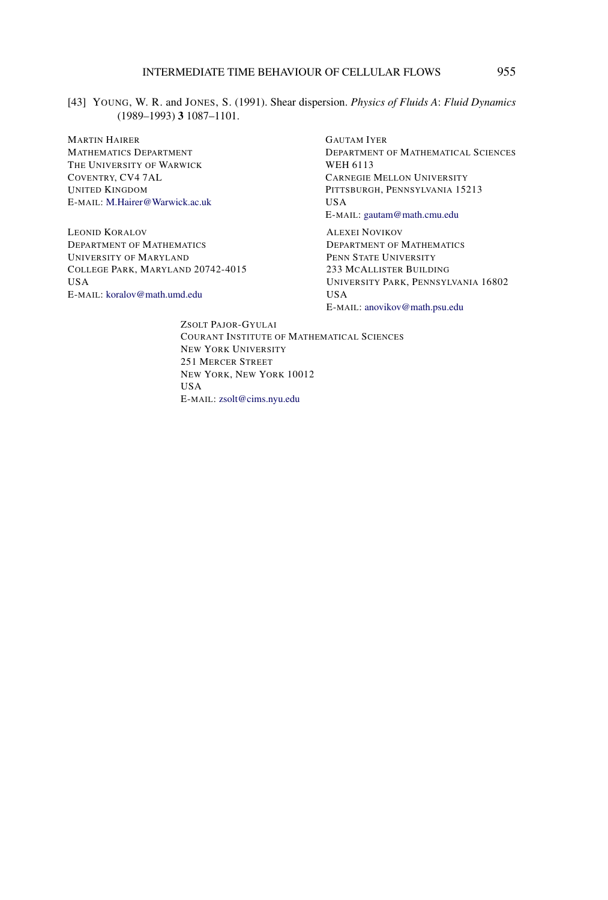[43] Young, W. R. and Jones, S. (1991). Shear dispersion. *Physics of Fluids A*: *Fluid Dynamics* (1989–1993) **3** 1087–1101.

Martin Hairer
Mathematics Department
The University of Warwick
Coventry, CV4 7AL
United Kingdom
E-mail: M.Hairer@Warwick.ac.uk

Gautam Iyer
Department of Mathematical Sciences
WEH 6113
Carnegie Mellon University
Pittsburgh, Pennsylvania 15213
USA
E-mail: gautam@math.cmu.edu

Leonid Koralov
Department of Mathematics
University of Maryland
College Park, Maryland 20742-4015
USA
E-mail: koralov@math.umd.edu

Alexei Novikov
Department of Mathematics
Penn State University
233 McAllister Building
University Park, Pennsylvania 16802
USA
E-mail: anovikov@math.psu.edu

Zsolt Pajor-Gyulai
Courant Institute of Mathematical Sciences
New York University
251 Mercer Street
New York, New York 10012
USA
E-mail: zsolt@cims.nyu.edu